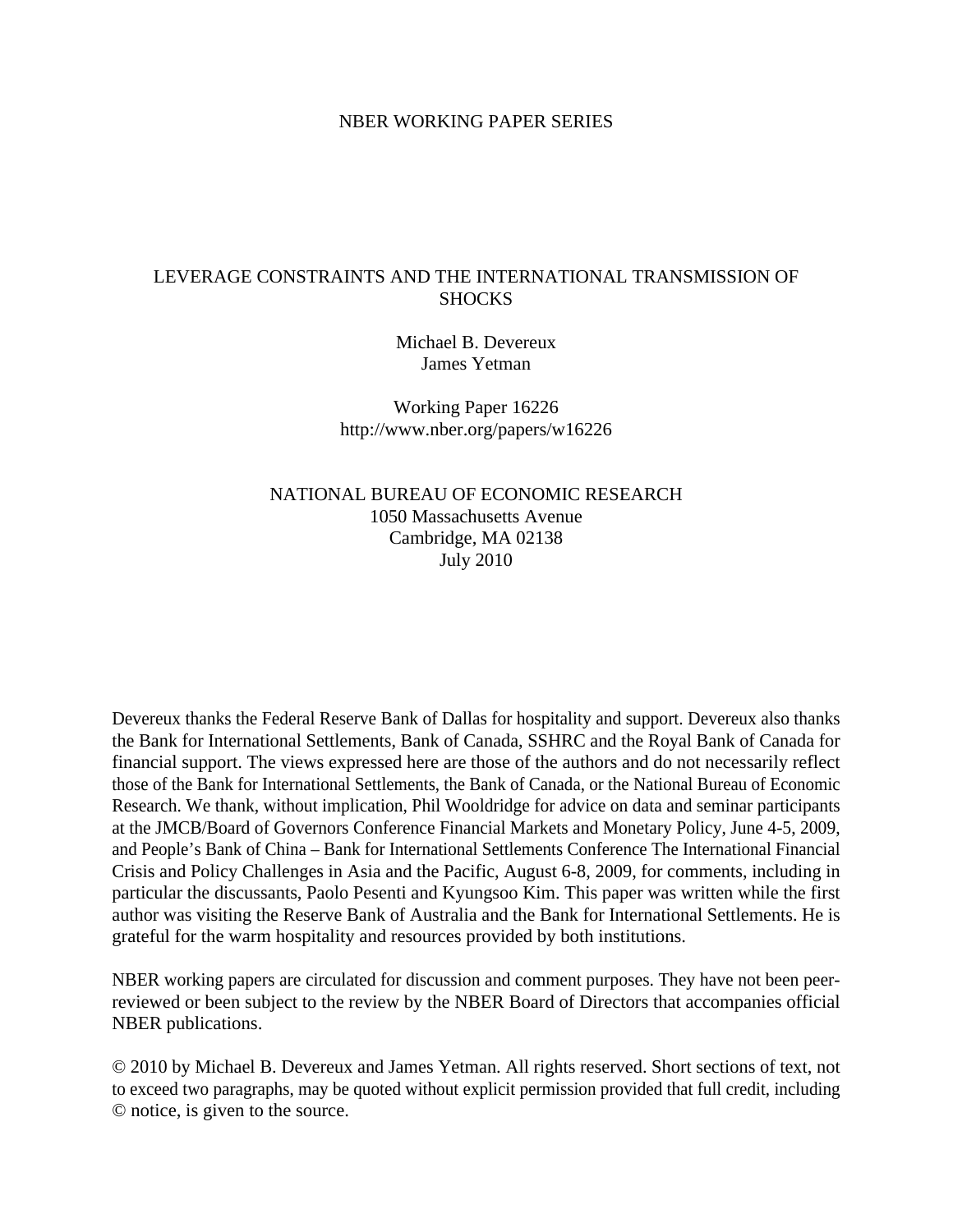NBER WORKING PAPER SERIES

# LEVERAGE CONSTRAINTS AND THE INTERNATIONAL TRANSMISSION OF SHOCKS

Michael B. Devereux
James Yetman

Working Paper 16226
http://www.nber.org/papers/w16226

NATIONAL BUREAU OF ECONOMIC RESEARCH
1050 Massachusetts Avenue
Cambridge, MA 02138
July 2010

Devereux thanks the Federal Reserve Bank of Dallas for hospitality and support. Devereux also thanks the Bank for International Settlements, Bank of Canada, SSHRC and the Royal Bank of Canada for financial support. The views expressed here are those of the authors and do not necessarily reflect those of the Bank for International Settlements, the Bank of Canada, or the National Bureau of Economic Research. We thank, without implication, Phil Wooldridge for advice on data and seminar participants at the JMCB/Board of Governors Conference Financial Markets and Monetary Policy, June 4-5, 2009, and People's Bank of China – Bank for International Settlements Conference The International Financial Crisis and Policy Challenges in Asia and the Pacific, August 6-8, 2009, for comments, including in particular the discussants, Paolo Pesenti and Kyungsoo Kim. This paper was written while the first author was visiting the Reserve Bank of Australia and the Bank for International Settlements. He is grateful for the warm hospitality and resources provided by both institutions.

NBER working papers are circulated for discussion and comment purposes. They have not been peer-reviewed or been subject to the review by the NBER Board of Directors that accompanies official NBER publications.

© 2010 by Michael B. Devereux and James Yetman. All rights reserved. Short sections of text, not to exceed two paragraphs, may be quoted without explicit permission provided that full credit, including © notice, is given to the source.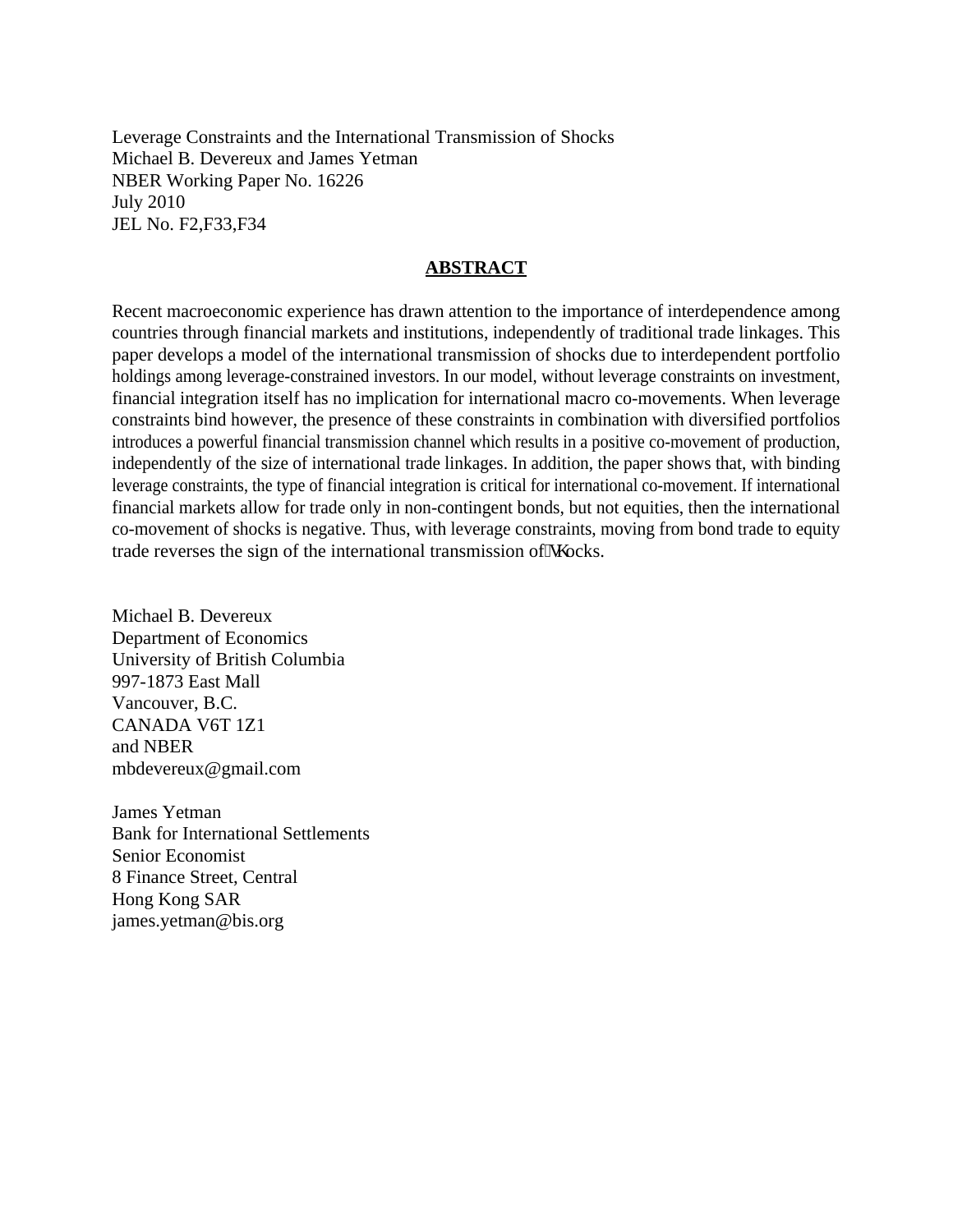Leverage Constraints and the International Transmission of Shocks
Michael B. Devereux and James Yetman
NBER Working Paper No. 16226
July 2010
JEL No. F2,F33,F34

## ABSTRACT

Recent macroeconomic experience has drawn attention to the importance of interdependence among countries through financial markets and institutions, independently of traditional trade linkages. This paper develops a model of the international transmission of shocks due to interdependent portfolio holdings among leverage-constrained investors. In our model, without leverage constraints on investment, financial integration itself has no implication for international macro co-movements. When leverage constraints bind however, the presence of these constraints in combination with diversified portfolios introduces a powerful financial transmission channel which results in a positive co-movement of production, independently of the size of international trade linkages. In addition, the paper shows that, with binding leverage constraints, the type of financial integration is critical for international co-movement. If international financial markets allow for trade only in non-contingent bonds, but not equities, then the international co-movement of shocks is negative. Thus, with leverage constraints, moving from bond trade to equity trade reverses the sign of the international transmission of shocks.

Michael B. Devereux
Department of Economics
University of British Columbia
997-1873 East Mall
Vancouver, B.C.
CANADA V6T 1Z1
and NBER
mbdevereux@gmail.com

James Yetman
Bank for International Settlements
Senior Economist
8 Finance Street, Central
Hong Kong SAR
james.yetman@bis.org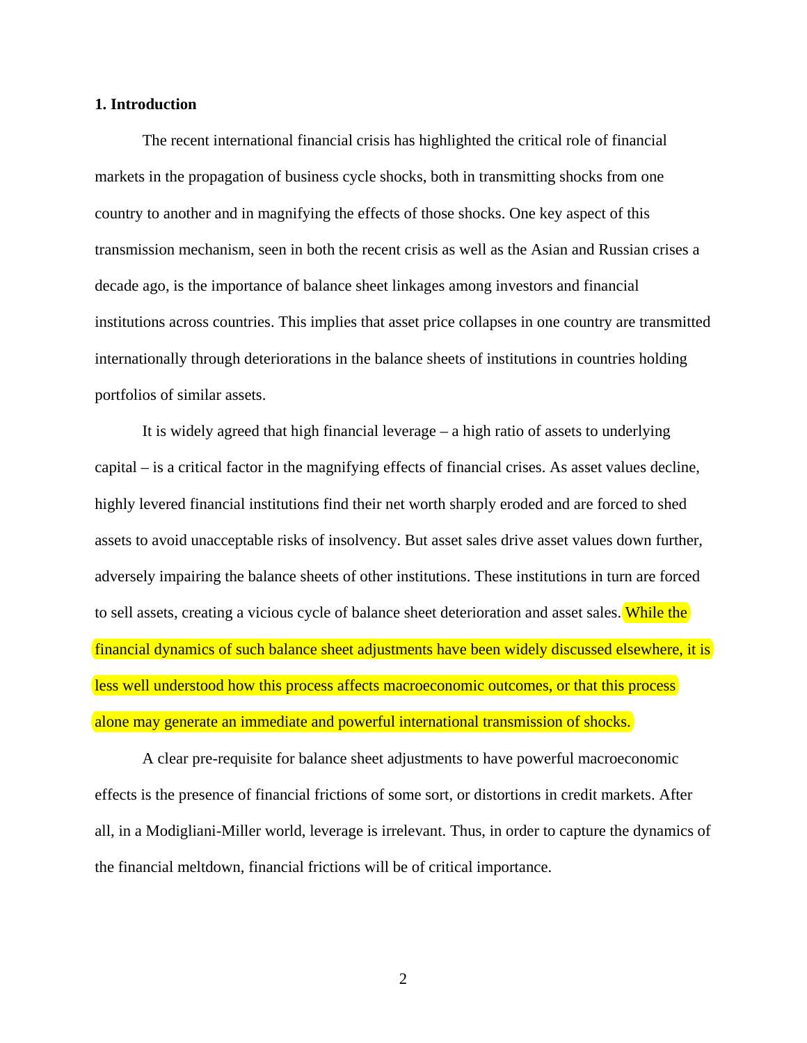## 1. Introduction

The recent international financial crisis has highlighted the critical role of financial markets in the propagation of business cycle shocks, both in transmitting shocks from one country to another and in magnifying the effects of those shocks. One key aspect of this transmission mechanism, seen in both the recent crisis as well as the Asian and Russian crises a decade ago, is the importance of balance sheet linkages among investors and financial institutions across countries. This implies that asset price collapses in one country are transmitted internationally through deteriorations in the balance sheets of institutions in countries holding portfolios of similar assets.

It is widely agreed that high financial leverage – a high ratio of assets to underlying capital – is a critical factor in the magnifying effects of financial crises. As asset values decline, highly levered financial institutions find their net worth sharply eroded and are forced to shed assets to avoid unacceptable risks of insolvency. But asset sales drive asset values down further, adversely impairing the balance sheets of other institutions. These institutions in turn are forced to sell assets, creating a vicious cycle of balance sheet deterioration and asset sales. While the financial dynamics of such balance sheet adjustments have been widely discussed elsewhere, it is less well understood how this process affects macroeconomic outcomes, or that this process alone may generate an immediate and powerful international transmission of shocks.

A clear pre-requisite for balance sheet adjustments to have powerful macroeconomic effects is the presence of financial frictions of some sort, or distortions in credit markets. After all, in a Modigliani-Miller world, leverage is irrelevant. Thus, in order to capture the dynamics of the financial meltdown, financial frictions will be of critical importance.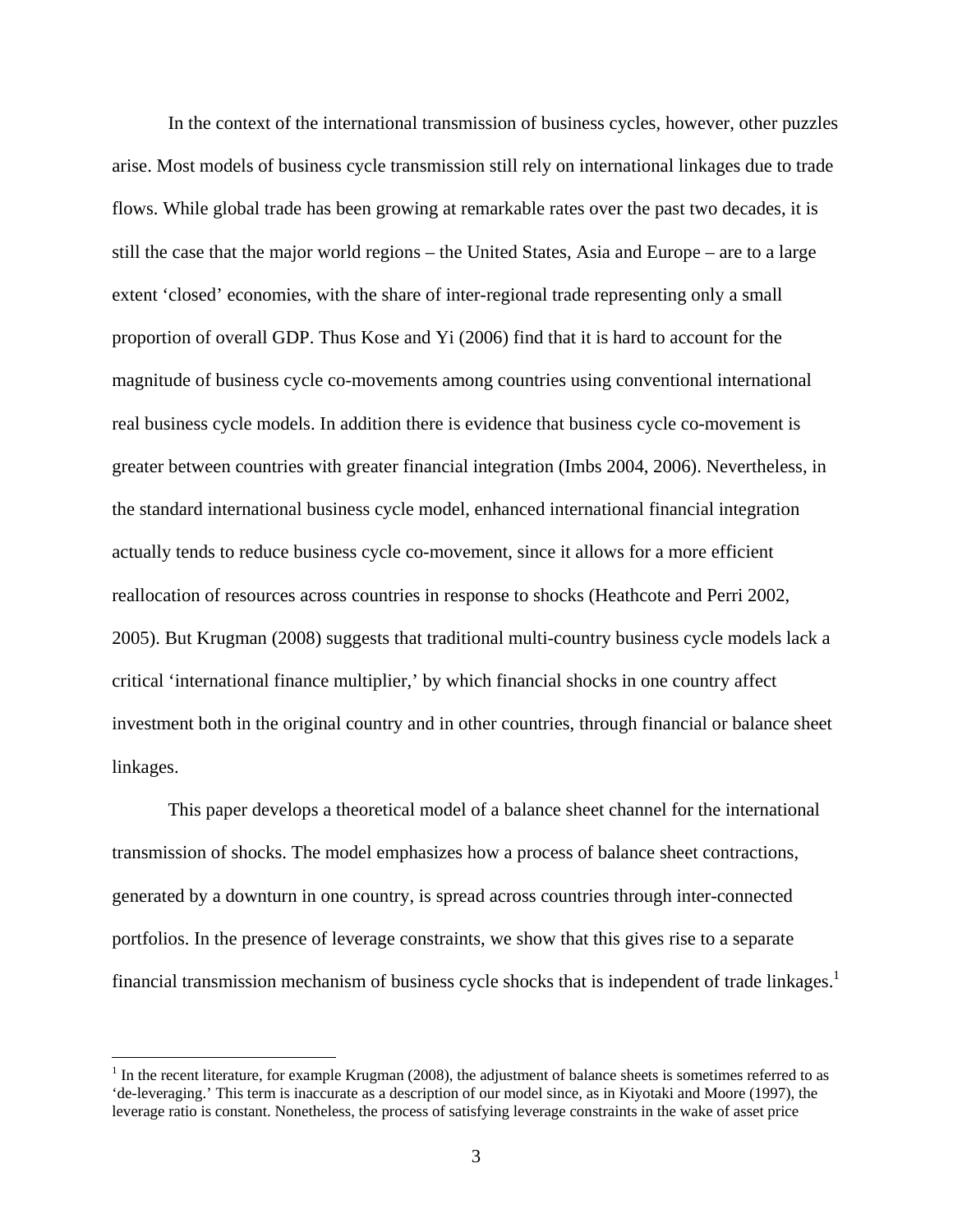In the context of the international transmission of business cycles, however, other puzzles arise. Most models of business cycle transmission still rely on international linkages due to trade flows. While global trade has been growing at remarkable rates over the past two decades, it is still the case that the major world regions – the United States, Asia and Europe – are to a large extent 'closed' economies, with the share of inter-regional trade representing only a small proportion of overall GDP. Thus Kose and Yi (2006) find that it is hard to account for the magnitude of business cycle co-movements among countries using conventional international real business cycle models. In addition there is evidence that business cycle co-movement is greater between countries with greater financial integration (Imbs 2004, 2006). Nevertheless, in the standard international business cycle model, enhanced international financial integration actually tends to reduce business cycle co-movement, since it allows for a more efficient reallocation of resources across countries in response to shocks (Heathcote and Perri 2002, 2005). But Krugman (2008) suggests that traditional multi-country business cycle models lack a critical 'international finance multiplier,' by which financial shocks in one country affect investment both in the original country and in other countries, through financial or balance sheet linkages.

This paper develops a theoretical model of a balance sheet channel for the international transmission of shocks. The model emphasizes how a process of balance sheet contractions, generated by a downturn in one country, is spread across countries through inter-connected portfolios. In the presence of leverage constraints, we show that this gives rise to a separate financial transmission mechanism of business cycle shocks that is independent of trade linkages.[1]

[1] In the recent literature, for example Krugman (2008), the adjustment of balance sheets is sometimes referred to as 'de-leveraging.' This term is inaccurate as a description of our model since, as in Kiyotaki and Moore (1997), the leverage ratio is constant. Nonetheless, the process of satisfying leverage constraints in the wake of asset price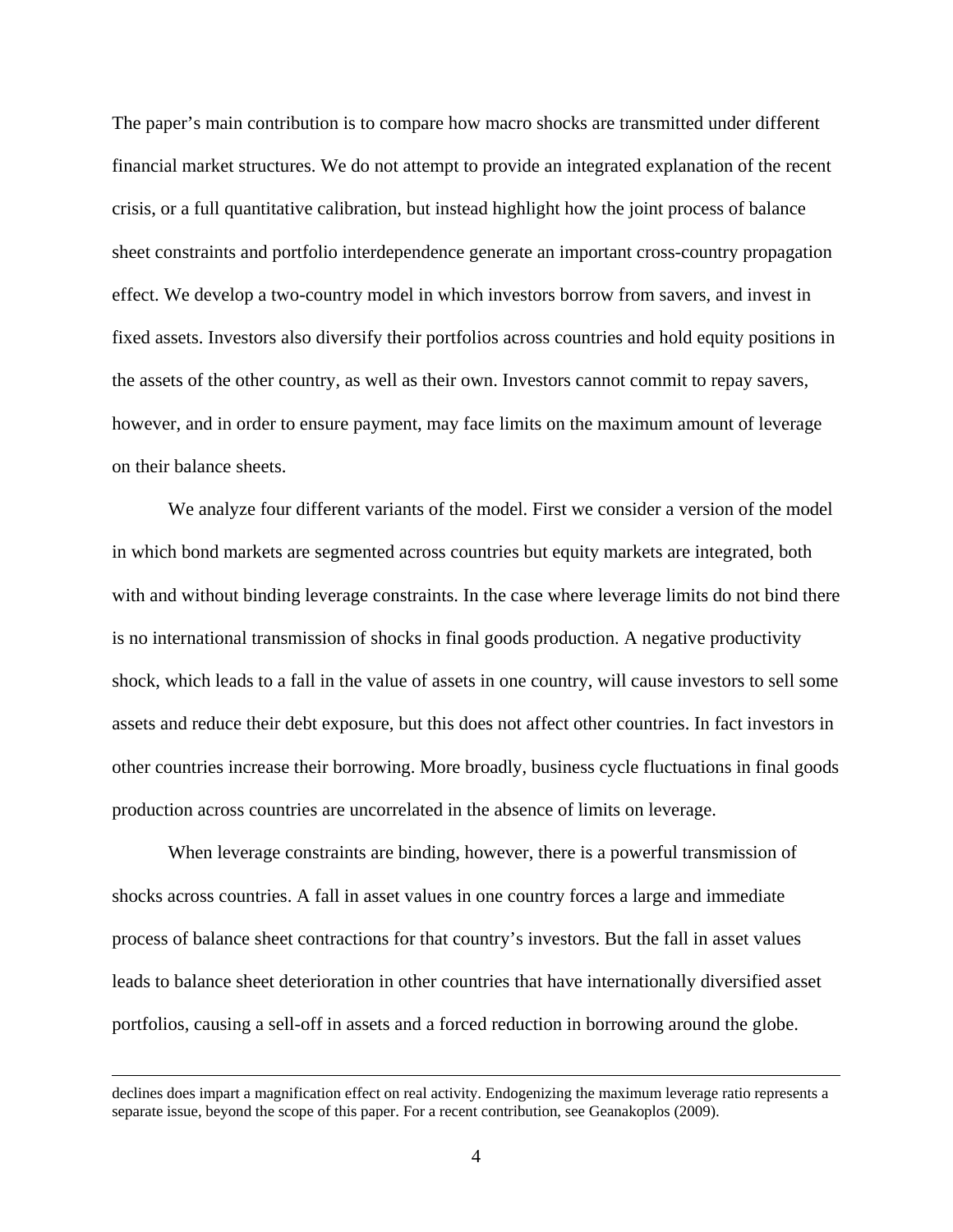The paper's main contribution is to compare how macro shocks are transmitted under different financial market structures. We do not attempt to provide an integrated explanation of the recent crisis, or a full quantitative calibration, but instead highlight how the joint process of balance sheet constraints and portfolio interdependence generate an important cross-country propagation effect. We develop a two-country model in which investors borrow from savers, and invest in fixed assets. Investors also diversify their portfolios across countries and hold equity positions in the assets of the other country, as well as their own. Investors cannot commit to repay savers, however, and in order to ensure payment, may face limits on the maximum amount of leverage on their balance sheets.

We analyze four different variants of the model. First we consider a version of the model in which bond markets are segmented across countries but equity markets are integrated, both with and without binding leverage constraints. In the case where leverage limits do not bind there is no international transmission of shocks in final goods production. A negative productivity shock, which leads to a fall in the value of assets in one country, will cause investors to sell some assets and reduce their debt exposure, but this does not affect other countries. In fact investors in other countries increase their borrowing. More broadly, business cycle fluctuations in final goods production across countries are uncorrelated in the absence of limits on leverage.

When leverage constraints are binding, however, there is a powerful transmission of shocks across countries. A fall in asset values in one country forces a large and immediate process of balance sheet contractions for that country's investors. But the fall in asset values leads to balance sheet deterioration in other countries that have internationally diversified asset portfolios, causing a sell-off in assets and a forced reduction in borrowing around the globe.

---

declines does impart a magnification effect on real activity. Endogenizing the maximum leverage ratio represents a separate issue, beyond the scope of this paper. For a recent contribution, see Geanakoplos (2009).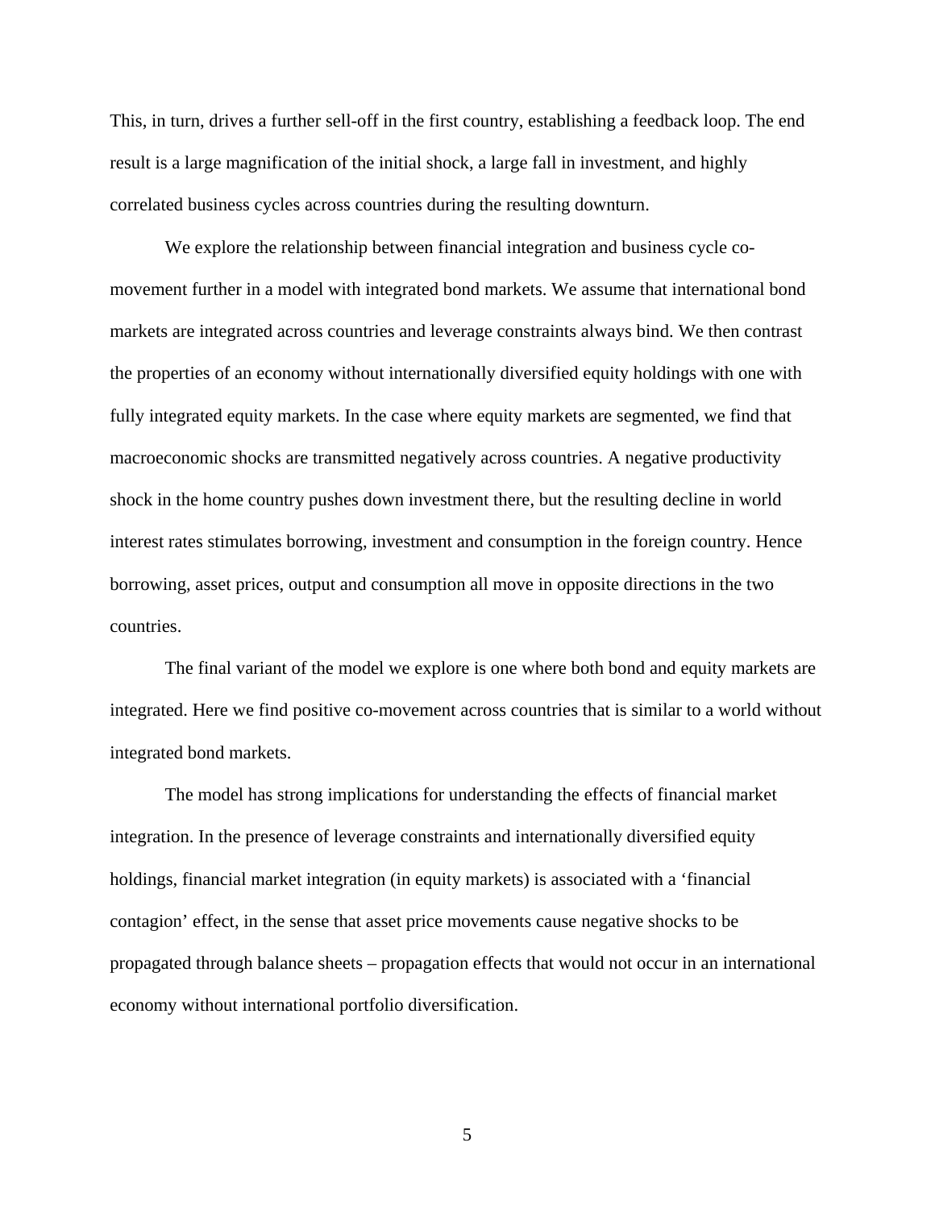This, in turn, drives a further sell-off in the first country, establishing a feedback loop. The end result is a large magnification of the initial shock, a large fall in investment, and highly correlated business cycles across countries during the resulting downturn.

We explore the relationship between financial integration and business cycle co-movement further in a model with integrated bond markets. We assume that international bond markets are integrated across countries and leverage constraints always bind. We then contrast the properties of an economy without internationally diversified equity holdings with one with fully integrated equity markets. In the case where equity markets are segmented, we find that macroeconomic shocks are transmitted negatively across countries. A negative productivity shock in the home country pushes down investment there, but the resulting decline in world interest rates stimulates borrowing, investment and consumption in the foreign country. Hence borrowing, asset prices, output and consumption all move in opposite directions in the two countries.

The final variant of the model we explore is one where both bond and equity markets are integrated. Here we find positive co-movement across countries that is similar to a world without integrated bond markets.

The model has strong implications for understanding the effects of financial market integration. In the presence of leverage constraints and internationally diversified equity holdings, financial market integration (in equity markets) is associated with a 'financial contagion' effect, in the sense that asset price movements cause negative shocks to be propagated through balance sheets – propagation effects that would not occur in an international economy without international portfolio diversification.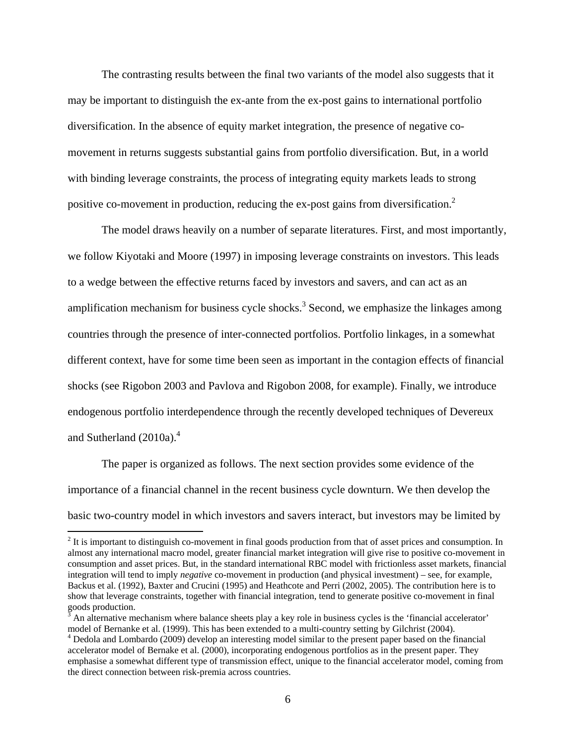The contrasting results between the final two variants of the model also suggests that it may be important to distinguish the ex-ante from the ex-post gains to international portfolio diversification. In the absence of equity market integration, the presence of negative co-movement in returns suggests substantial gains from portfolio diversification. But, in a world with binding leverage constraints, the process of integrating equity markets leads to strong positive co-movement in production, reducing the ex-post gains from diversification.[2]

The model draws heavily on a number of separate literatures. First, and most importantly, we follow Kiyotaki and Moore (1997) in imposing leverage constraints on investors. This leads to a wedge between the effective returns faced by investors and savers, and can act as an amplification mechanism for business cycle shocks.[3] Second, we emphasize the linkages among countries through the presence of inter-connected portfolios. Portfolio linkages, in a somewhat different context, have for some time been seen as important in the contagion effects of financial shocks (see Rigobon 2003 and Pavlova and Rigobon 2008, for example). Finally, we introduce endogenous portfolio interdependence through the recently developed techniques of Devereux and Sutherland (2010a).[4]

The paper is organized as follows. The next section provides some evidence of the importance of a financial channel in the recent business cycle downturn. We then develop the basic two-country model in which investors and savers interact, but investors may be limited by

---

[2] It is important to distinguish co-movement in final goods production from that of asset prices and consumption. In almost any international macro model, greater financial market integration will give rise to positive co-movement in consumption and asset prices. But, in the standard international RBC model with frictionless asset markets, financial integration will tend to imply *negative* co-movement in production (and physical investment) – see, for example, Backus et al. (1992), Baxter and Crucini (1995) and Heathcote and Perri (2002, 2005). The contribution here is to show that leverage constraints, together with financial integration, tend to generate positive co-movement in final goods production.

[3] An alternative mechanism where balance sheets play a key role in business cycles is the 'financial accelerator' model of Bernanke et al. (1999). This has been extended to a multi-country setting by Gilchrist (2004).

[4] Dedola and Lombardo (2009) develop an interesting model similar to the present paper based on the financial accelerator model of Bernake et al. (2000), incorporating endogenous portfolios as in the present paper. They emphasise a somewhat different type of transmission effect, unique to the financial accelerator model, coming from the direct connection between risk-premia across countries.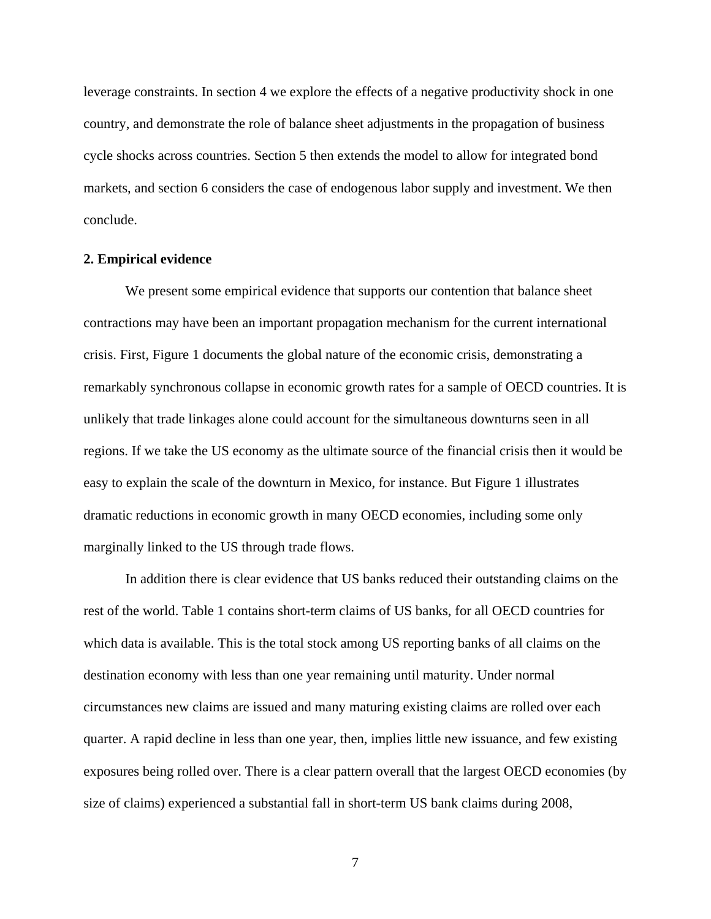leverage constraints. In section 4 we explore the effects of a negative productivity shock in one country, and demonstrate the role of balance sheet adjustments in the propagation of business cycle shocks across countries. Section 5 then extends the model to allow for integrated bond markets, and section 6 considers the case of endogenous labor supply and investment. We then conclude.

## 2. Empirical evidence

We present some empirical evidence that supports our contention that balance sheet contractions may have been an important propagation mechanism for the current international crisis. First, Figure 1 documents the global nature of the economic crisis, demonstrating a remarkably synchronous collapse in economic growth rates for a sample of OECD countries. It is unlikely that trade linkages alone could account for the simultaneous downturns seen in all regions. If we take the US economy as the ultimate source of the financial crisis then it would be easy to explain the scale of the downturn in Mexico, for instance. But Figure 1 illustrates dramatic reductions in economic growth in many OECD economies, including some only marginally linked to the US through trade flows.

In addition there is clear evidence that US banks reduced their outstanding claims on the rest of the world. Table 1 contains short-term claims of US banks, for all OECD countries for which data is available. This is the total stock among US reporting banks of all claims on the destination economy with less than one year remaining until maturity. Under normal circumstances new claims are issued and many maturing existing claims are rolled over each quarter. A rapid decline in less than one year, then, implies little new issuance, and few existing exposures being rolled over. There is a clear pattern overall that the largest OECD economies (by size of claims) experienced a substantial fall in short-term US bank claims during 2008,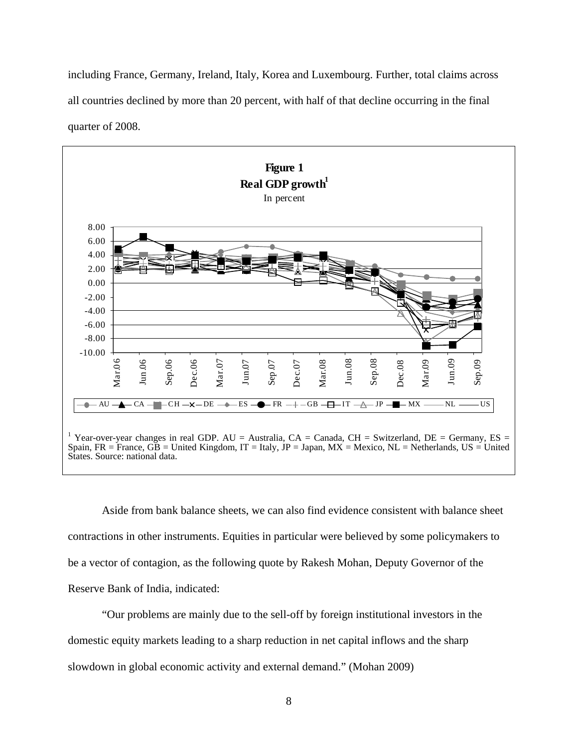including France, Germany, Ireland, Italy, Korea and Luxembourg. Further, total claims across all countries declined by more than 20 percent, with half of that decline occurring in the final quarter of 2008.

**Figure 1**
**Real GDP growth**[1]
In percent

[1] Year-over-year changes in real GDP. AU = Australia, CA = Canada, CH = Switzerland, DE = Germany, ES = Spain, FR = France, GB = United Kingdom, IT = Italy, JP = Japan, MX = Mexico, NL = Netherlands, US = United States. Source: national data.

Aside from bank balance sheets, we can also find evidence consistent with balance sheet contractions in other instruments. Equities in particular were believed by some policymakers to be a vector of contagion, as the following quote by Rakesh Mohan, Deputy Governor of the Reserve Bank of India, indicated:

"Our problems are mainly due to the sell-off by foreign institutional investors in the domestic equity markets leading to a sharp reduction in net capital inflows and the sharp slowdown in global economic activity and external demand." (Mohan 2009)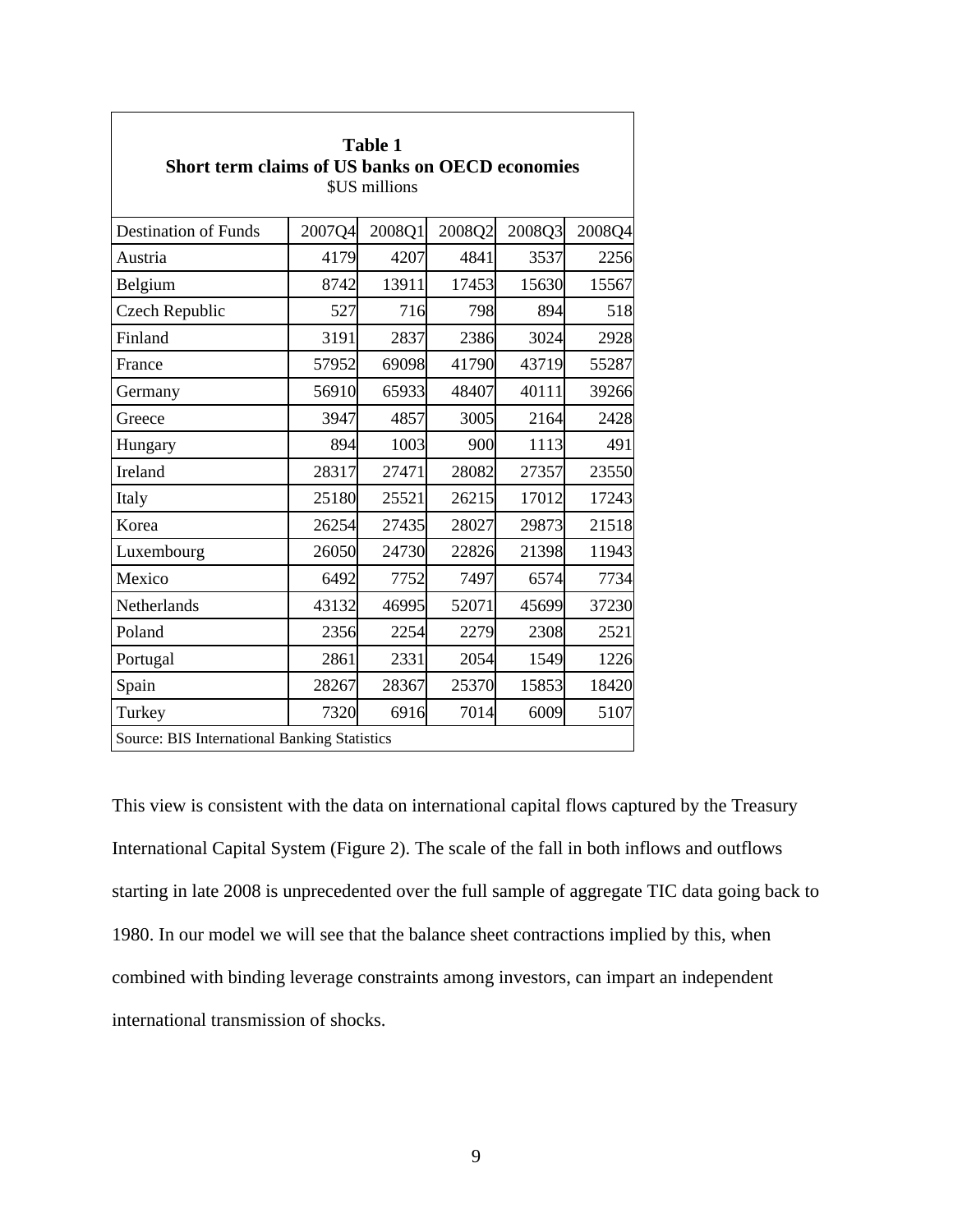**Table 1**
**Short term claims of US banks on OECD economies**
$US millions

| Destination of Funds | 2007Q4 | 2008Q1 | 2008Q2 | 2008Q3 | 2008Q4 |
|---|---|---|---|---|---|
| Austria | 4179 | 4207 | 4841 | 3537 | 2256 |
| Belgium | 8742 | 13911 | 17453 | 15630 | 15567 |
| Czech Republic | 527 | 716 | 798 | 894 | 518 |
| Finland | 3191 | 2837 | 2386 | 3024 | 2928 |
| France | 57952 | 69098 | 41790 | 43719 | 55287 |
| Germany | 56910 | 65933 | 48407 | 40111 | 39266 |
| Greece | 3947 | 4857 | 3005 | 2164 | 2428 |
| Hungary | 894 | 1003 | 900 | 1113 | 491 |
| Ireland | 28317 | 27471 | 28082 | 27357 | 23550 |
| Italy | 25180 | 25521 | 26215 | 17012 | 17243 |
| Korea | 26254 | 27435 | 28027 | 29873 | 21518 |
| Luxembourg | 26050 | 24730 | 22826 | 21398 | 11943 |
| Mexico | 6492 | 7752 | 7497 | 6574 | 7734 |
| Netherlands | 43132 | 46995 | 52071 | 45699 | 37230 |
| Poland | 2356 | 2254 | 2279 | 2308 | 2521 |
| Portugal | 2861 | 2331 | 2054 | 1549 | 1226 |
| Spain | 28267 | 28367 | 25370 | 15853 | 18420 |
| Turkey | 7320 | 6916 | 7014 | 6009 | 5107 |

Source: BIS International Banking Statistics

This view is consistent with the data on international capital flows captured by the Treasury International Capital System (Figure 2). The scale of the fall in both inflows and outflows starting in late 2008 is unprecedented over the full sample of aggregate TIC data going back to 1980. In our model we will see that the balance sheet contractions implied by this, when combined with binding leverage constraints among investors, can impart an independent international transmission of shocks.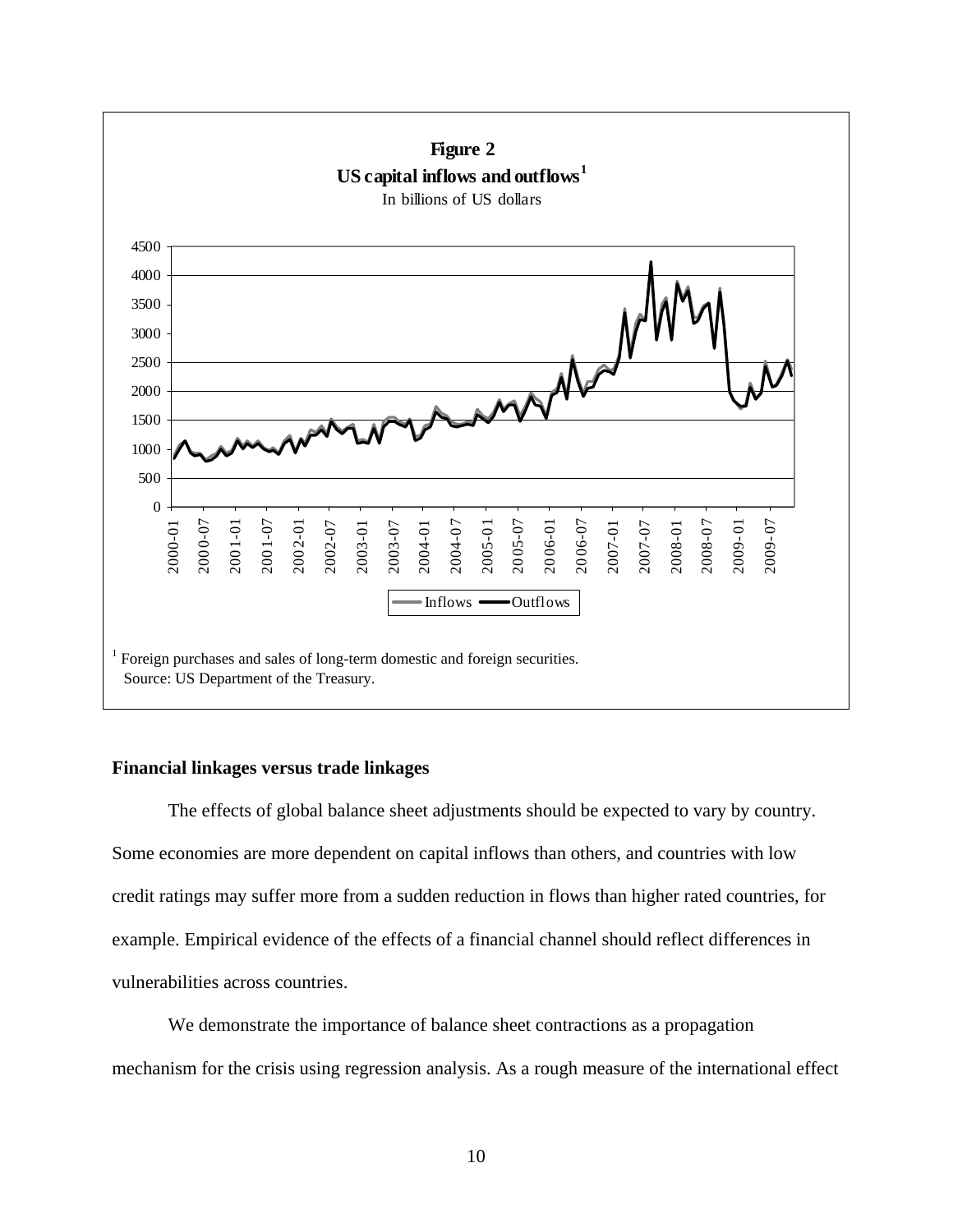**Figure 2**

**US capital inflows and outflows**[1]

In billions of US dollars

[1] Foreign purchases and sales of long-term domestic and foreign securities.
Source: US Department of the Treasury.

**Financial linkages versus trade linkages**

The effects of global balance sheet adjustments should be expected to vary by country. Some economies are more dependent on capital inflows than others, and countries with low credit ratings may suffer more from a sudden reduction in flows than higher rated countries, for example. Empirical evidence of the effects of a financial channel should reflect differences in vulnerabilities across countries.

We demonstrate the importance of balance sheet contractions as a propagation mechanism for the crisis using regression analysis. As a rough measure of the international effect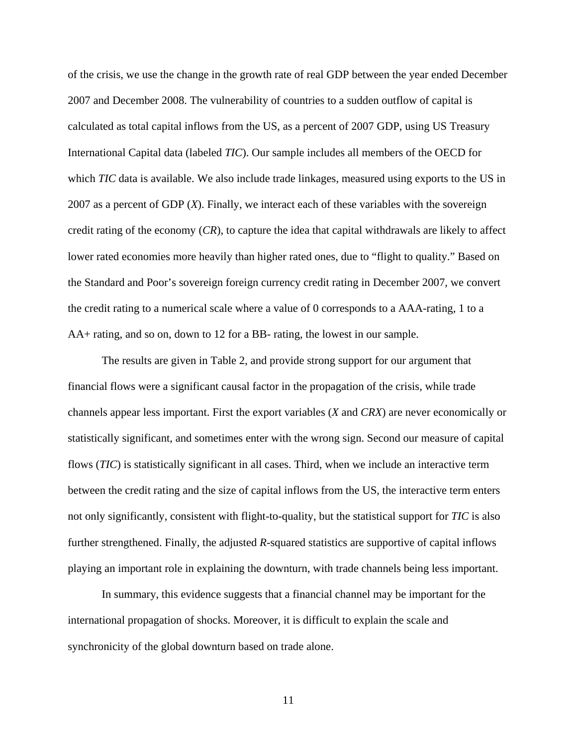of the crisis, we use the change in the growth rate of real GDP between the year ended December 2007 and December 2008. The vulnerability of countries to a sudden outflow of capital is calculated as total capital inflows from the US, as a percent of 2007 GDP, using US Treasury International Capital data (labeled *TIC*). Our sample includes all members of the OECD for which *TIC* data is available. We also include trade linkages, measured using exports to the US in 2007 as a percent of GDP (*X*). Finally, we interact each of these variables with the sovereign credit rating of the economy (*CR*), to capture the idea that capital withdrawals are likely to affect lower rated economies more heavily than higher rated ones, due to "flight to quality." Based on the Standard and Poor's sovereign foreign currency credit rating in December 2007, we convert the credit rating to a numerical scale where a value of 0 corresponds to a AAA-rating, 1 to a AA+ rating, and so on, down to 12 for a BB- rating, the lowest in our sample.

The results are given in Table 2, and provide strong support for our argument that financial flows were a significant causal factor in the propagation of the crisis, while trade channels appear less important. First the export variables (*X* and *CRX*) are never economically or statistically significant, and sometimes enter with the wrong sign. Second our measure of capital flows (*TIC*) is statistically significant in all cases. Third, when we include an interactive term between the credit rating and the size of capital inflows from the US, the interactive term enters not only significantly, consistent with flight-to-quality, but the statistical support for *TIC* is also further strengthened. Finally, the adjusted $R$-squared statistics are supportive of capital inflows playing an important role in explaining the downturn, with trade channels being less important.

In summary, this evidence suggests that a financial channel may be important for the international propagation of shocks. Moreover, it is difficult to explain the scale and synchronicity of the global downturn based on trade alone.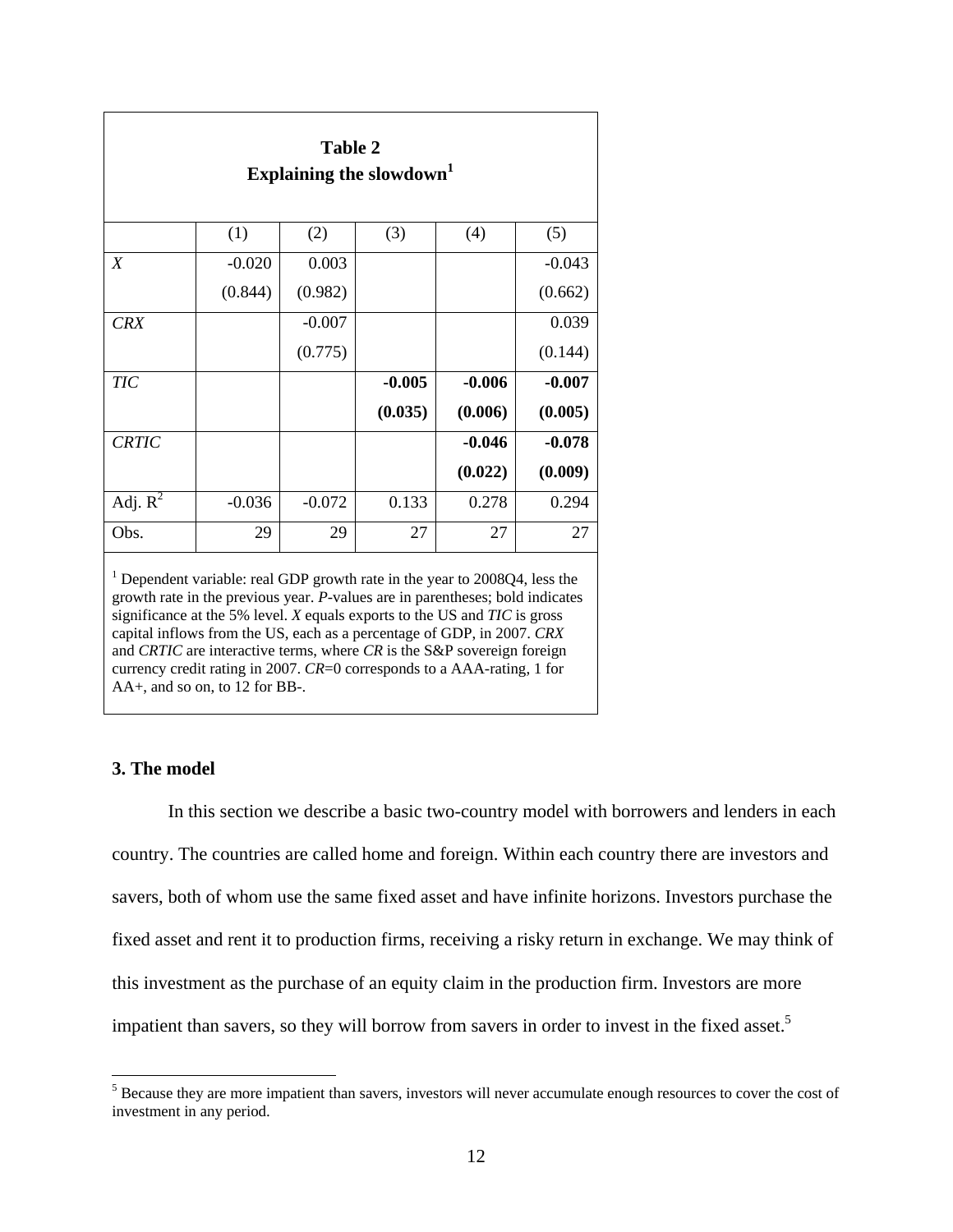**Table 2**
**Explaining the slowdown**[1]

| | (1) | (2) | (3) | (4) | (5) |
|---|---|---|---|---|---|
| *X* | -0.020 | 0.003 | | | -0.043 |
| | (0.844) | (0.982) | | | (0.662) |
| *CRX* | | -0.007 | | | 0.039 |
| | | (0.775) | | | (0.144) |
| *TIC* | | | **-0.005** | **-0.006** | **-0.007** |
| | | | **(0.035)** | **(0.006)** | **(0.005)** |
| *CRTIC* | | | | **-0.046** | **-0.078** |
| | | | | **(0.022)** | **(0.009)** |
| Adj. $R^2$ | -0.036 | -0.072 | 0.133 | 0.278 | 0.294 |
| Obs. | 29 | 29 | 27 | 27 | 27 |

[1] Dependent variable: real GDP growth rate in the year to 2008Q4, less the growth rate in the previous year. *P*-values are in parentheses; bold indicates significance at the 5% level. *X* equals exports to the US and *TIC* is gross capital inflows from the US, each as a percentage of GDP, in 2007. *CRX* and *CRTIC* are interactive terms, where *CR* is the S&P sovereign foreign currency credit rating in 2007. *CR*=0 corresponds to a AAA-rating, 1 for AA+, and so on, to 12 for BB-.

### 3. The model

In this section we describe a basic two-country model with borrowers and lenders in each country. The countries are called home and foreign. Within each country there are investors and savers, both of whom use the same fixed asset and have infinite horizons. Investors purchase the fixed asset and rent it to production firms, receiving a risky return in exchange. We may think of this investment as the purchase of an equity claim in the production firm. Investors are more impatient than savers, so they will borrow from savers in order to invest in the fixed asset.[5]

[5] Because they are more impatient than savers, investors will never accumulate enough resources to cover the cost of investment in any period.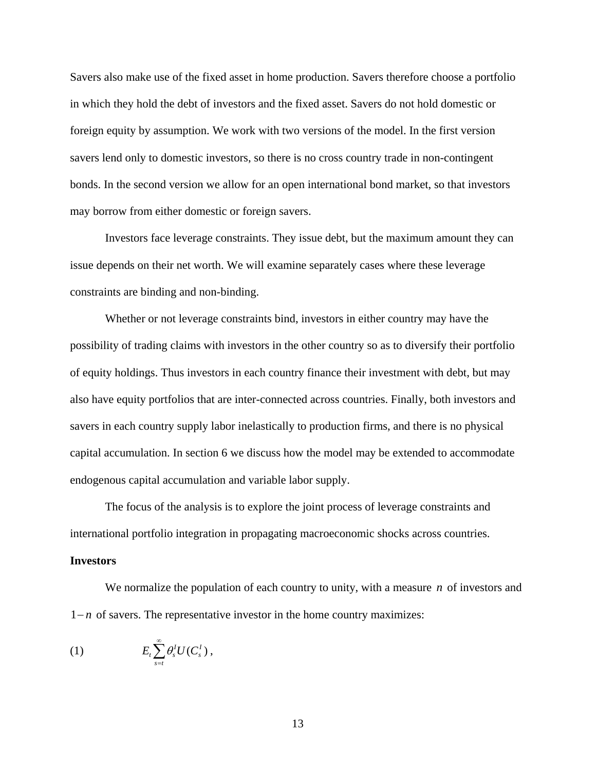Savers also make use of the fixed asset in home production. Savers therefore choose a portfolio in which they hold the debt of investors and the fixed asset. Savers do not hold domestic or foreign equity by assumption. We work with two versions of the model. In the first version savers lend only to domestic investors, so there is no cross country trade in non-contingent bonds. In the second version we allow for an open international bond market, so that investors may borrow from either domestic or foreign savers.

Investors face leverage constraints. They issue debt, but the maximum amount they can issue depends on their net worth. We will examine separately cases where these leverage constraints are binding and non-binding.

Whether or not leverage constraints bind, investors in either country may have the possibility of trading claims with investors in the other country so as to diversify their portfolio of equity holdings. Thus investors in each country finance their investment with debt, but may also have equity portfolios that are inter-connected across countries. Finally, both investors and savers in each country supply labor inelastically to production firms, and there is no physical capital accumulation. In section 6 we discuss how the model may be extended to accommodate endogenous capital accumulation and variable labor supply.

The focus of the analysis is to explore the joint process of leverage constraints and international portfolio integration in propagating macroeconomic shocks across countries.

**Investors**

We normalize the population of each country to unity, with a measure $n$ of investors and $1-n$ of savers. The representative investor in the home country maximizes:

$$(1) \qquad E_t \sum_{s=t}^{\infty} \theta_s^I U(C_s^I),$$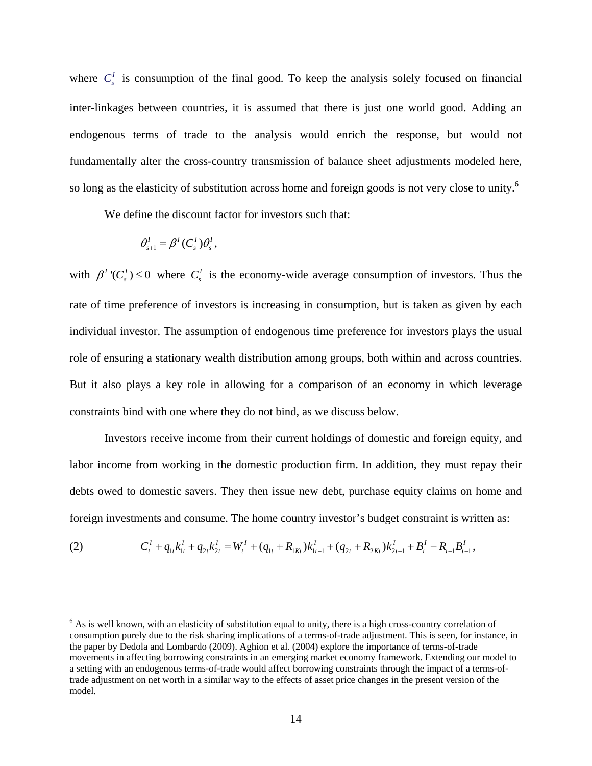where $C_s^I$ is consumption of the final good. To keep the analysis solely focused on financial inter-linkages between countries, it is assumed that there is just one world good. Adding an endogenous terms of trade to the analysis would enrich the response, but would not fundamentally alter the cross-country transmission of balance sheet adjustments modeled here, so long as the elasticity of substitution across home and foreign goods is not very close to unity.[6]

We define the discount factor for investors such that:

$$\theta_{s+1}^I = \beta^I(\bar{C}_s^I)\theta_s^I,$$

with $\beta^I{}'(\bar{C}_s^I) \leq 0$ where $\bar{C}_s^I$ is the economy-wide average consumption of investors. Thus the rate of time preference of investors is increasing in consumption, but is taken as given by each individual investor. The assumption of endogenous time preference for investors plays the usual role of ensuring a stationary wealth distribution among groups, both within and across countries. But it also plays a key role in allowing for a comparison of an economy in which leverage constraints bind with one where they do not bind, as we discuss below.

Investors receive income from their current holdings of domestic and foreign equity, and labor income from working in the domestic production firm. In addition, they must repay their debts owed to domestic savers. They then issue new debt, purchase equity claims on home and foreign investments and consume. The home country investor's budget constraint is written as:

$$C_t^I + q_{1t}k_{1t}^I + q_{2t}k_{2t}^I = W_t^I + (q_{1t} + R_{1Kt})k_{1t-1}^I + (q_{2t} + R_{2Kt})k_{2t-1}^I + B_t^I - R_{t-1}B_{t-1}^I, \tag{2}$$

[6] As is well known, with an elasticity of substitution equal to unity, there is a high cross-country correlation of consumption purely due to the risk sharing implications of a terms-of-trade adjustment. This is seen, for instance, in the paper by Dedola and Lombardo (2009). Aghion et al. (2004) explore the importance of terms-of-trade movements in affecting borrowing constraints in an emerging market economy framework. Extending our model to a setting with an endogenous terms-of-trade would affect borrowing constraints through the impact of a terms-of-trade adjustment on net worth in a similar way to the effects of asset price changes in the present version of the model.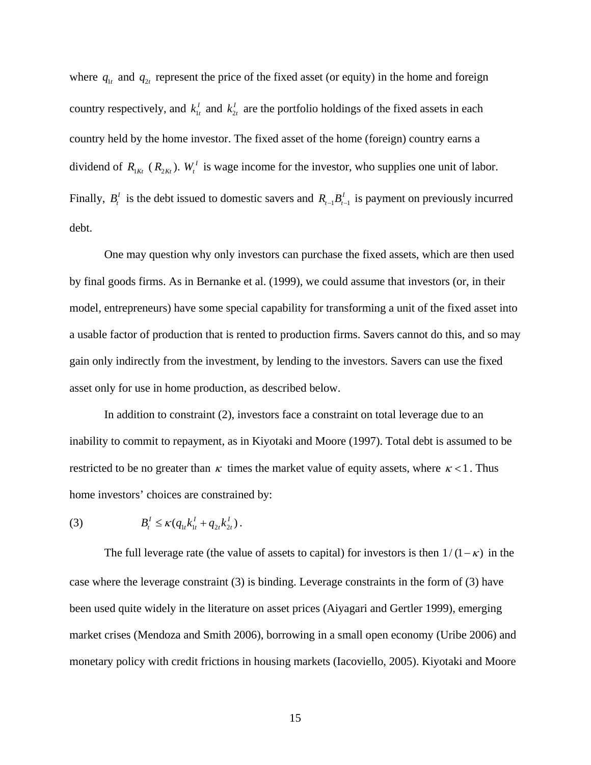where $q_{1t}$ and $q_{2t}$ represent the price of the fixed asset (or equity) in the home and foreign country respectively, and $k_{1t}^I$ and $k_{2t}^I$ are the portfolio holdings of the fixed assets in each country held by the home investor. The fixed asset of the home (foreign) country earns a dividend of $R_{1Kt}$ ($R_{2Kt}$). $W_t^I$ is wage income for the investor, who supplies one unit of labor. Finally, $B_t^I$ is the debt issued to domestic savers and $R_{t-1}B_{t-1}^I$ is payment on previously incurred debt.

One may question why only investors can purchase the fixed assets, which are then used by final goods firms. As in Bernanke et al. (1999), we could assume that investors (or, in their model, entrepreneurs) have some special capability for transforming a unit of the fixed asset into a usable factor of production that is rented to production firms. Savers cannot do this, and so may gain only indirectly from the investment, by lending to the investors. Savers can use the fixed asset only for use in home production, as described below.

In addition to constraint (2), investors face a constraint on total leverage due to an inability to commit to repayment, as in Kiyotaki and Moore (1997). Total debt is assumed to be restricted to be no greater than $\kappa$ times the market value of equity assets, where $\kappa < 1$. Thus home investors' choices are constrained by:

$$B_t^I \leq \kappa(q_{1t}k_{1t}^I + q_{2t}k_{2t}^I)\,. \tag{3}$$

The full leverage rate (the value of assets to capital) for investors is then $1/(1-\kappa)$ in the case where the leverage constraint (3) is binding. Leverage constraints in the form of (3) have been used quite widely in the literature on asset prices (Aiyagari and Gertler 1999), emerging market crises (Mendoza and Smith 2006), borrowing in a small open economy (Uribe 2006) and monetary policy with credit frictions in housing markets (Iacoviello, 2005). Kiyotaki and Moore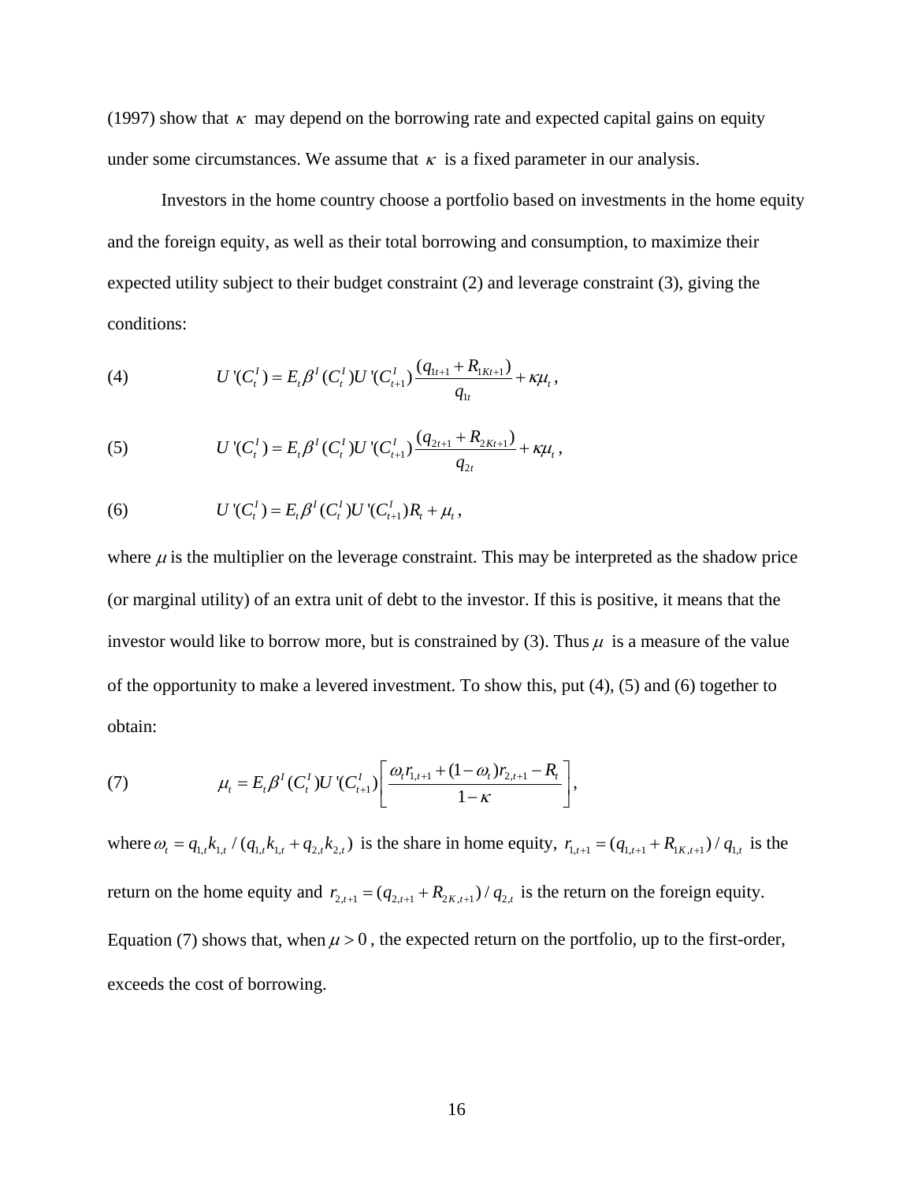(1997) show that $\kappa$ may depend on the borrowing rate and expected capital gains on equity under some circumstances. We assume that $\kappa$ is a fixed parameter in our analysis.

Investors in the home country choose a portfolio based on investments in the home equity and the foreign equity, as well as their total borrowing and consumption, to maximize their expected utility subject to their budget constraint (2) and leverage constraint (3), giving the conditions:

$$U'(C_t^I) = E_t \beta^I(C_t^I) U'(C_{t+1}^I) \frac{(q_{1t+1} + R_{1Kt+1})}{q_{1t}} + \kappa \mu_t , \tag{4}$$

$$U'(C_t^I) = E_t \beta^I(C_t^I) U'(C_{t+1}^I) \frac{(q_{2t+1} + R_{2Kt+1})}{q_{2t}} + \kappa \mu_t , \tag{5}$$

$$U'(C_t^I) = E_t \beta^I(C_t^I) U'(C_{t+1}^I) R_t + \mu_t , \tag{6}$$

where $\mu$ is the multiplier on the leverage constraint. This may be interpreted as the shadow price (or marginal utility) of an extra unit of debt to the investor. If this is positive, it means that the investor would like to borrow more, but is constrained by (3). Thus $\mu$ is a measure of the value of the opportunity to make a levered investment. To show this, put (4), (5) and (6) together to obtain:

$$\mu_t = E_t \beta^I(C_t^I) U'(C_{t+1}^I) \left[ \frac{\omega_t r_{1,t+1} + (1-\omega_t) r_{2,t+1} - R_t}{1-\kappa} \right], \tag{7}$$

where $\omega_t = q_{1,t} k_{1,t} / (q_{1,t} k_{1,t} + q_{2,t} k_{2,t})$ is the share in home equity, $r_{1,t+1} = (q_{1,t+1} + R_{1K,t+1}) / q_{1,t}$ is the return on the home equity and $r_{2,t+1} = (q_{2,t+1} + R_{2K,t+1}) / q_{2,t}$ is the return on the foreign equity. Equation (7) shows that, when $\mu > 0$, the expected return on the portfolio, up to the first-order, exceeds the cost of borrowing.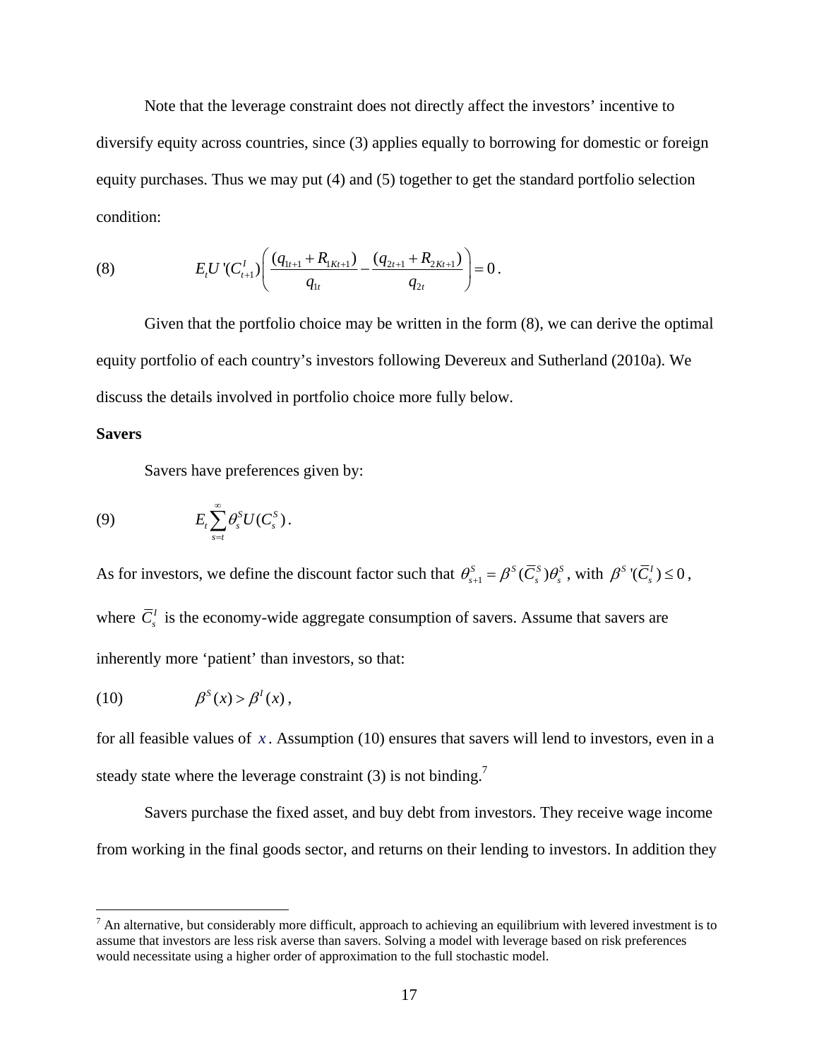Note that the leverage constraint does not directly affect the investors' incentive to diversify equity across countries, since (3) applies equally to borrowing for domestic or foreign equity purchases. Thus we may put (4) and (5) together to get the standard portfolio selection condition:

$$E_t U'(C_{t+1}^I)\left(\frac{(q_{1t+1}+R_{1Kt+1})}{q_{1t}}-\frac{(q_{2t+1}+R_{2Kt+1})}{q_{2t}}\right)=0. \tag{8}$$

Given that the portfolio choice may be written in the form (8), we can derive the optimal equity portfolio of each country's investors following Devereux and Sutherland (2010a). We discuss the details involved in portfolio choice more fully below.

**Savers**

Savers have preferences given by:

$$E_t \sum_{s=t}^{\infty} \theta_s^S U(C_s^S). \tag{9}$$

As for investors, we define the discount factor such that $\theta_{s+1}^S = \beta^S(\bar{C}_s^S)\theta_s^S$, with $\beta^S{}'(\bar{C}_s^I) \le 0$, where $\bar{C}_s^I$ is the economy-wide aggregate consumption of savers. Assume that savers are inherently more 'patient' than investors, so that:

$$\beta^S(x) > \beta^I(x), \tag{10}$$

for all feasible values of $x$. Assumption (10) ensures that savers will lend to investors, even in a steady state where the leverage constraint (3) is not binding.[7]

Savers purchase the fixed asset, and buy debt from investors. They receive wage income from working in the final goods sector, and returns on their lending to investors. In addition they

[7] An alternative, but considerably more difficult, approach to achieving an equilibrium with levered investment is to assume that investors are less risk averse than savers. Solving a model with leverage based on risk preferences would necessitate using a higher order of approximation to the full stochastic model.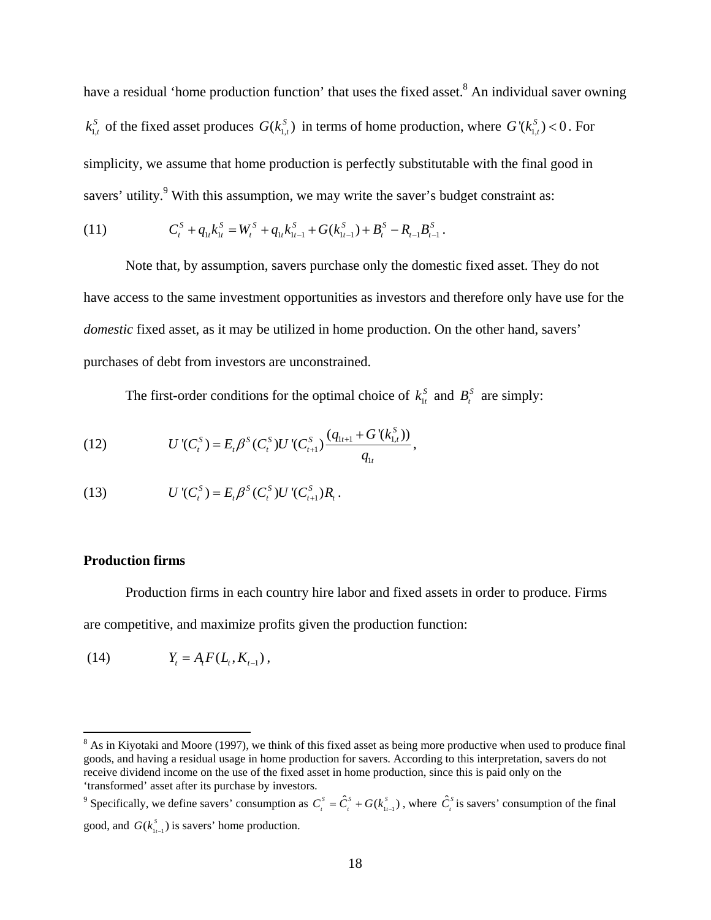have a residual 'home production function' that uses the fixed asset.[8] An individual saver owning $k_{1,t}^S$ of the fixed asset produces $G(k_{1,t}^S)$ in terms of home production, where $G'(k_{1,t}^S) < 0$. For simplicity, we assume that home production is perfectly substitutable with the final good in savers' utility.[9] With this assumption, we may write the saver's budget constraint as:

$$C_t^S + q_{1t} k_{1t}^S = W_t^S + q_{1t} k_{1t-1}^S + G(k_{1t-1}^S) + B_t^S - R_{t-1} B_{t-1}^S \,. \tag{11}$$

Note that, by assumption, savers purchase only the domestic fixed asset. They do not have access to the same investment opportunities as investors and therefore only have use for the *domestic* fixed asset, as it may be utilized in home production. On the other hand, savers' purchases of debt from investors are unconstrained.

The first-order conditions for the optimal choice of $k_{1t}^S$ and $B_t^S$ are simply:

$$U'(C_t^S) = E_t \beta^S (C_t^S) U'(C_{t+1}^S) \frac{(q_{1t+1} + G'(k_{1,t}^S))}{q_{1t}} \,, \tag{12}$$

$$U'(C_t^S) = E_t \beta^S (C_t^S) U'(C_{t+1}^S) R_t \,. \tag{13}$$

**Production firms**

Production firms in each country hire labor and fixed assets in order to produce. Firms are competitive, and maximize profits given the production function:

$$Y_t = A_t F(L_t, K_{t-1}) \,, \tag{14}$$

---

[8] As in Kiyotaki and Moore (1997), we think of this fixed asset as being more productive when used to produce final goods, and having a residual usage in home production for savers. According to this interpretation, savers do not receive dividend income on the use of the fixed asset in home production, since this is paid only on the 'transformed' asset after its purchase by investors.

[9] Specifically, we define savers' consumption as $C_t^S = \hat{C}_t^S + G(k_{1t-1}^S)$, where $\hat{C}_t^S$ is savers' consumption of the final good, and $G(k_{1t-1}^S)$ is savers' home production.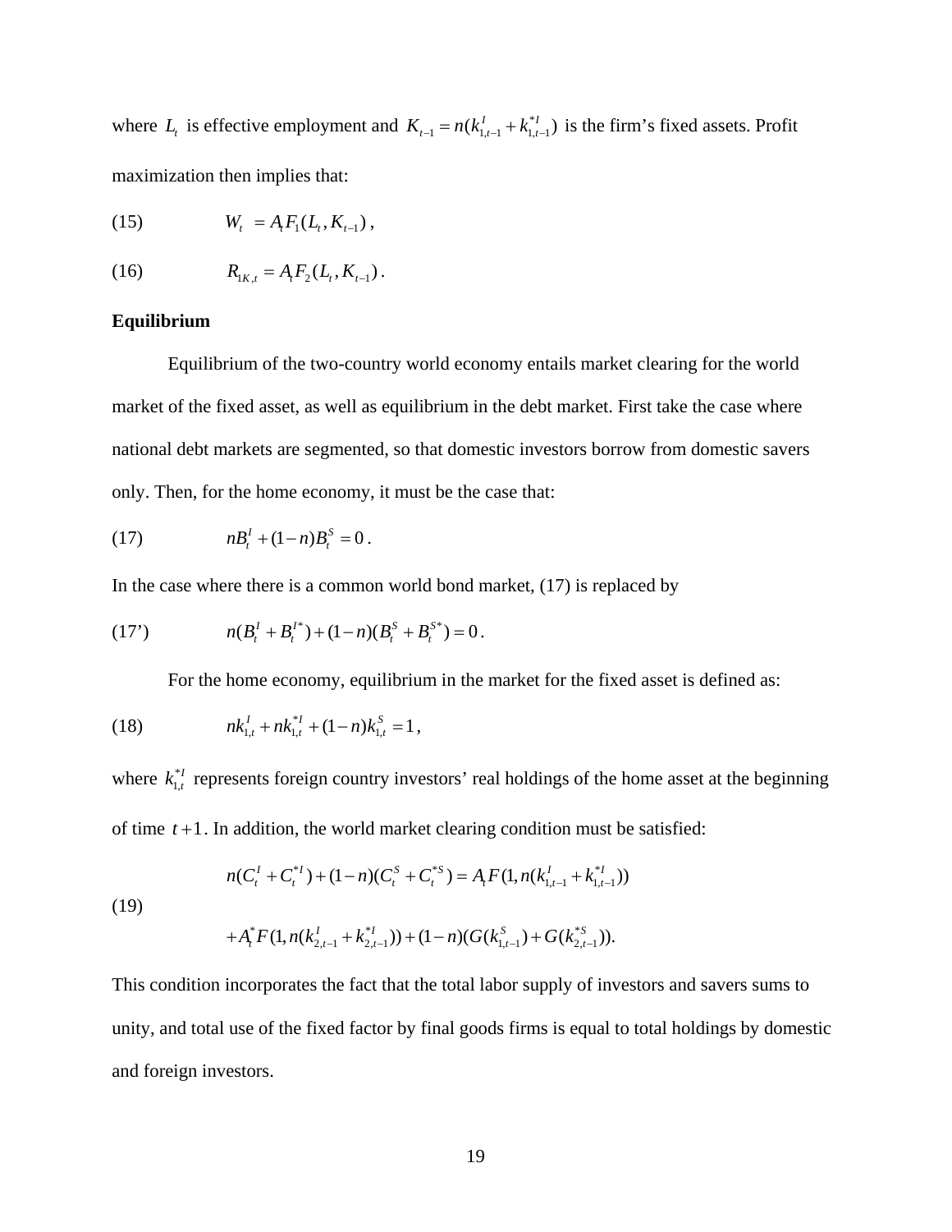where $L_t$ is effective employment and $K_{t-1} = n(k_{1,t-1}^I + k_{1,t-1}^{*I})$ is the firm's fixed assets. Profit maximization then implies that:

$$W_t = A_t F_1(L_t, K_{t-1}), \tag{15}$$

$$R_{1K,t} = A_t F_2(L_t, K_{t-1}). \tag{16}$$

**Equilibrium**

Equilibrium of the two-country world economy entails market clearing for the world market of the fixed asset, as well as equilibrium in the debt market. First take the case where national debt markets are segmented, so that domestic investors borrow from domestic savers only. Then, for the home economy, it must be the case that:

$$nB_t^I + (1-n)B_t^S = 0. \tag{17}$$

In the case where there is a common world bond market, (17) is replaced by

$$n(B_t^I + B_t^{I*}) + (1-n)(B_t^S + B_t^{S*}) = 0. \tag{17'}$$

For the home economy, equilibrium in the market for the fixed asset is defined as:

$$nk_{1,t}^I + nk_{1,t}^{*I} + (1-n)k_{1,t}^S = 1, \tag{18}$$

where $k_{1,t}^{*I}$ represents foreign country investors' real holdings of the home asset at the beginning of time $t+1$. In addition, the world market clearing condition must be satisfied:

$$\begin{aligned} n(C_t^I + C_t^{*I}) + (1-n)(C_t^S + C_t^{*S}) &= A_t F(1, n(k_{1,t-1}^I + k_{1,t-1}^{*I})) \\ &+ A_t^* F(1, n(k_{2,t-1}^I + k_{2,t-1}^{*I})) + (1-n)(G(k_{1,t-1}^S) + G(k_{2,t-1}^{*S})). \end{aligned} \tag{19}$$

This condition incorporates the fact that the total labor supply of investors and savers sums to unity, and total use of the fixed factor by final goods firms is equal to total holdings by domestic and foreign investors.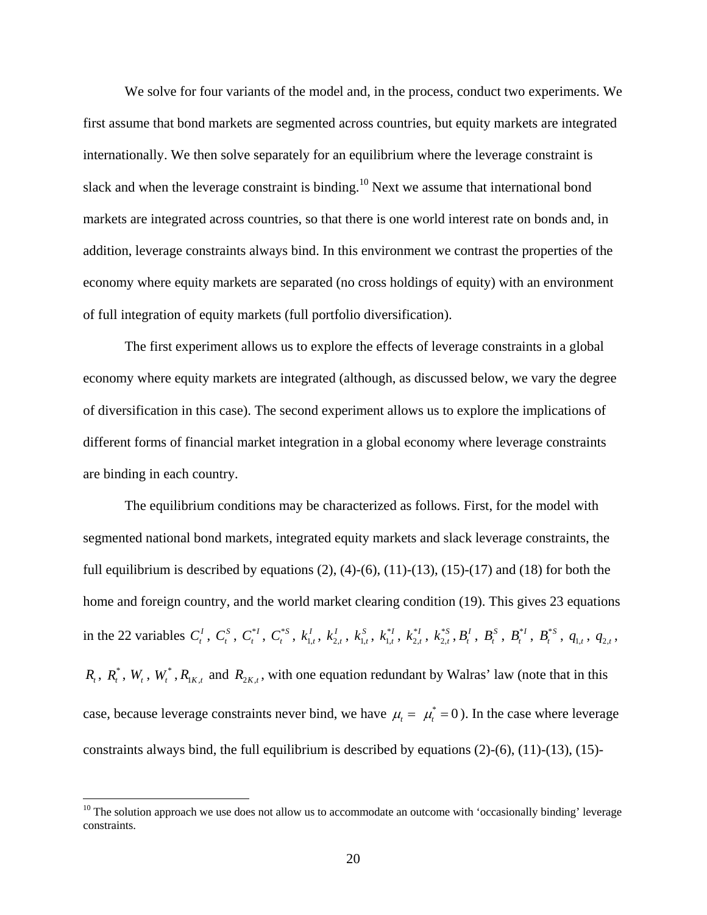We solve for four variants of the model and, in the process, conduct two experiments. We first assume that bond markets are segmented across countries, but equity markets are integrated internationally. We then solve separately for an equilibrium where the leverage constraint is slack and when the leverage constraint is binding.[10] Next we assume that international bond markets are integrated across countries, so that there is one world interest rate on bonds and, in addition, leverage constraints always bind. In this environment we contrast the properties of the economy where equity markets are separated (no cross holdings of equity) with an environment of full integration of equity markets (full portfolio diversification).

The first experiment allows us to explore the effects of leverage constraints in a global economy where equity markets are integrated (although, as discussed below, we vary the degree of diversification in this case). The second experiment allows us to explore the implications of different forms of financial market integration in a global economy where leverage constraints are binding in each country.

The equilibrium conditions may be characterized as follows. First, for the model with segmented national bond markets, integrated equity markets and slack leverage constraints, the full equilibrium is described by equations (2), (4)-(6), (11)-(13), (15)-(17) and (18) for both the home and foreign country, and the world market clearing condition (19). This gives 23 equations in the 22 variables $C_t^I$, $C_t^S$, $C_t^{*I}$, $C_t^{*S}$, $k_{1,t}^I$, $k_{2,t}^I$, $k_{1,t}^S$, $k_{1,t}^{*I}$, $k_{2,t}^{*I}$, $k_{2,t}^{*S}$, $B_t^I$, $B_t^S$, $B_t^{*I}$, $B_t^{*S}$, $q_{1,t}$, $q_{2,t}$, $R_t$, $R_t^*$, $W_t$, $W_t^*$, $R_{1K,t}$ and $R_{2K,t}$, with one equation redundant by Walras' law (note that in this case, because leverage constraints never bind, we have $\mu_t = \mu_t^* = 0$). In the case where leverage constraints always bind, the full equilibrium is described by equations (2)-(6), (11)-(13), (15)-

[10] The solution approach we use does not allow us to accommodate an outcome with 'occasionally binding' leverage constraints.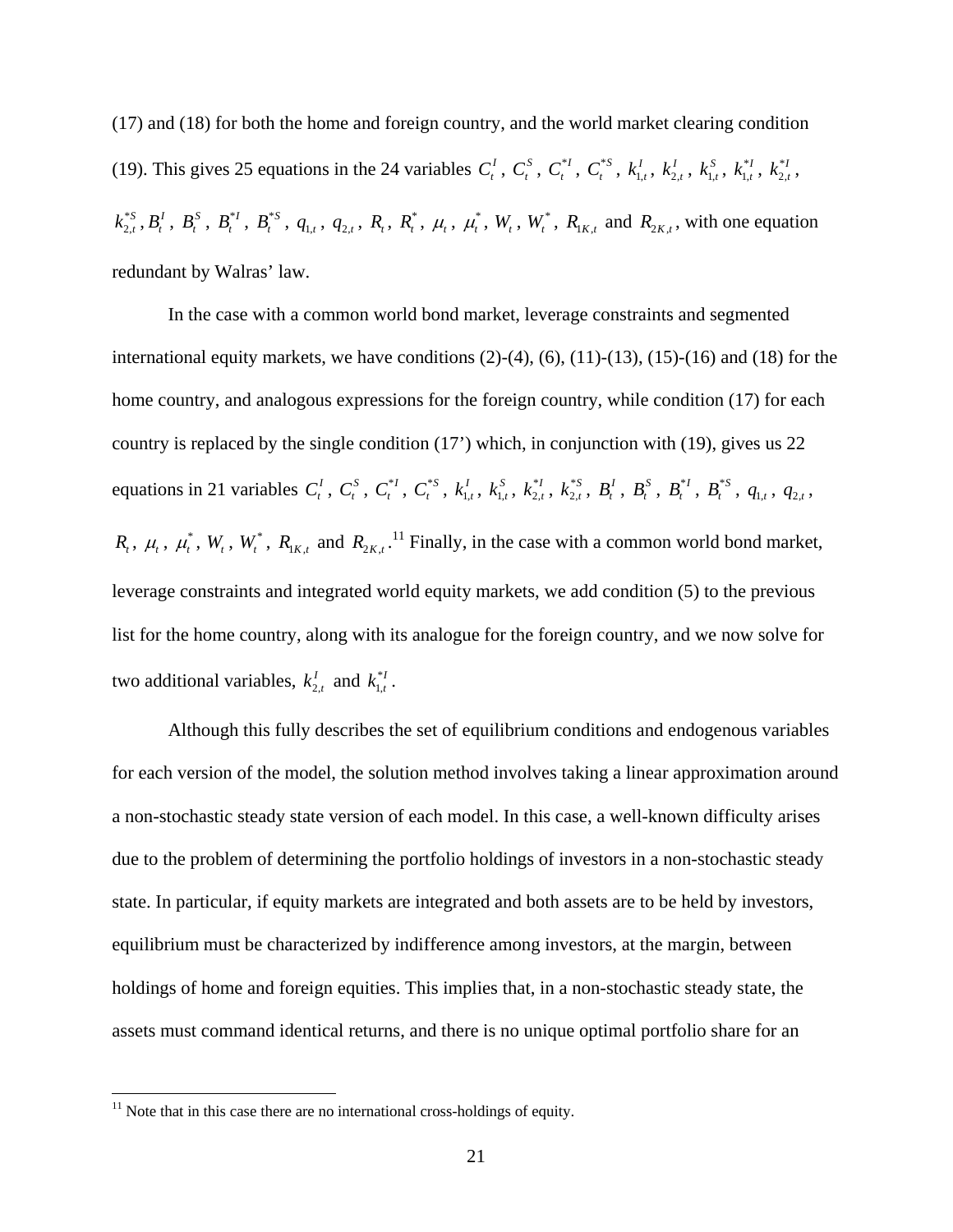(17) and (18) for both the home and foreign country, and the world market clearing condition (19). This gives 25 equations in the 24 variables $C_t^I$, $C_t^S$, $C_t^{*I}$, $C_t^{*S}$, $k_{1,t}^I$, $k_{2,t}^I$, $k_{1,t}^S$, $k_{1,t}^{*I}$, $k_{2,t}^{*I}$, $k_{2,t}^{*S}$, $B_t^I$, $B_t^S$, $B_t^{*I}$, $B_t^{*S}$, $q_{1,t}$, $q_{2,t}$, $R_t$, $R_t^*$, $\mu_t$, $\mu_t^*$, $W_t$, $W_t^*$, $R_{1K,t}$ and $R_{2K,t}$, with one equation redundant by Walras' law.

In the case with a common world bond market, leverage constraints and segmented international equity markets, we have conditions (2)-(4), (6), (11)-(13), (15)-(16) and (18) for the home country, and analogous expressions for the foreign country, while condition (17) for each country is replaced by the single condition (17') which, in conjunction with (19), gives us 22 equations in 21 variables $C_t^I$, $C_t^S$, $C_t^{*I}$, $C_t^{*S}$, $k_{1,t}^I$, $k_{1,t}^S$, $k_{2,t}^{*I}$, $k_{2,t}^{*S}$, $B_t^I$, $B_t^S$, $B_t^{*I}$, $B_t^{*S}$, $q_{1,t}$, $q_{2,t}$, $R_t$, $\mu_t$, $\mu_t^*$, $W_t$, $W_t^*$, $R_{1K,t}$ and $R_{2K,t}$.[11] Finally, in the case with a common world bond market, leverage constraints and integrated world equity markets, we add condition (5) to the previous list for the home country, along with its analogue for the foreign country, and we now solve for two additional variables, $k_{2,t}^I$ and $k_{1,t}^{*I}$.

Although this fully describes the set of equilibrium conditions and endogenous variables for each version of the model, the solution method involves taking a linear approximation around a non-stochastic steady state version of each model. In this case, a well-known difficulty arises due to the problem of determining the portfolio holdings of investors in a non-stochastic steady state. In particular, if equity markets are integrated and both assets are to be held by investors, equilibrium must be characterized by indifference among investors, at the margin, between holdings of home and foreign equities. This implies that, in a non-stochastic steady state, the assets must command identical returns, and there is no unique optimal portfolio share for an

[11] Note that in this case there are no international cross-holdings of equity.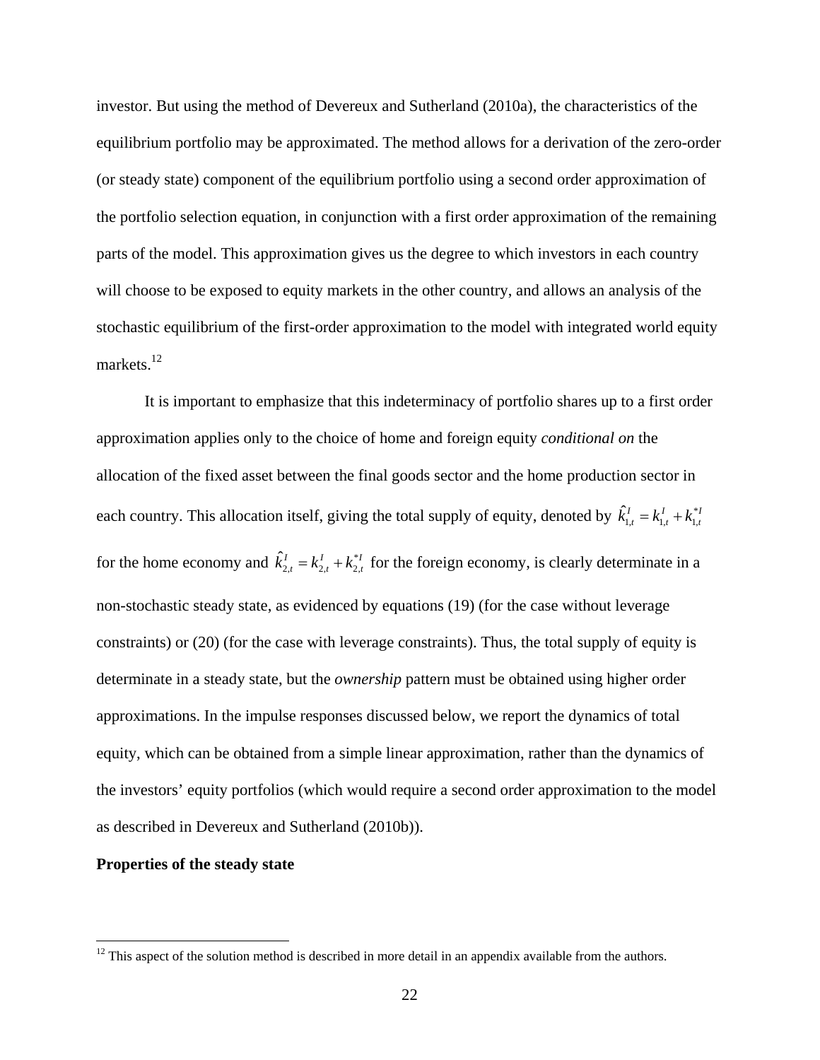investor. But using the method of Devereux and Sutherland (2010a), the characteristics of the equilibrium portfolio may be approximated. The method allows for a derivation of the zero-order (or steady state) component of the equilibrium portfolio using a second order approximation of the portfolio selection equation, in conjunction with a first order approximation of the remaining parts of the model. This approximation gives us the degree to which investors in each country will choose to be exposed to equity markets in the other country, and allows an analysis of the stochastic equilibrium of the first-order approximation to the model with integrated world equity markets.[12]

It is important to emphasize that this indeterminacy of portfolio shares up to a first order approximation applies only to the choice of home and foreign equity *conditional on* the allocation of the fixed asset between the final goods sector and the home production sector in each country. This allocation itself, giving the total supply of equity, denoted by $\hat{k}^I_{1,t} = k^I_{1,t} + k^{*I}_{1,t}$ for the home economy and $\hat{k}^I_{2,t} = k^I_{2,t} + k^{*I}_{2,t}$ for the foreign economy, is clearly determinate in a non-stochastic steady state, as evidenced by equations (19) (for the case without leverage constraints) or (20) (for the case with leverage constraints). Thus, the total supply of equity is determinate in a steady state, but the *ownership* pattern must be obtained using higher order approximations. In the impulse responses discussed below, we report the dynamics of total equity, which can be obtained from a simple linear approximation, rather than the dynamics of the investors' equity portfolios (which would require a second order approximation to the model as described in Devereux and Sutherland (2010b)).

**Properties of the steady state**

[12] This aspect of the solution method is described in more detail in an appendix available from the authors.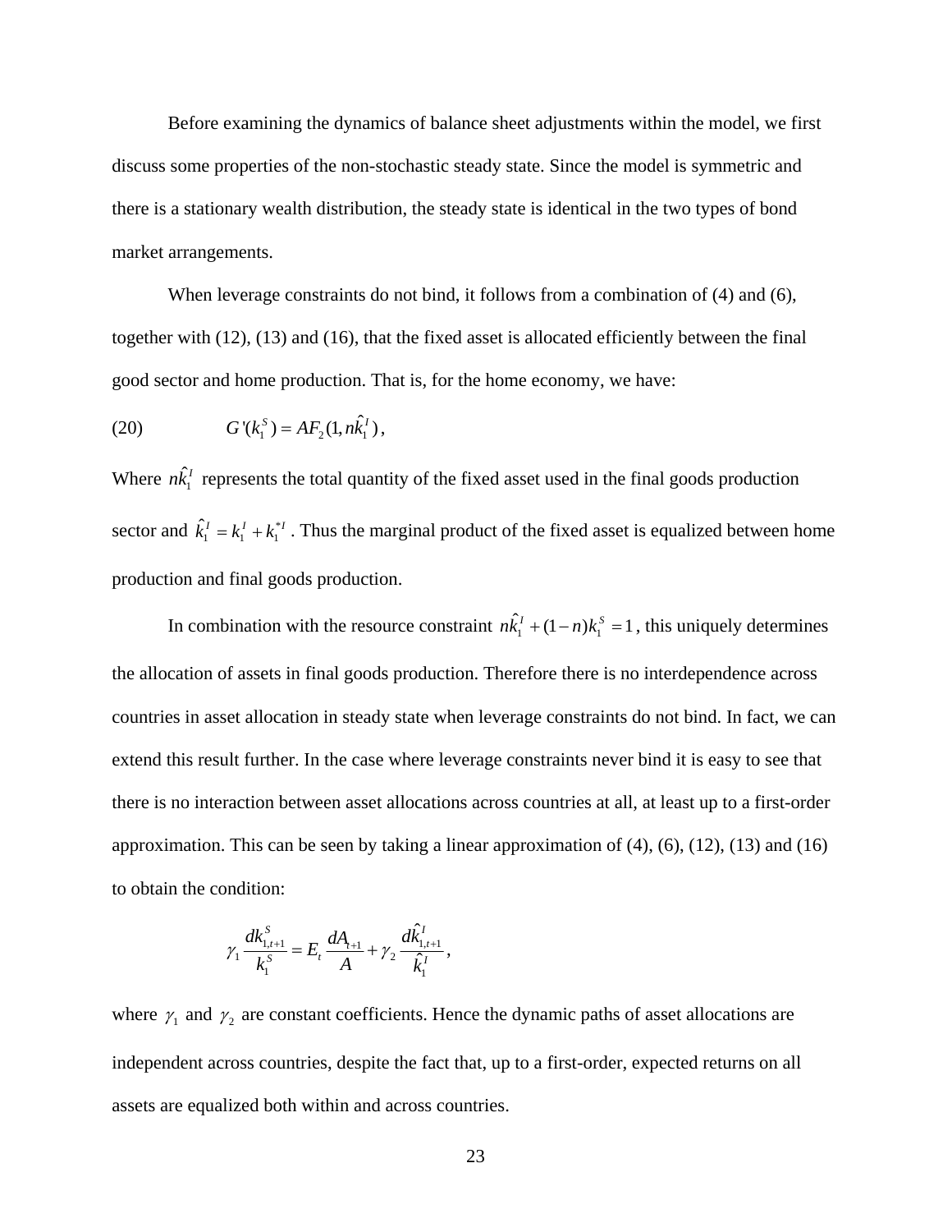Before examining the dynamics of balance sheet adjustments within the model, we first discuss some properties of the non-stochastic steady state. Since the model is symmetric and there is a stationary wealth distribution, the steady state is identical in the two types of bond market arrangements.

When leverage constraints do not bind, it follows from a combination of (4) and (6), together with (12), (13) and (16), that the fixed asset is allocated efficiently between the final good sector and home production. That is, for the home economy, we have:

$$G'(k_1^S) = AF_2(1, n\hat{k}_1^I), \tag{20}$$

Where $n\hat{k}_1^I$ represents the total quantity of the fixed asset used in the final goods production sector and $\hat{k}_1^I = k_1^I + k_1^{*I}$. Thus the marginal product of the fixed asset is equalized between home production and final goods production.

In combination with the resource constraint $n\hat{k}_1^I + (1-n)k_1^S = 1$, this uniquely determines the allocation of assets in final goods production. Therefore there is no interdependence across countries in asset allocation in steady state when leverage constraints do not bind. In fact, we can extend this result further. In the case where leverage constraints never bind it is easy to see that there is no interaction between asset allocations across countries at all, at least up to a first-order approximation. This can be seen by taking a linear approximation of (4), (6), (12), (13) and (16) to obtain the condition:

$$\gamma_1 \frac{dk_{1,t+1}^S}{k_1^S} = E_t \frac{dA_{t+1}}{A} + \gamma_2 \frac{d\hat{k}_{1,t+1}^I}{\hat{k}_1^I},$$

where $\gamma_1$ and $\gamma_2$ are constant coefficients. Hence the dynamic paths of asset allocations are independent across countries, despite the fact that, up to a first-order, expected returns on all assets are equalized both within and across countries.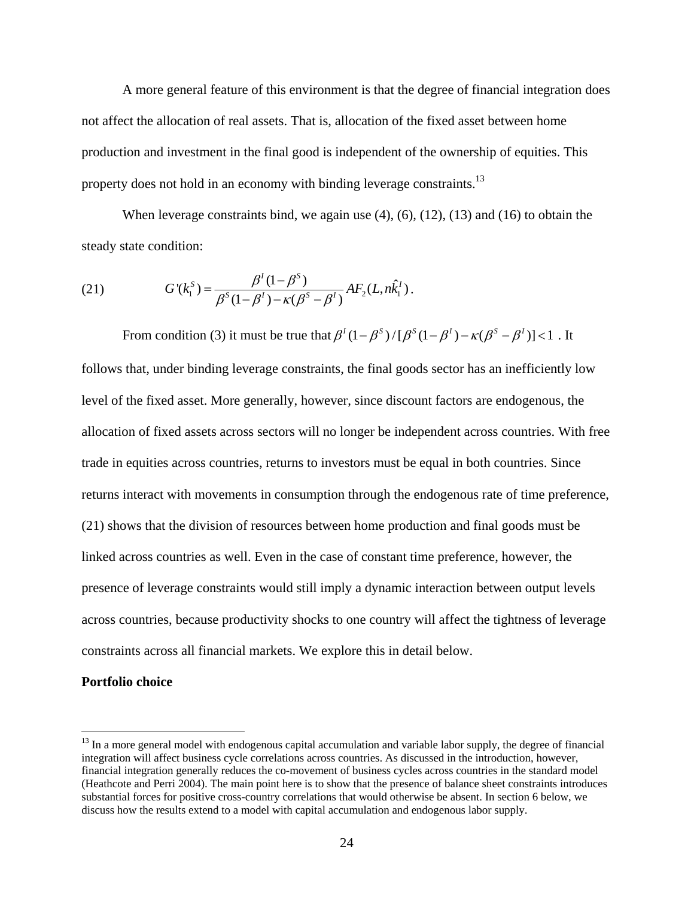A more general feature of this environment is that the degree of financial integration does not affect the allocation of real assets. That is, allocation of the fixed asset between home production and investment in the final good is independent of the ownership of equities. This property does not hold in an economy with binding leverage constraints.[13]

When leverage constraints bind, we again use (4), (6), (12), (13) and (16) to obtain the steady state condition:

$$G'(k_1^S) = \frac{\beta^I(1-\beta^S)}{\beta^S(1-\beta^I) - \kappa(\beta^S - \beta^I)} AF_2(L, n\hat{k}_1^I)\,. \tag{21}$$

From condition (3) it must be true that $\beta^I(1-\beta^S)/[\beta^S(1-\beta^I) - \kappa(\beta^S - \beta^I)] < 1$ . It follows that, under binding leverage constraints, the final goods sector has an inefficiently low level of the fixed asset. More generally, however, since discount factors are endogenous, the allocation of fixed assets across sectors will no longer be independent across countries. With free trade in equities across countries, returns to investors must be equal in both countries. Since returns interact with movements in consumption through the endogenous rate of time preference, (21) shows that the division of resources between home production and final goods must be linked across countries as well. Even in the case of constant time preference, however, the presence of leverage constraints would still imply a dynamic interaction between output levels across countries, because productivity shocks to one country will affect the tightness of leverage constraints across all financial markets. We explore this in detail below.

**Portfolio choice**

[13] In a more general model with endogenous capital accumulation and variable labor supply, the degree of financial integration will affect business cycle correlations across countries. As discussed in the introduction, however, financial integration generally reduces the co-movement of business cycles across countries in the standard model (Heathcote and Perri 2004). The main point here is to show that the presence of balance sheet constraints introduces substantial forces for positive cross-country correlations that would otherwise be absent. In section 6 below, we discuss how the results extend to a model with capital accumulation and endogenous labor supply.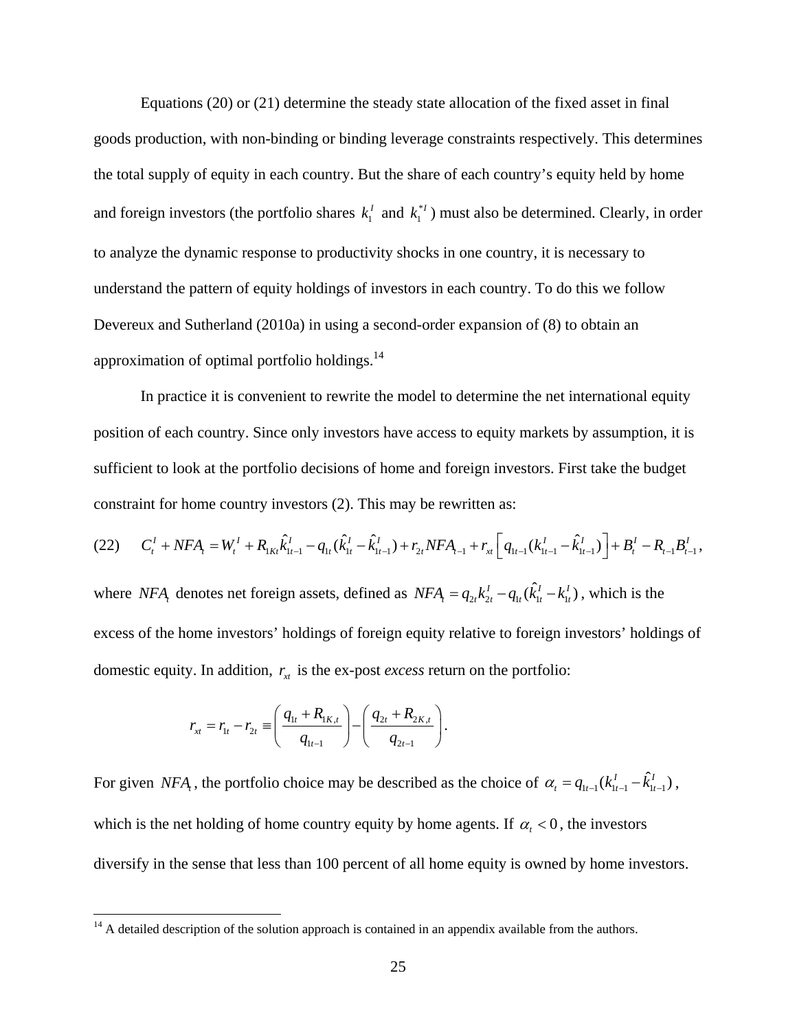Equations (20) or (21) determine the steady state allocation of the fixed asset in final goods production, with non-binding or binding leverage constraints respectively. This determines the total supply of equity in each country. But the share of each country's equity held by home and foreign investors (the portfolio shares $k_1^I$ and $k_1^{*I}$) must also be determined. Clearly, in order to analyze the dynamic response to productivity shocks in one country, it is necessary to understand the pattern of equity holdings of investors in each country. To do this we follow Devereux and Sutherland (2010a) in using a second-order expansion of (8) to obtain an approximation of optimal portfolio holdings.[14]

In practice it is convenient to rewrite the model to determine the net international equity position of each country. Since only investors have access to equity markets by assumption, it is sufficient to look at the portfolio decisions of home and foreign investors. First take the budget constraint for home country investors (2). This may be rewritten as:

$$(22) \qquad C_t^I + NFA_t = W_t^I + R_{1Kt}\hat{k}_{1t-1}^I - q_{1t}(\hat{k}_{1t}^I - \hat{k}_{1t-1}^I) + r_{2t}NFA_{t-1} + r_{xt}\left[q_{1t-1}(k_{1t-1}^I - \hat{k}_{1t-1}^I)\right] + B_t^I - R_{t-1}B_{t-1}^I,$$

where $NFA_t$ denotes net foreign assets, defined as $NFA_t = q_{2t}k_{2t}^I - q_{1t}(\hat{k}_{1t}^I - k_{1t}^I)$, which is the excess of the home investors' holdings of foreign equity relative to foreign investors' holdings of domestic equity. In addition, $r_{xt}$ is the ex-post *excess* return on the portfolio:

$$r_{xt} = r_{1t} - r_{2t} \equiv \left(\frac{q_{1t} + R_{1K,t}}{q_{1t-1}}\right) - \left(\frac{q_{2t} + R_{2K,t}}{q_{2t-1}}\right).$$

For given $NFA_t$, the portfolio choice may be described as the choice of $\alpha_t = q_{1t-1}(k_{1t-1}^I - \hat{k}_{1t-1}^I)$, which is the net holding of home country equity by home agents. If $\alpha_t < 0$, the investors diversify in the sense that less than 100 percent of all home equity is owned by home investors.

[14] A detailed description of the solution approach is contained in an appendix available from the authors.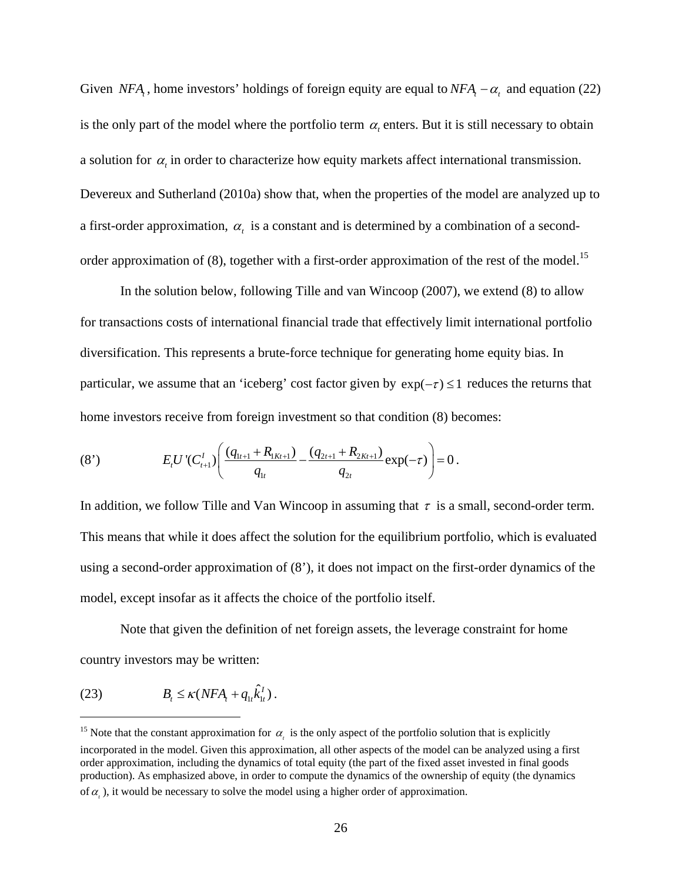Given $NFA_t$, home investors' holdings of foreign equity are equal to $NFA_t - \alpha_t$ and equation (22) is the only part of the model where the portfolio term $\alpha_t$ enters. But it is still necessary to obtain a solution for $\alpha_t$ in order to characterize how equity markets affect international transmission. Devereux and Sutherland (2010a) show that, when the properties of the model are analyzed up to a first-order approximation, $\alpha_t$ is a constant and is determined by a combination of a second-order approximation of (8), together with a first-order approximation of the rest of the model.[15]

In the solution below, following Tille and van Wincoop (2007), we extend (8) to allow for transactions costs of international financial trade that effectively limit international portfolio diversification. This represents a brute-force technique for generating home equity bias. In particular, we assume that an 'iceberg' cost factor given by $\exp(-\tau) \leq 1$ reduces the returns that home investors receive from foreign investment so that condition (8) becomes:

$$(8') \qquad E_t U'(C_{t+1}^I)\left(\frac{(q_{1t+1} + R_{1Kt+1})}{q_{1t}} - \frac{(q_{2t+1} + R_{2Kt+1})}{q_{2t}}\exp(-\tau)\right) = 0 .$$

In addition, we follow Tille and Van Wincoop in assuming that $\tau$ is a small, second-order term. This means that while it does affect the solution for the equilibrium portfolio, which is evaluated using a second-order approximation of (8'), it does not impact on the first-order dynamics of the model, except insofar as it affects the choice of the portfolio itself.

Note that given the definition of net foreign assets, the leverage constraint for home country investors may be written:

$$(23) \qquad B_t \leq \kappa(NFA_t + q_{1t}\hat{k}_{1t}^I) .$$

---

[15] Note that the constant approximation for $\alpha_t$ is the only aspect of the portfolio solution that is explicitly incorporated in the model. Given this approximation, all other aspects of the model can be analyzed using a first order approximation, including the dynamics of total equity (the part of the fixed asset invested in final goods production). As emphasized above, in order to compute the dynamics of the ownership of equity (the dynamics of $\alpha_t$), it would be necessary to solve the model using a higher order of approximation.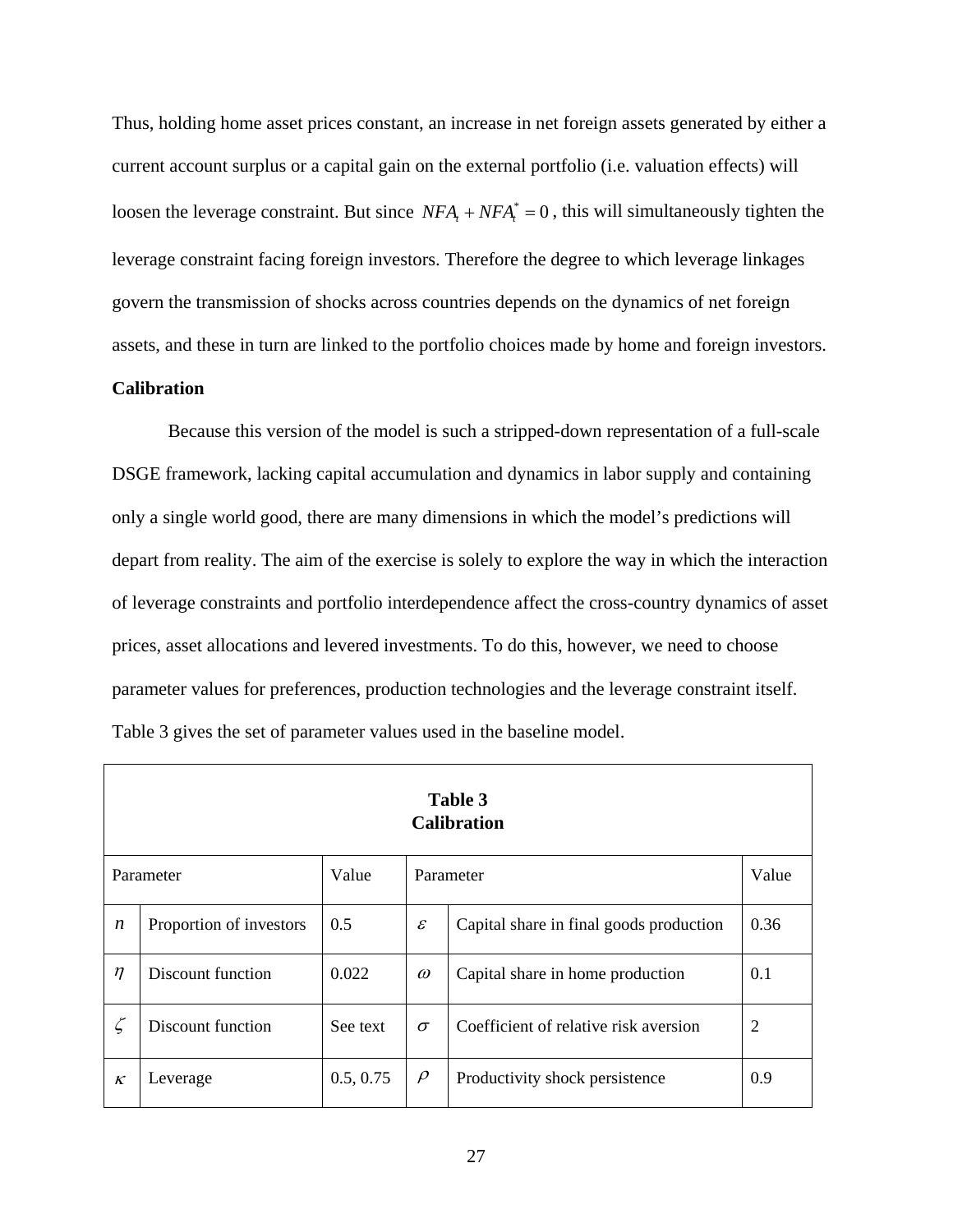Thus, holding home asset prices constant, an increase in net foreign assets generated by either a current account surplus or a capital gain on the external portfolio (i.e. valuation effects) will loosen the leverage constraint. But since $NFA_t + NFA_t^* = 0$ , this will simultaneously tighten the leverage constraint facing foreign investors. Therefore the degree to which leverage linkages govern the transmission of shocks across countries depends on the dynamics of net foreign assets, and these in turn are linked to the portfolio choices made by home and foreign investors.

**Calibration**

Because this version of the model is such a stripped-down representation of a full-scale DSGE framework, lacking capital accumulation and dynamics in labor supply and containing only a single world good, there are many dimensions in which the model's predictions will depart from reality. The aim of the exercise is solely to explore the way in which the interaction of leverage constraints and portfolio interdependence affect the cross-country dynamics of asset prices, asset allocations and levered investments. To do this, however, we need to choose parameter values for preferences, production technologies and the leverage constraint itself. Table 3 gives the set of parameter values used in the baseline model.

**Table 3**
**Calibration**

| Parameter | | Value | Parameter | | Value |
|---|---|---|---|---|---|
| $n$ | Proportion of investors | 0.5 | $\varepsilon$ | Capital share in final goods production | 0.36 |
| $\eta$ | Discount function | 0.022 | $\omega$ | Capital share in home production | 0.1 |
| $\zeta$ | Discount function | See text | $\sigma$ | Coefficient of relative risk aversion | 2 |
| $\kappa$ | Leverage | 0.5, 0.75 | $\rho$ | Productivity shock persistence | 0.9 |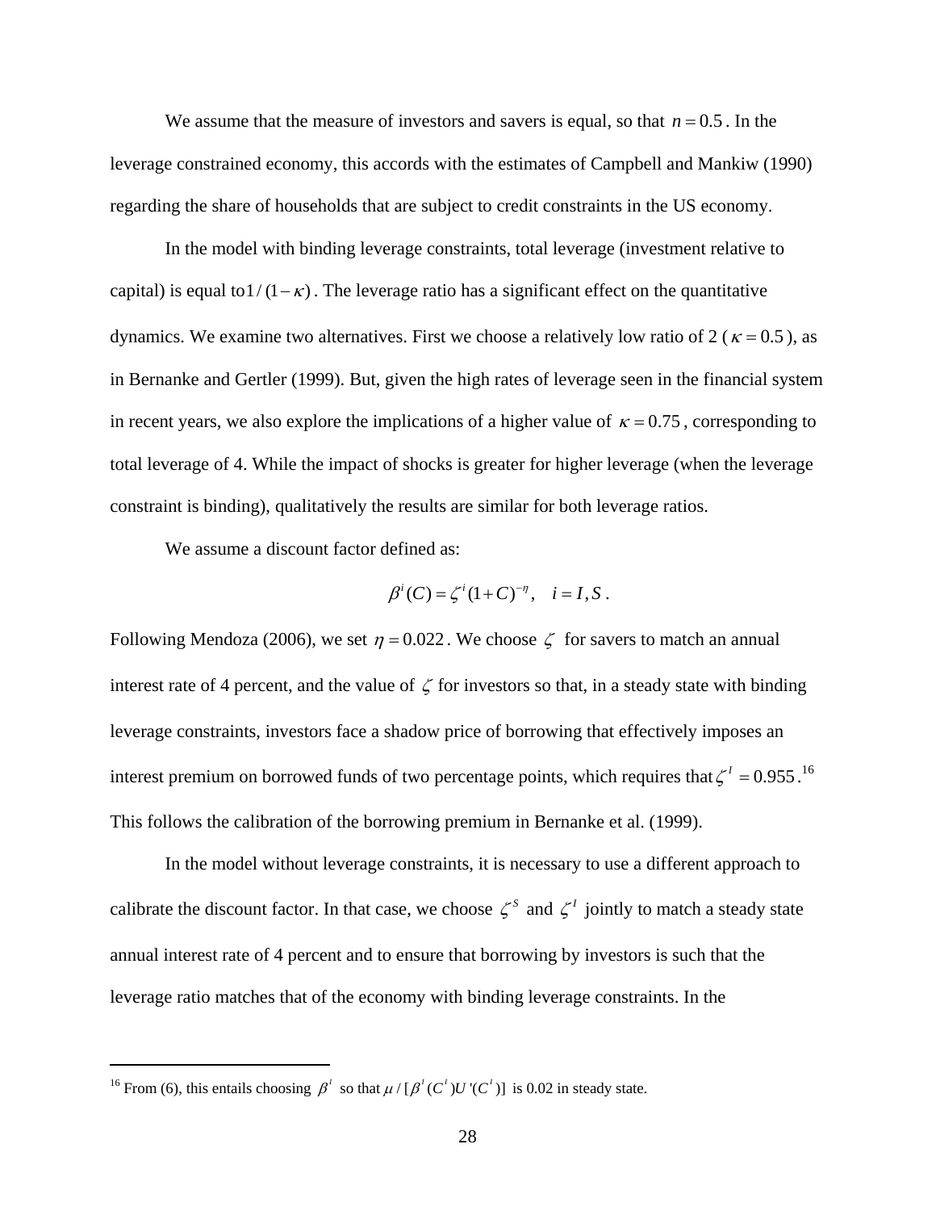We assume that the measure of investors and savers is equal, so that $n = 0.5$. In the leverage constrained economy, this accords with the estimates of Campbell and Mankiw (1990) regarding the share of households that are subject to credit constraints in the US economy.

In the model with binding leverage constraints, total leverage (investment relative to capital) is equal to $1/(1-\kappa)$. The leverage ratio has a significant effect on the quantitative dynamics. We examine two alternatives. First we choose a relatively low ratio of 2 ($\kappa = 0.5$), as in Bernanke and Gertler (1999). But, given the high rates of leverage seen in the financial system in recent years, we also explore the implications of a higher value of $\kappa = 0.75$, corresponding to total leverage of 4. While the impact of shocks is greater for higher leverage (when the leverage constraint is binding), qualitatively the results are similar for both leverage ratios.

We assume a discount factor defined as:

$$\beta^i(C) = \zeta^i (1+C)^{-\eta}, \quad i = I, S.$$

Following Mendoza (2006), we set $\eta = 0.022$. We choose $\zeta$ for savers to match an annual interest rate of 4 percent, and the value of $\zeta$ for investors so that, in a steady state with binding leverage constraints, investors face a shadow price of borrowing that effectively imposes an interest premium on borrowed funds of two percentage points, which requires that $\zeta^I = 0.955$.[16] This follows the calibration of the borrowing premium in Bernanke et al. (1999).

In the model without leverage constraints, it is necessary to use a different approach to calibrate the discount factor. In that case, we choose $\zeta^S$ and $\zeta^I$ jointly to match a steady state annual interest rate of 4 percent and to ensure that borrowing by investors is such that the leverage ratio matches that of the economy with binding leverage constraints. In the

---

[16] From (6), this entails choosing $\beta^I$ so that $\mu / [\beta^I(C^I)U'(C^I)]$ is 0.02 in steady state.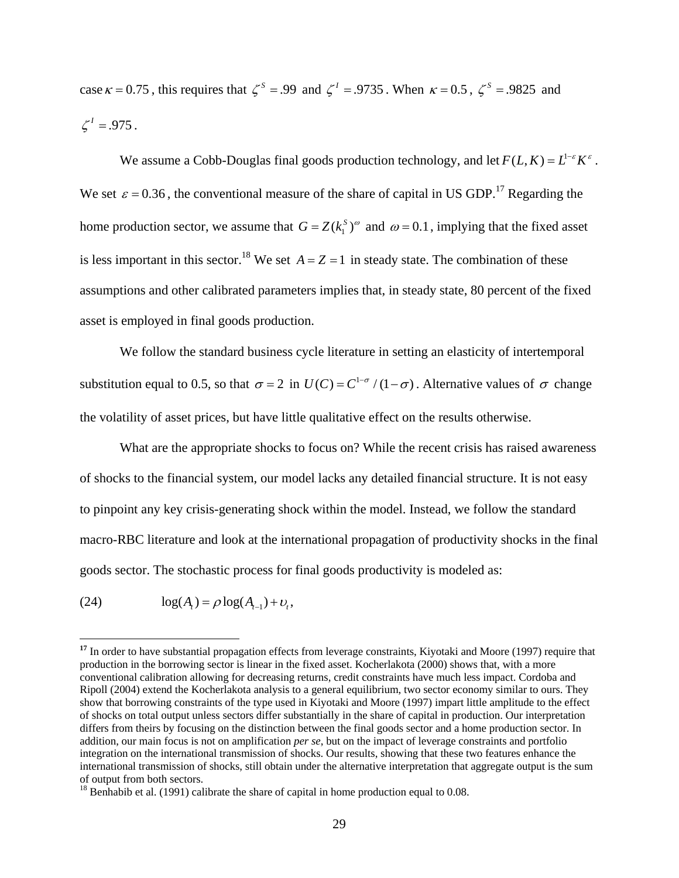case $\kappa = 0.75$, this requires that $\zeta^S = .99$ and $\zeta^I = .9735$. When $\kappa = 0.5$, $\zeta^S = .9825$ and $\zeta^I = .975$.

We assume a Cobb-Douglas final goods production technology, and let $F(L,K) = L^{1-\varepsilon}K^{\varepsilon}$. We set $\varepsilon = 0.36$, the conventional measure of the share of capital in US GDP.[17] Regarding the home production sector, we assume that $G = Z(k_1^S)^{\omega}$ and $\omega = 0.1$, implying that the fixed asset is less important in this sector.[18] We set $A = Z = 1$ in steady state. The combination of these assumptions and other calibrated parameters implies that, in steady state, 80 percent of the fixed asset is employed in final goods production.

We follow the standard business cycle literature in setting an elasticity of intertemporal substitution equal to 0.5, so that $\sigma = 2$ in $U(C) = C^{1-\sigma}/(1-\sigma)$. Alternative values of $\sigma$ change the volatility of asset prices, but have little qualitative effect on the results otherwise.

What are the appropriate shocks to focus on? While the recent crisis has raised awareness of shocks to the financial system, our model lacks any detailed financial structure. It is not easy to pinpoint any key crisis-generating shock within the model. Instead, we follow the standard macro-RBC literature and look at the international propagation of productivity shocks in the final goods sector. The stochastic process for final goods productivity is modeled as:

(24) $$\log(A_t) = \rho \log(A_{t-1}) + \upsilon_t,$$

---

[17] In order to have substantial propagation effects from leverage constraints, Kiyotaki and Moore (1997) require that production in the borrowing sector is linear in the fixed asset. Kocherlakota (2000) shows that, with a more conventional calibration allowing for decreasing returns, credit constraints have much less impact. Cordoba and Ripoll (2004) extend the Kocherlakota analysis to a general equilibrium, two sector economy similar to ours. They show that borrowing constraints of the type used in Kiyotaki and Moore (1997) impart little amplitude to the effect of shocks on total output unless sectors differ substantially in the share of capital in production. Our interpretation differs from theirs by focusing on the distinction between the final goods sector and a home production sector. In addition, our main focus is not on amplification *per se*, but on the impact of leverage constraints and portfolio integration on the international transmission of shocks. Our results, showing that these two features enhance the international transmission of shocks, still obtain under the alternative interpretation that aggregate output is the sum of output from both sectors.

[18] Benhabib et al. (1991) calibrate the share of capital in home production equal to 0.08.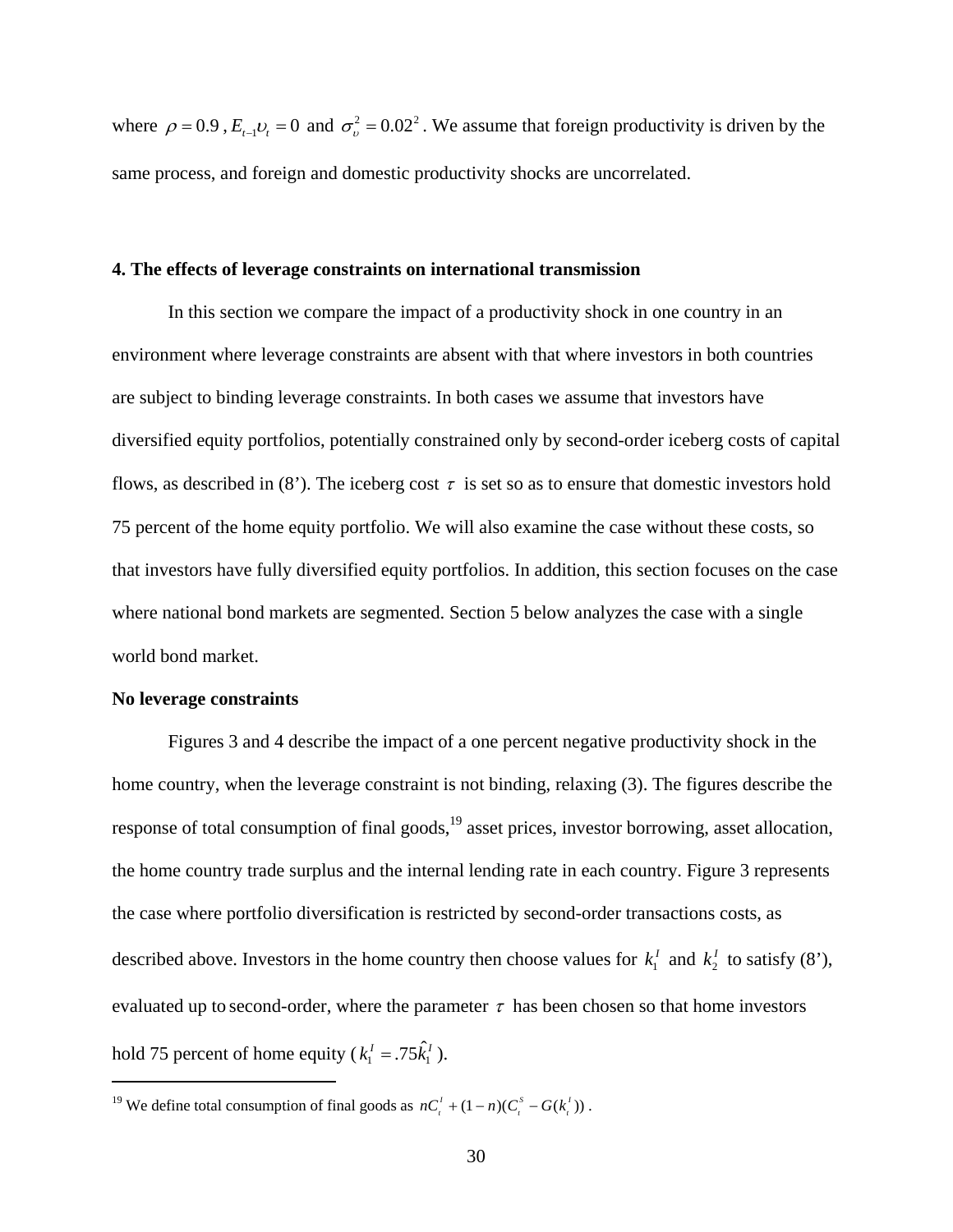where $\rho = 0.9$, $E_{t-1}\upsilon_t = 0$ and $\sigma_\upsilon^2 = 0.02^2$. We assume that foreign productivity is driven by the same process, and foreign and domestic productivity shocks are uncorrelated.

### 4. The effects of leverage constraints on international transmission

In this section we compare the impact of a productivity shock in one country in an environment where leverage constraints are absent with that where investors in both countries are subject to binding leverage constraints. In both cases we assume that investors have diversified equity portfolios, potentially constrained only by second-order iceberg costs of capital flows, as described in (8'). The iceberg cost $\tau$ is set so as to ensure that domestic investors hold 75 percent of the home equity portfolio. We will also examine the case without these costs, so that investors have fully diversified equity portfolios. In addition, this section focuses on the case where national bond markets are segmented. Section 5 below analyzes the case with a single world bond market.

**No leverage constraints**

Figures 3 and 4 describe the impact of a one percent negative productivity shock in the home country, when the leverage constraint is not binding, relaxing (3). The figures describe the response of total consumption of final goods,[19] asset prices, investor borrowing, asset allocation, the home country trade surplus and the internal lending rate in each country. Figure 3 represents the case where portfolio diversification is restricted by second-order transactions costs, as described above. Investors in the home country then choose values for $k_1^I$ and $k_2^I$ to satisfy (8'), evaluated up to second-order, where the parameter $\tau$ has been chosen so that home investors hold 75 percent of home equity ($k_1^I = .75\hat{k}_1^I$).

[19] We define total consumption of final goods as $nC_t^I + (1-n)(C_t^S - G(k_t^I))$.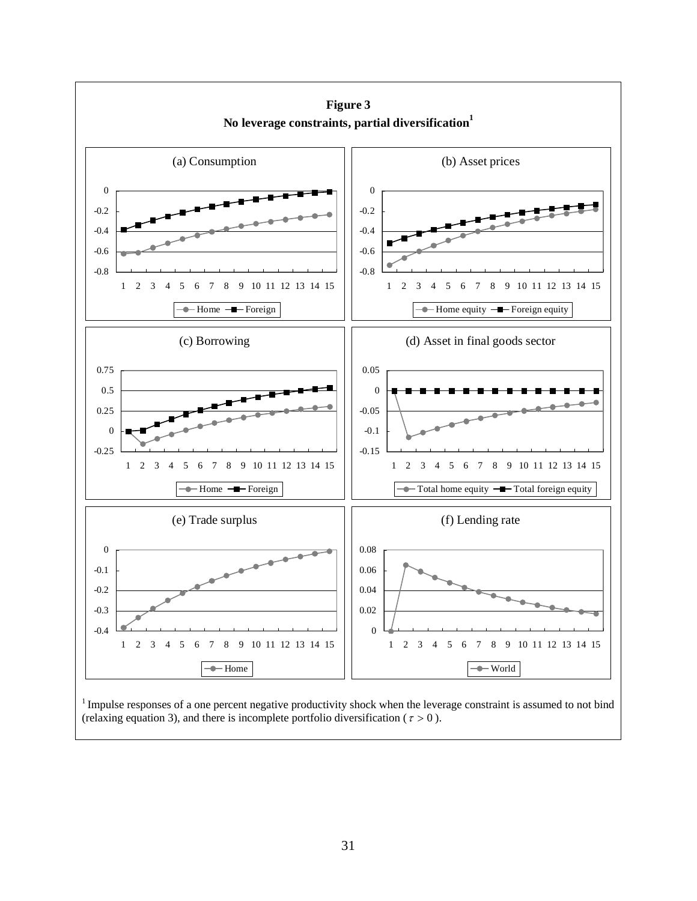**Figure 3**

**No leverage constraints, partial diversification[1]**

(a) Consumption

(b) Asset prices

(c) Borrowing

(d) Asset in final goods sector

(e) Trade surplus

(f) Lending rate

[1] Impulse responses of a one percent negative productivity shock when the leverage constraint is assumed to not bind (relaxing equation 3), and there is incomplete portfolio diversification ( $\tau > 0$ ).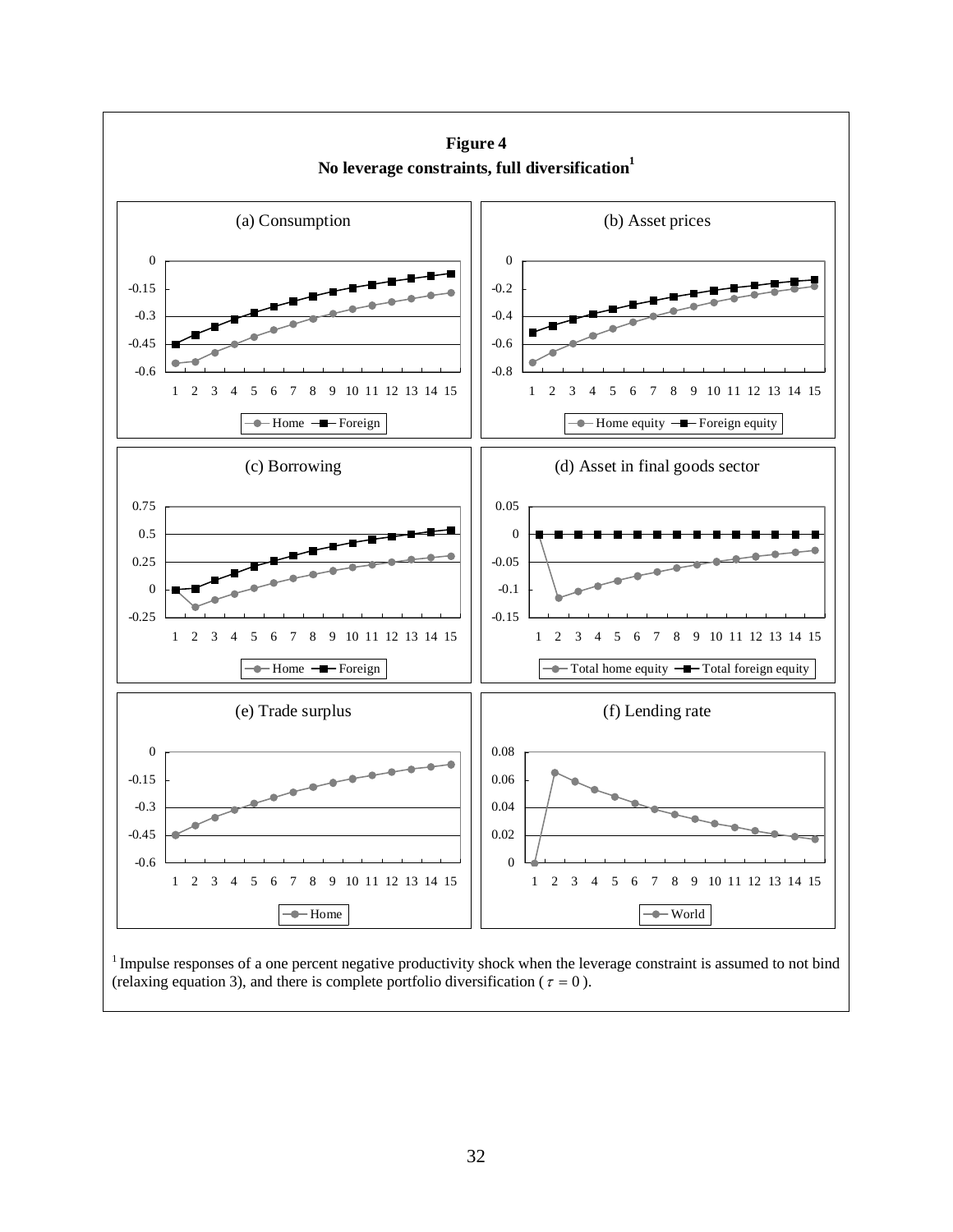**Figure 4**

**No leverage constraints, full diversification[1]**

(a) Consumption

(b) Asset prices

(c) Borrowing

(d) Asset in final goods sector

(e) Trade surplus

(f) Lending rate

[1] Impulse responses of a one percent negative productivity shock when the leverage constraint is assumed to not bind (relaxing equation 3), and there is complete portfolio diversification ( $\tau = 0$ ).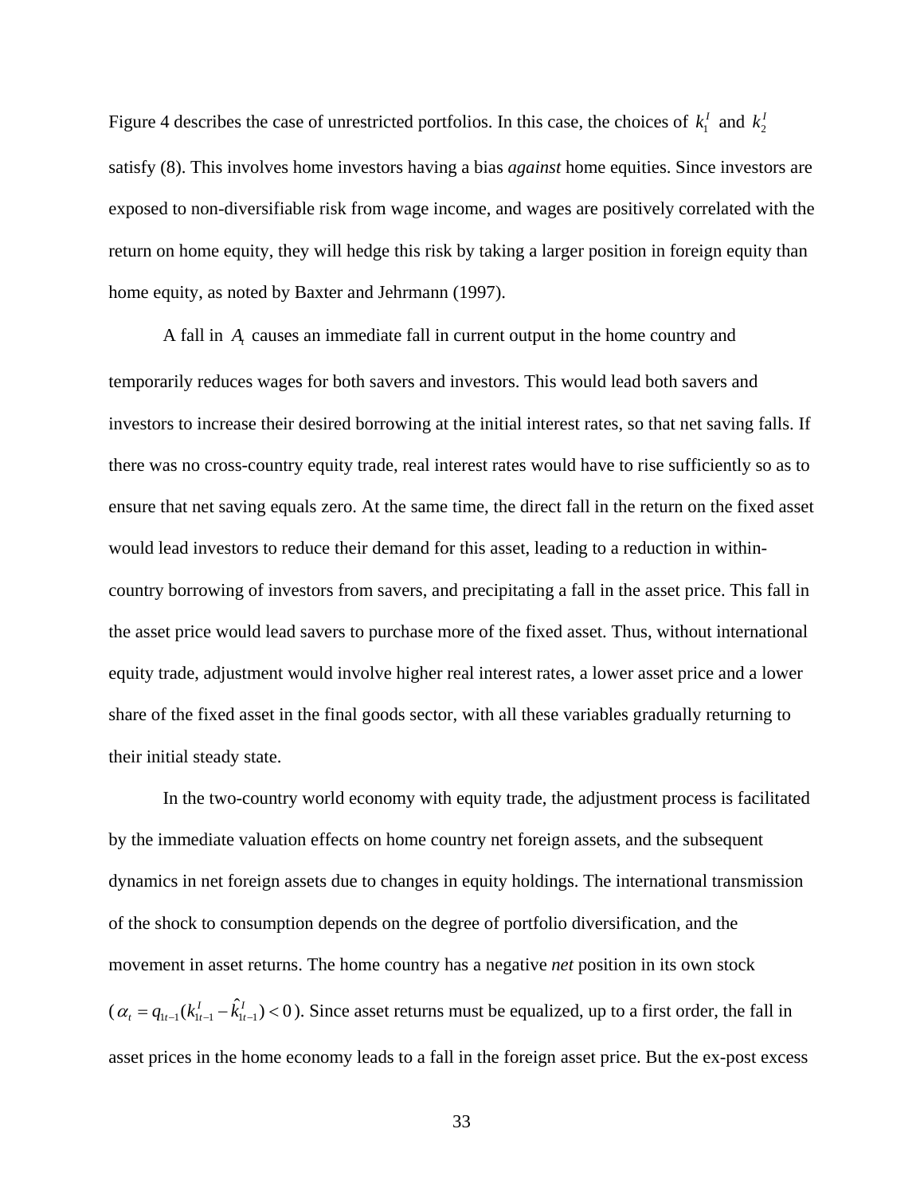Figure 4 describes the case of unrestricted portfolios. In this case, the choices of $k_1^I$ and $k_2^I$ satisfy (8). This involves home investors having a bias *against* home equities. Since investors are exposed to non-diversifiable risk from wage income, and wages are positively correlated with the return on home equity, they will hedge this risk by taking a larger position in foreign equity than home equity, as noted by Baxter and Jehrmann (1997).

A fall in $A_t$ causes an immediate fall in current output in the home country and temporarily reduces wages for both savers and investors. This would lead both savers and investors to increase their desired borrowing at the initial interest rates, so that net saving falls. If there was no cross-country equity trade, real interest rates would have to rise sufficiently so as to ensure that net saving equals zero. At the same time, the direct fall in the return on the fixed asset would lead investors to reduce their demand for this asset, leading to a reduction in within-country borrowing of investors from savers, and precipitating a fall in the asset price. This fall in the asset price would lead savers to purchase more of the fixed asset. Thus, without international equity trade, adjustment would involve higher real interest rates, a lower asset price and a lower share of the fixed asset in the final goods sector, with all these variables gradually returning to their initial steady state.

In the two-country world economy with equity trade, the adjustment process is facilitated by the immediate valuation effects on home country net foreign assets, and the subsequent dynamics in net foreign assets due to changes in equity holdings. The international transmission of the shock to consumption depends on the degree of portfolio diversification, and the movement in asset returns. The home country has a negative *net* position in its own stock ($\alpha_t = q_{1t-1}(k_{1t-1}^I - \hat{k}_{1t-1}^I) < 0$). Since asset returns must be equalized, up to a first order, the fall in asset prices in the home economy leads to a fall in the foreign asset price. But the ex-post excess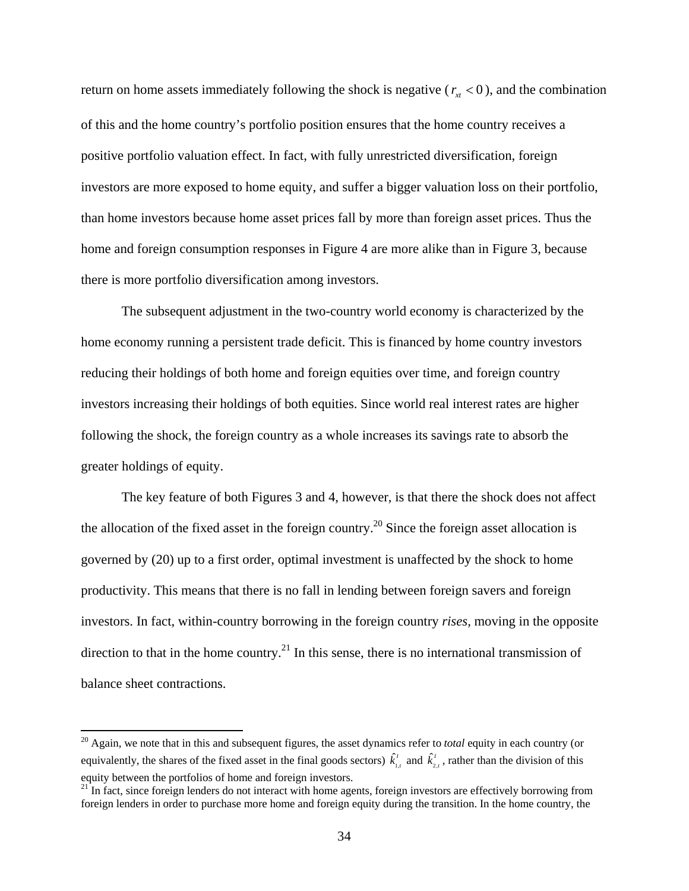return on home assets immediately following the shock is negative ($r_{xt} < 0$), and the combination of this and the home country's portfolio position ensures that the home country receives a positive portfolio valuation effect. In fact, with fully unrestricted diversification, foreign investors are more exposed to home equity, and suffer a bigger valuation loss on their portfolio, than home investors because home asset prices fall by more than foreign asset prices. Thus the home and foreign consumption responses in Figure 4 are more alike than in Figure 3, because there is more portfolio diversification among investors.

The subsequent adjustment in the two-country world economy is characterized by the home economy running a persistent trade deficit. This is financed by home country investors reducing their holdings of both home and foreign equities over time, and foreign country investors increasing their holdings of both equities. Since world real interest rates are higher following the shock, the foreign country as a whole increases its savings rate to absorb the greater holdings of equity.

The key feature of both Figures 3 and 4, however, is that there the shock does not affect the allocation of the fixed asset in the foreign country.[20] Since the foreign asset allocation is governed by (20) up to a first order, optimal investment is unaffected by the shock to home productivity. This means that there is no fall in lending between foreign savers and foreign investors. In fact, within-country borrowing in the foreign country *rises*, moving in the opposite direction to that in the home country.[21] In this sense, there is no international transmission of balance sheet contractions.

[20] Again, we note that in this and subsequent figures, the asset dynamics refer to *total* equity in each country (or equivalently, the shares of the fixed asset in the final goods sectors) $\hat{k}^{I}_{1,t}$ and $\hat{k}^{I}_{2,t}$, rather than the division of this equity between the portfolios of home and foreign investors.

[21] In fact, since foreign lenders do not interact with home agents, foreign investors are effectively borrowing from foreign lenders in order to purchase more home and foreign equity during the transition. In the home country, the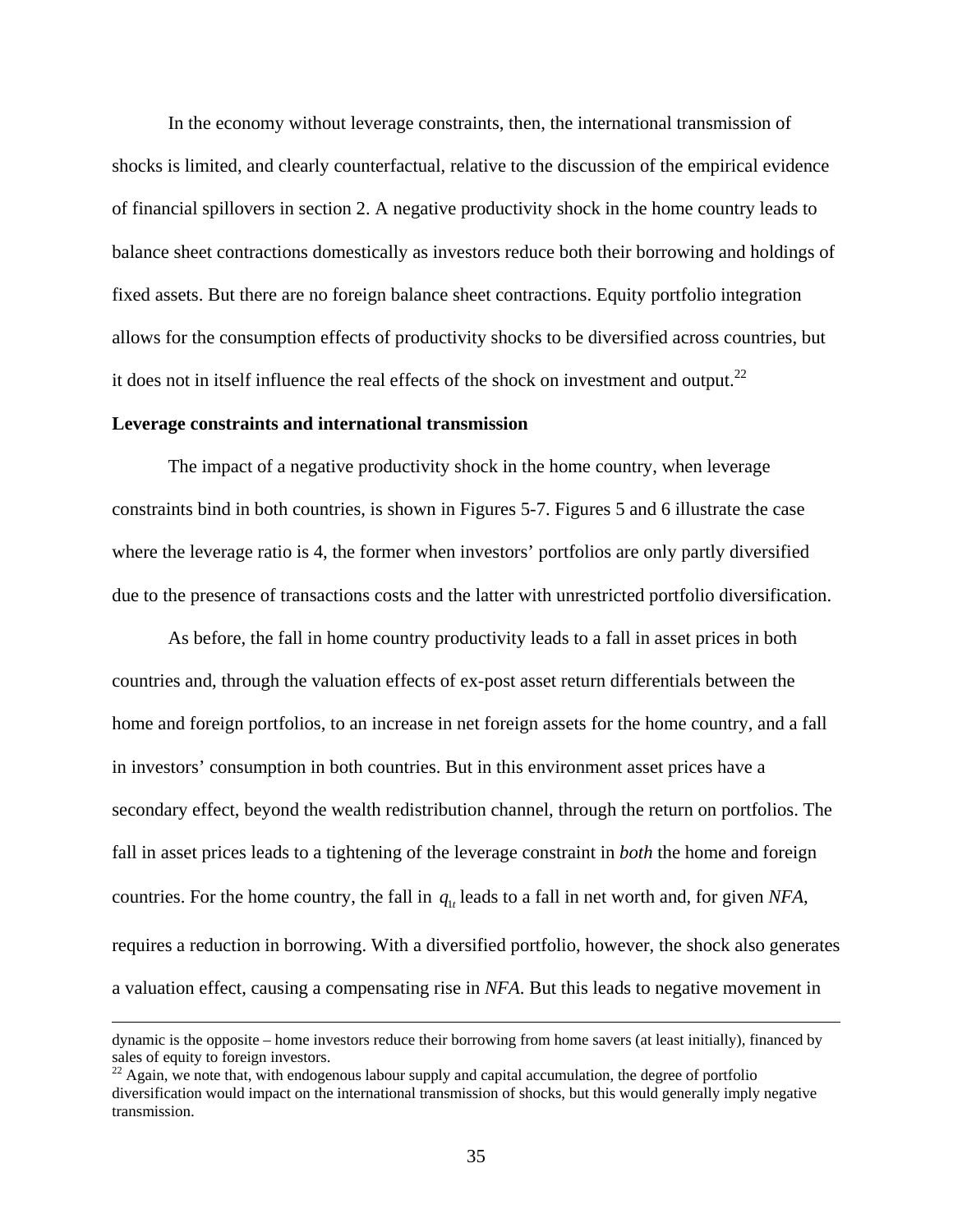In the economy without leverage constraints, then, the international transmission of shocks is limited, and clearly counterfactual, relative to the discussion of the empirical evidence of financial spillovers in section 2. A negative productivity shock in the home country leads to balance sheet contractions domestically as investors reduce both their borrowing and holdings of fixed assets. But there are no foreign balance sheet contractions. Equity portfolio integration allows for the consumption effects of productivity shocks to be diversified across countries, but it does not in itself influence the real effects of the shock on investment and output.[22]

**Leverage constraints and international transmission**

The impact of a negative productivity shock in the home country, when leverage constraints bind in both countries, is shown in Figures 5-7. Figures 5 and 6 illustrate the case where the leverage ratio is 4, the former when investors' portfolios are only partly diversified due to the presence of transactions costs and the latter with unrestricted portfolio diversification.

As before, the fall in home country productivity leads to a fall in asset prices in both countries and, through the valuation effects of ex-post asset return differentials between the home and foreign portfolios, to an increase in net foreign assets for the home country, and a fall in investors' consumption in both countries. But in this environment asset prices have a secondary effect, beyond the wealth redistribution channel, through the return on portfolios. The fall in asset prices leads to a tightening of the leverage constraint in *both* the home and foreign countries. For the home country, the fall in $q_{1t}$ leads to a fall in net worth and, for given *NFA*, requires a reduction in borrowing. With a diversified portfolio, however, the shock also generates a valuation effect, causing a compensating rise in *NFA*. But this leads to negative movement in

dynamic is the opposite – home investors reduce their borrowing from home savers (at least initially), financed by sales of equity to foreign investors.

[22] Again, we note that, with endogenous labour supply and capital accumulation, the degree of portfolio diversification would impact on the international transmission of shocks, but this would generally imply negative transmission.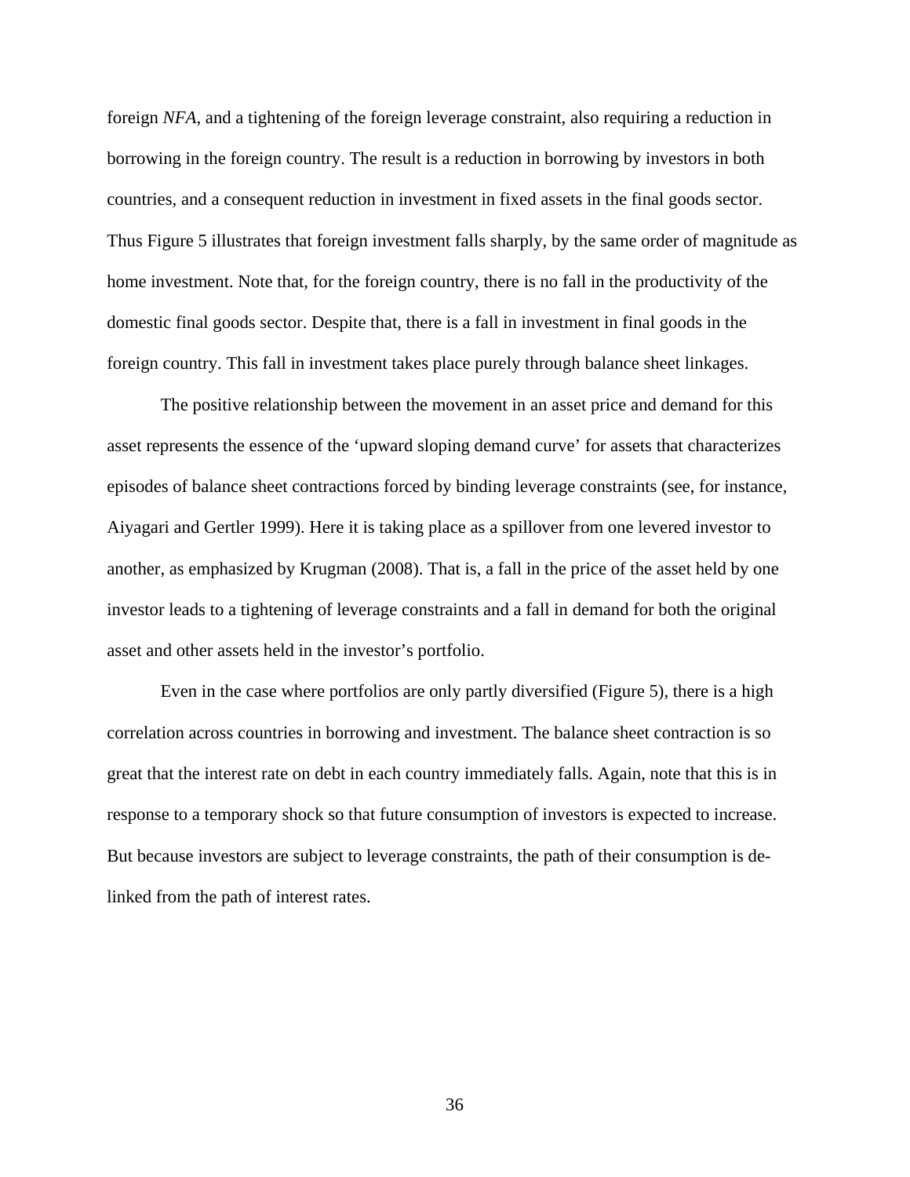foreign *NFA*, and a tightening of the foreign leverage constraint, also requiring a reduction in borrowing in the foreign country. The result is a reduction in borrowing by investors in both countries, and a consequent reduction in investment in fixed assets in the final goods sector. Thus Figure 5 illustrates that foreign investment falls sharply, by the same order of magnitude as home investment. Note that, for the foreign country, there is no fall in the productivity of the domestic final goods sector. Despite that, there is a fall in investment in final goods in the foreign country. This fall in investment takes place purely through balance sheet linkages.

The positive relationship between the movement in an asset price and demand for this asset represents the essence of the 'upward sloping demand curve' for assets that characterizes episodes of balance sheet contractions forced by binding leverage constraints (see, for instance, Aiyagari and Gertler 1999). Here it is taking place as a spillover from one levered investor to another, as emphasized by Krugman (2008). That is, a fall in the price of the asset held by one investor leads to a tightening of leverage constraints and a fall in demand for both the original asset and other assets held in the investor's portfolio.

Even in the case where portfolios are only partly diversified (Figure 5), there is a high correlation across countries in borrowing and investment. The balance sheet contraction is so great that the interest rate on debt in each country immediately falls. Again, note that this is in response to a temporary shock so that future consumption of investors is expected to increase. But because investors are subject to leverage constraints, the path of their consumption is de-linked from the path of interest rates.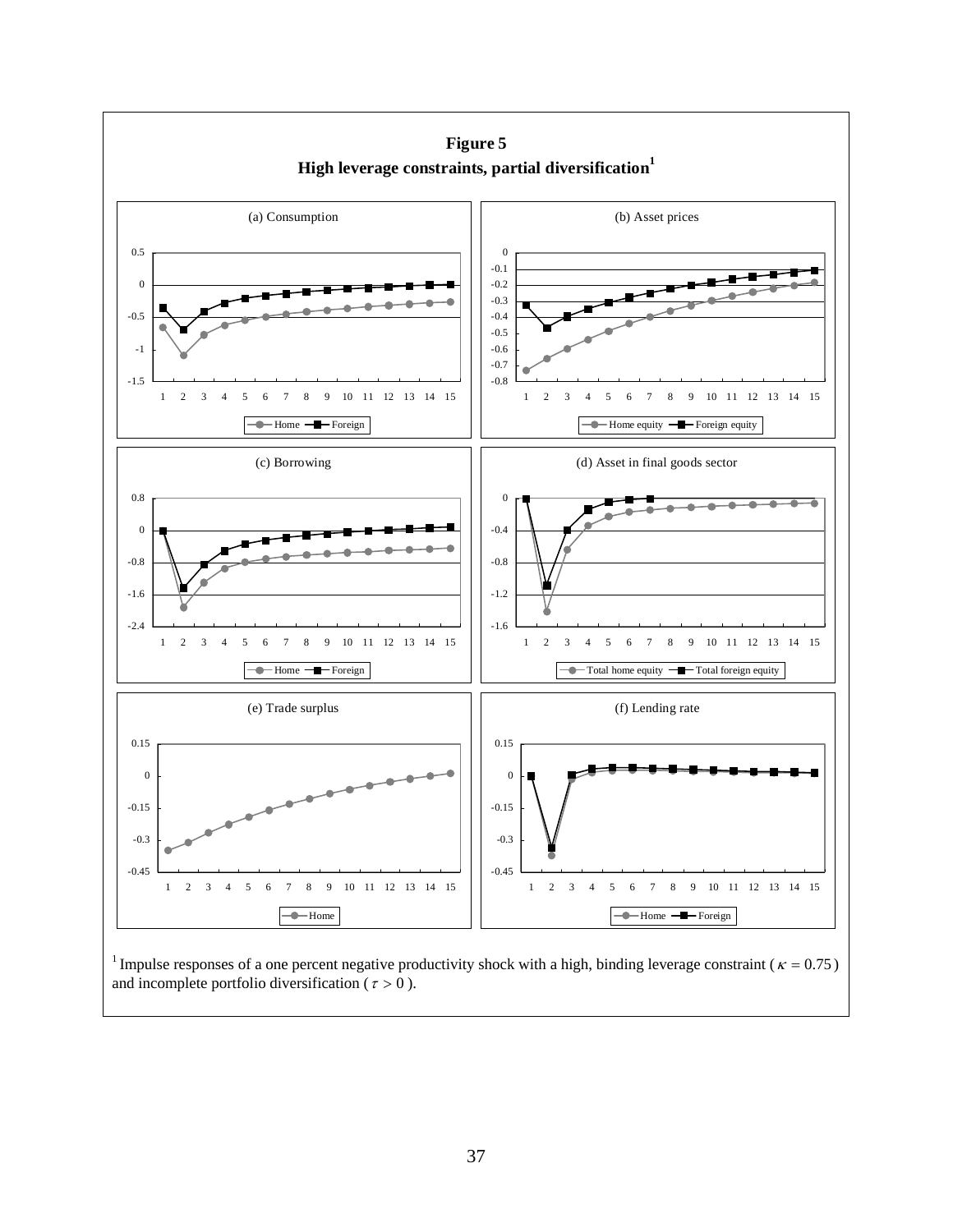**Figure 5**

**High leverage constraints, partial diversification[1]**

(a) Consumption

(b) Asset prices

(c) Borrowing

(d) Asset in final goods sector

(e) Trade surplus

(f) Lending rate

[1] Impulse responses of a one percent negative productivity shock with a high, binding leverage constraint ($\kappa = 0.75$) and incomplete portfolio diversification ($\tau > 0$).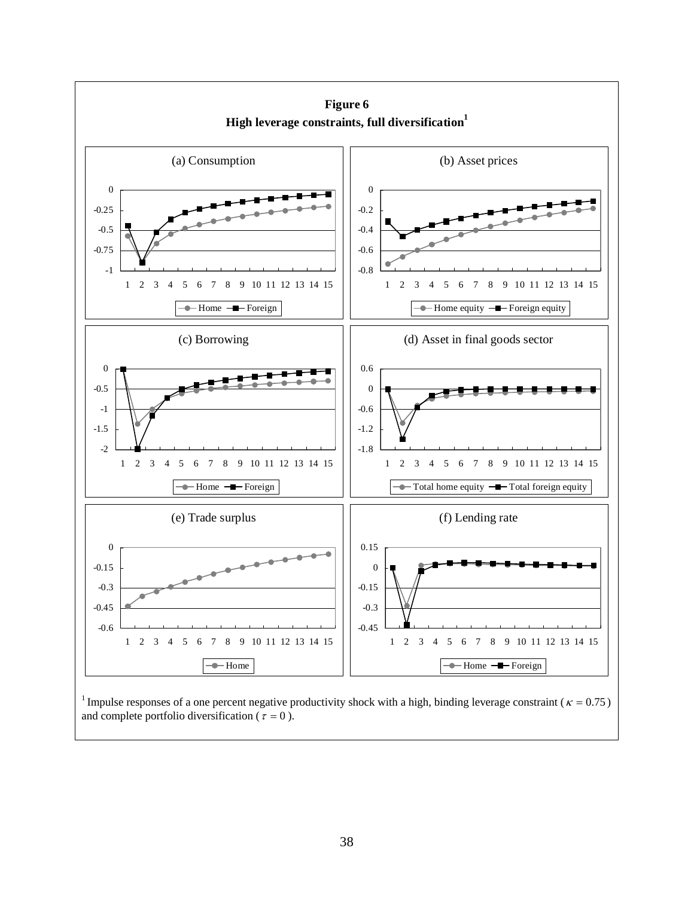**Figure 6**
**High leverage constraints, full diversification**[1]

(a) Consumption

(b) Asset prices

(c) Borrowing

(d) Asset in final goods sector

(e) Trade surplus

(f) Lending rate

[1] Impulse responses of a one percent negative productivity shock with a high, binding leverage constraint ($\kappa = 0.75$) and complete portfolio diversification ($\tau = 0$).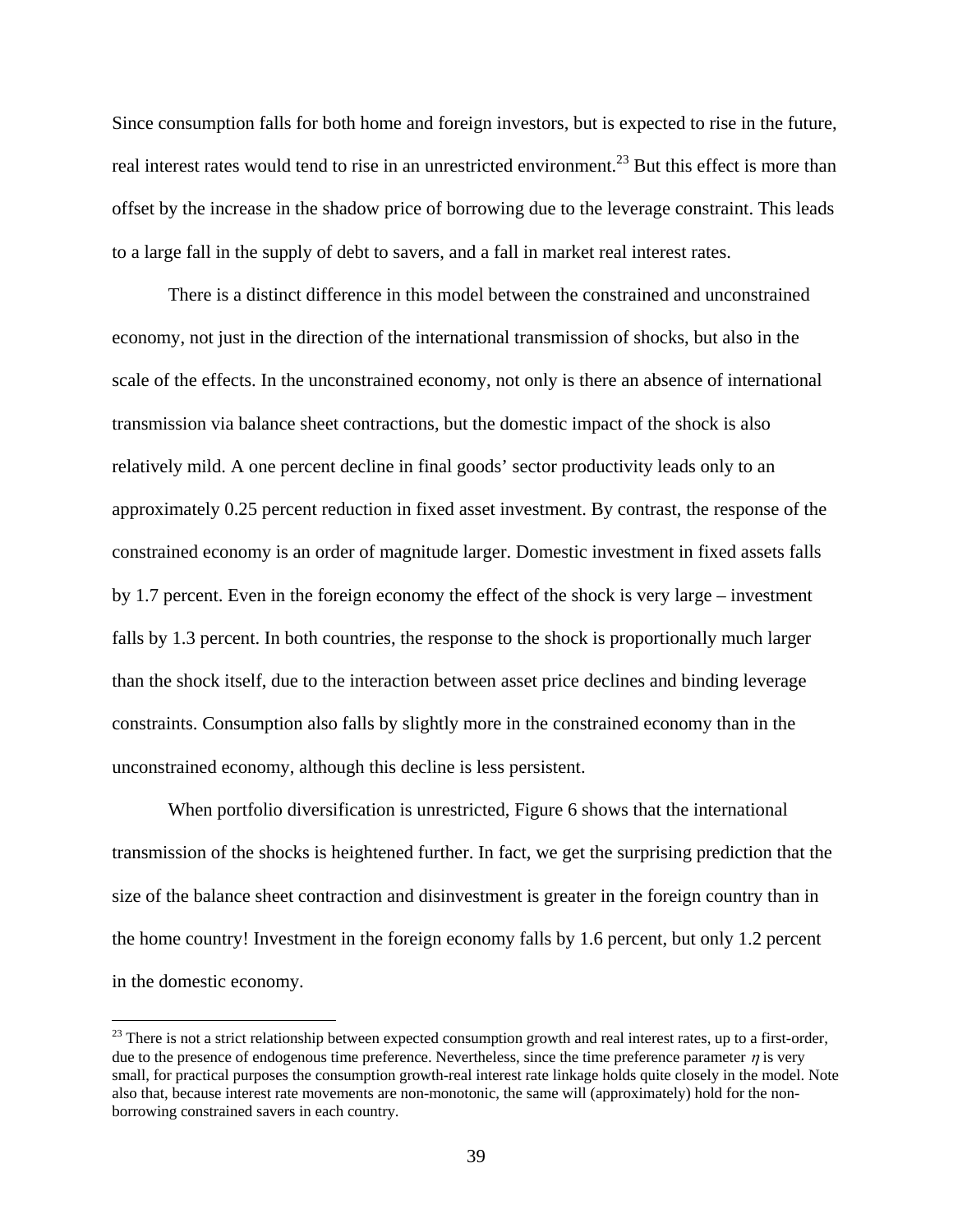Since consumption falls for both home and foreign investors, but is expected to rise in the future, real interest rates would tend to rise in an unrestricted environment.[23] But this effect is more than offset by the increase in the shadow price of borrowing due to the leverage constraint. This leads to a large fall in the supply of debt to savers, and a fall in market real interest rates.

There is a distinct difference in this model between the constrained and unconstrained economy, not just in the direction of the international transmission of shocks, but also in the scale of the effects. In the unconstrained economy, not only is there an absence of international transmission via balance sheet contractions, but the domestic impact of the shock is also relatively mild. A one percent decline in final goods' sector productivity leads only to an approximately 0.25 percent reduction in fixed asset investment. By contrast, the response of the constrained economy is an order of magnitude larger. Domestic investment in fixed assets falls by 1.7 percent. Even in the foreign economy the effect of the shock is very large – investment falls by 1.3 percent. In both countries, the response to the shock is proportionally much larger than the shock itself, due to the interaction between asset price declines and binding leverage constraints. Consumption also falls by slightly more in the constrained economy than in the unconstrained economy, although this decline is less persistent.

When portfolio diversification is unrestricted, Figure 6 shows that the international transmission of the shocks is heightened further. In fact, we get the surprising prediction that the size of the balance sheet contraction and disinvestment is greater in the foreign country than in the home country! Investment in the foreign economy falls by 1.6 percent, but only 1.2 percent in the domestic economy.

[23] There is not a strict relationship between expected consumption growth and real interest rates, up to a first-order, due to the presence of endogenous time preference. Nevertheless, since the time preference parameter $\eta$ is very small, for practical purposes the consumption growth-real interest rate linkage holds quite closely in the model. Note also that, because interest rate movements are non-monotonic, the same will (approximately) hold for the non-borrowing constrained savers in each country.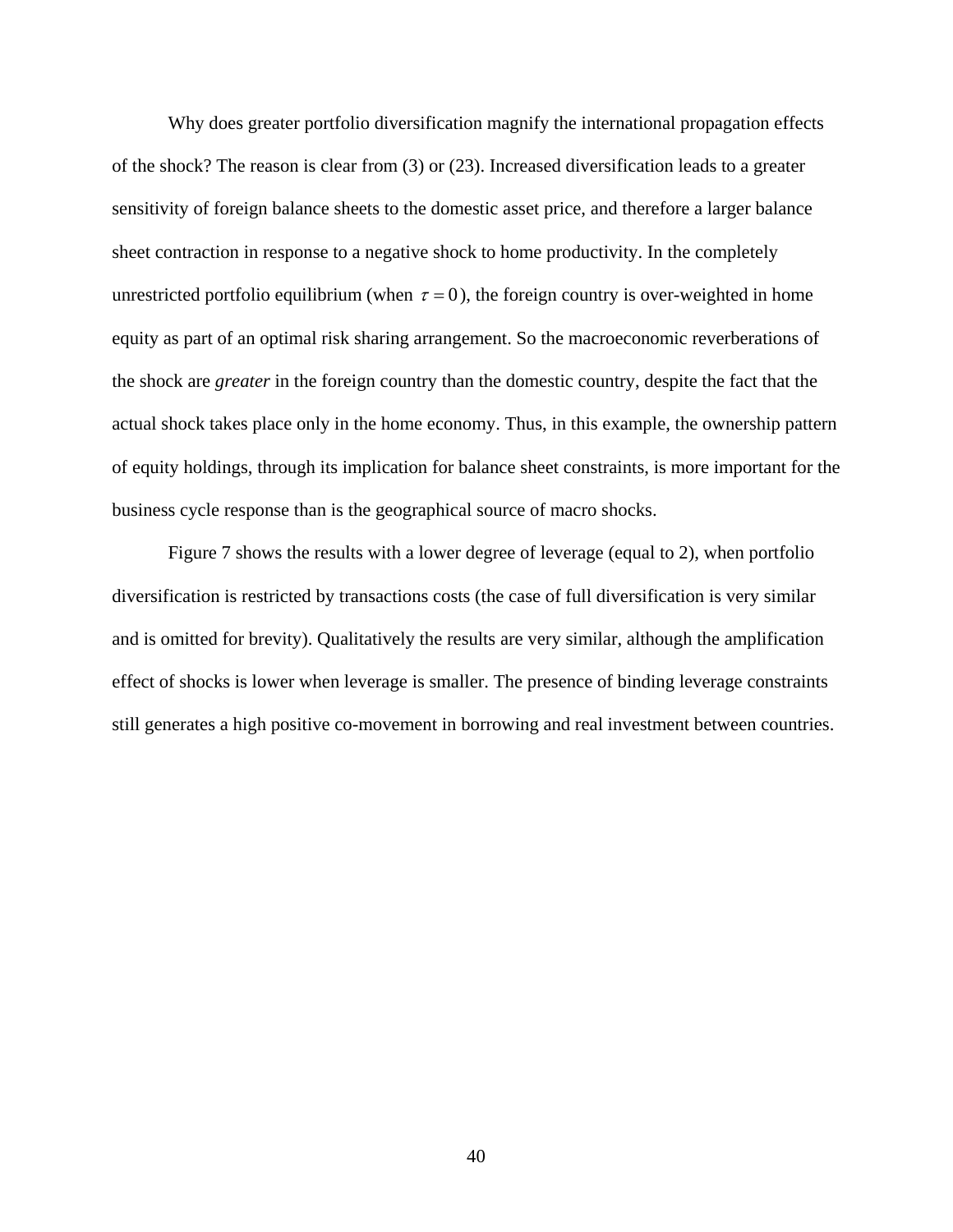Why does greater portfolio diversification magnify the international propagation effects of the shock? The reason is clear from (3) or (23). Increased diversification leads to a greater sensitivity of foreign balance sheets to the domestic asset price, and therefore a larger balance sheet contraction in response to a negative shock to home productivity. In the completely unrestricted portfolio equilibrium (when $\tau = 0$), the foreign country is over-weighted in home equity as part of an optimal risk sharing arrangement. So the macroeconomic reverberations of the shock are *greater* in the foreign country than the domestic country, despite the fact that the actual shock takes place only in the home economy. Thus, in this example, the ownership pattern of equity holdings, through its implication for balance sheet constraints, is more important for the business cycle response than is the geographical source of macro shocks.

Figure 7 shows the results with a lower degree of leverage (equal to 2), when portfolio diversification is restricted by transactions costs (the case of full diversification is very similar and is omitted for brevity). Qualitatively the results are very similar, although the amplification effect of shocks is lower when leverage is smaller. The presence of binding leverage constraints still generates a high positive co-movement in borrowing and real investment between countries.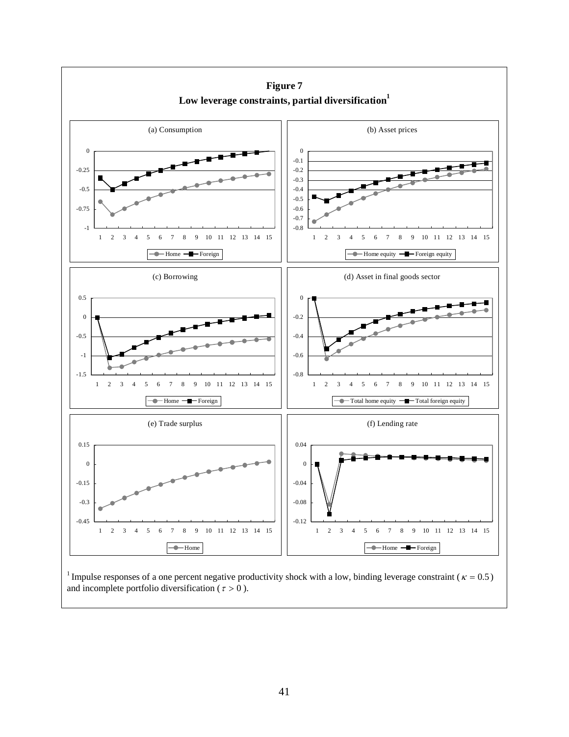**Figure 7**

**Low leverage constraints, partial diversification**[1]

(a) Consumption

(b) Asset prices

(c) Borrowing

(d) Asset in final goods sector

(e) Trade surplus

(f) Lending rate

[1] Impulse responses of a one percent negative productivity shock with a low, binding leverage constraint ($\kappa = 0.5$) and incomplete portfolio diversification ($\tau > 0$).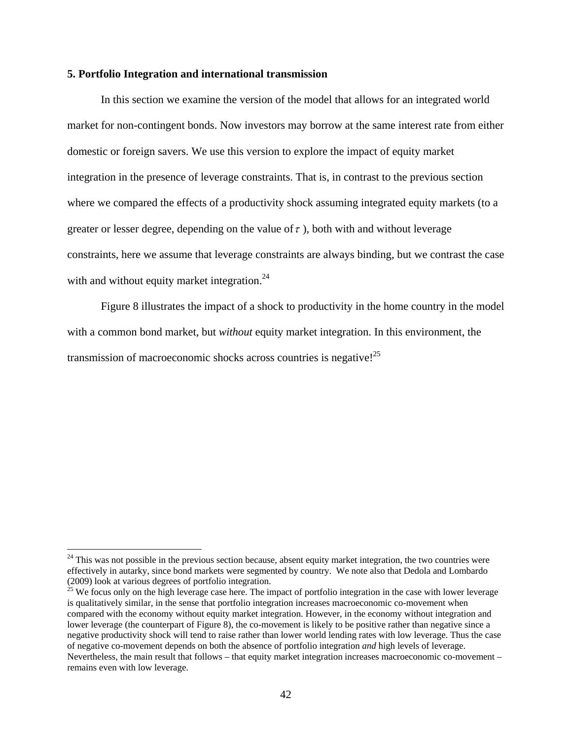### 5. Portfolio Integration and international transmission

In this section we examine the version of the model that allows for an integrated world market for non-contingent bonds. Now investors may borrow at the same interest rate from either domestic or foreign savers. We use this version to explore the impact of equity market integration in the presence of leverage constraints. That is, in contrast to the previous section where we compared the effects of a productivity shock assuming integrated equity markets (to a greater or lesser degree, depending on the value of $\tau$ ), both with and without leverage constraints, here we assume that leverage constraints are always binding, but we contrast the case with and without equity market integration.[24]

Figure 8 illustrates the impact of a shock to productivity in the home country in the model with a common bond market, but *without* equity market integration. In this environment, the transmission of macroeconomic shocks across countries is negative![25]

---

[24] This was not possible in the previous section because, absent equity market integration, the two countries were effectively in autarky, since bond markets were segmented by country. We note also that Dedola and Lombardo (2009) look at various degrees of portfolio integration.

[25] We focus only on the high leverage case here. The impact of portfolio integration in the case with lower leverage is qualitatively similar, in the sense that portfolio integration increases macroeconomic co-movement when compared with the economy without equity market integration. However, in the economy without integration and lower leverage (the counterpart of Figure 8), the co-movement is likely to be positive rather than negative since a negative productivity shock will tend to raise rather than lower world lending rates with low leverage. Thus the case of negative co-movement depends on both the absence of portfolio integration *and* high levels of leverage. Nevertheless, the main result that follows – that equity market integration increases macroeconomic co-movement – remains even with low leverage.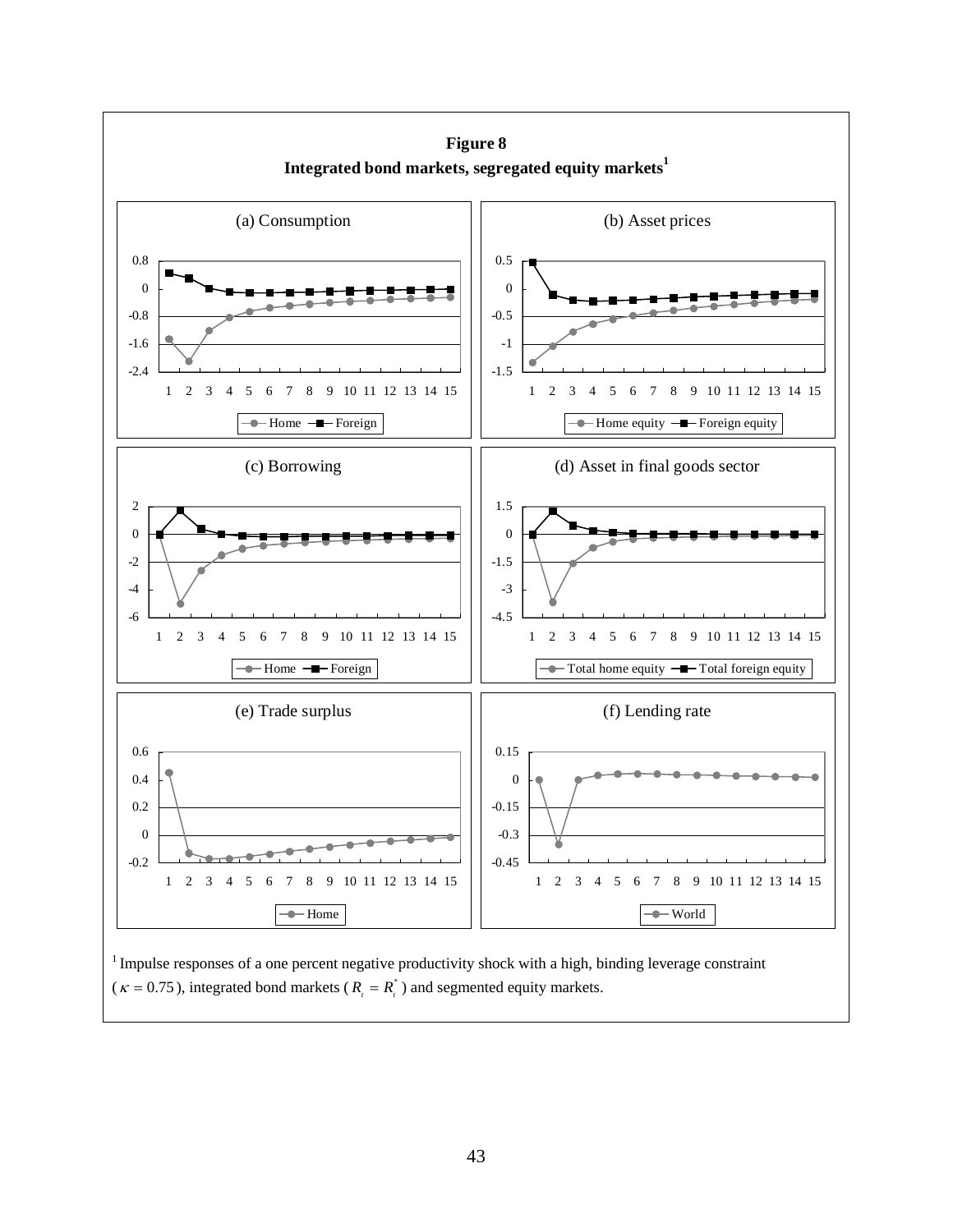**Figure 8**

**Integrated bond markets, segregated equity markets[1]**

(a) Consumption

(b) Asset prices

(c) Borrowing

(d) Asset in final goods sector

(e) Trade surplus

(f) Lending rate

[1] Impulse responses of a one percent negative productivity shock with a high, binding leverage constraint ($\kappa = 0.75$), integrated bond markets ($R_t = R_t^*$) and segmented equity markets.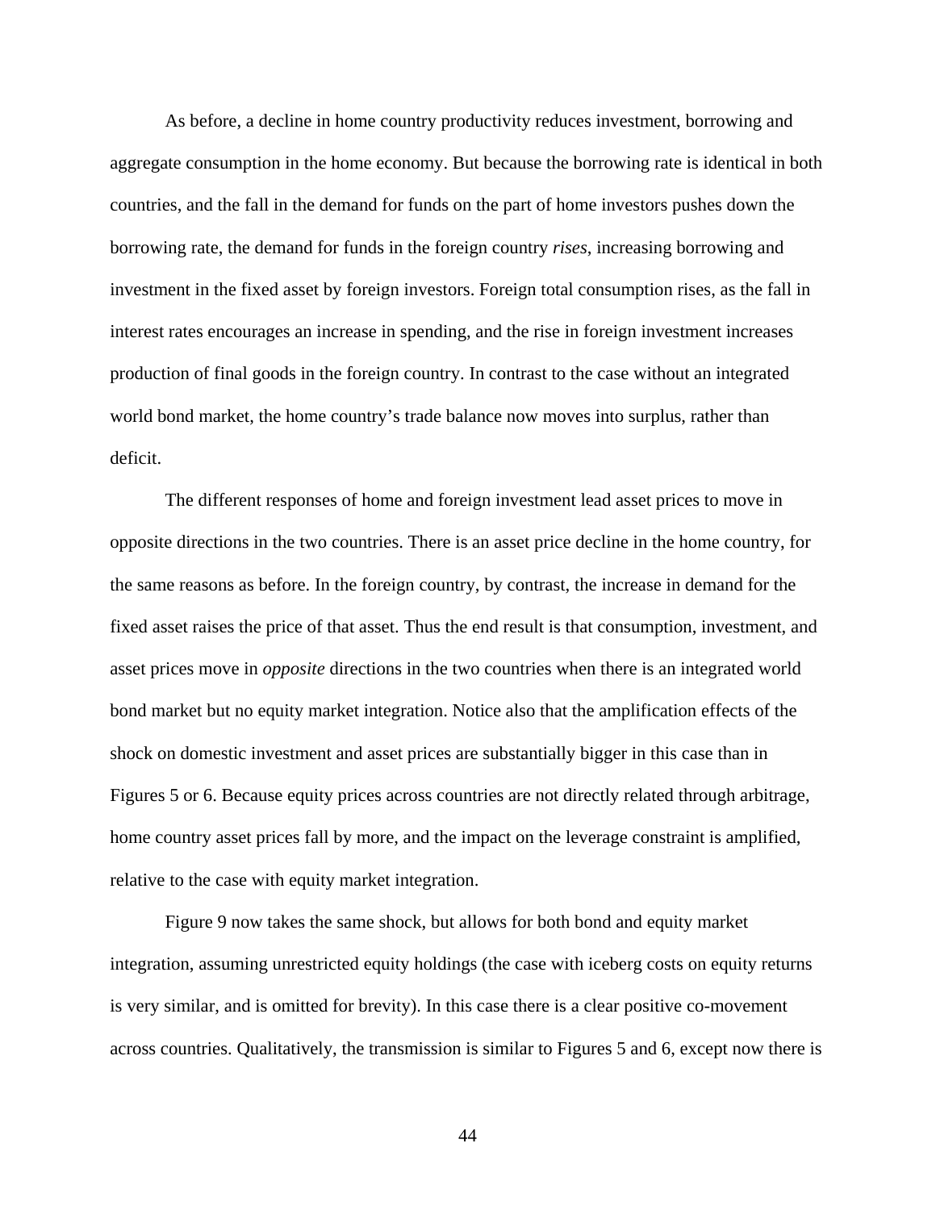As before, a decline in home country productivity reduces investment, borrowing and aggregate consumption in the home economy. But because the borrowing rate is identical in both countries, and the fall in the demand for funds on the part of home investors pushes down the borrowing rate, the demand for funds in the foreign country *rises*, increasing borrowing and investment in the fixed asset by foreign investors. Foreign total consumption rises, as the fall in interest rates encourages an increase in spending, and the rise in foreign investment increases production of final goods in the foreign country. In contrast to the case without an integrated world bond market, the home country's trade balance now moves into surplus, rather than deficit.

The different responses of home and foreign investment lead asset prices to move in opposite directions in the two countries. There is an asset price decline in the home country, for the same reasons as before. In the foreign country, by contrast, the increase in demand for the fixed asset raises the price of that asset. Thus the end result is that consumption, investment, and asset prices move in *opposite* directions in the two countries when there is an integrated world bond market but no equity market integration. Notice also that the amplification effects of the shock on domestic investment and asset prices are substantially bigger in this case than in Figures 5 or 6. Because equity prices across countries are not directly related through arbitrage, home country asset prices fall by more, and the impact on the leverage constraint is amplified, relative to the case with equity market integration.

Figure 9 now takes the same shock, but allows for both bond and equity market integration, assuming unrestricted equity holdings (the case with iceberg costs on equity returns is very similar, and is omitted for brevity). In this case there is a clear positive co-movement across countries. Qualitatively, the transmission is similar to Figures 5 and 6, except now there is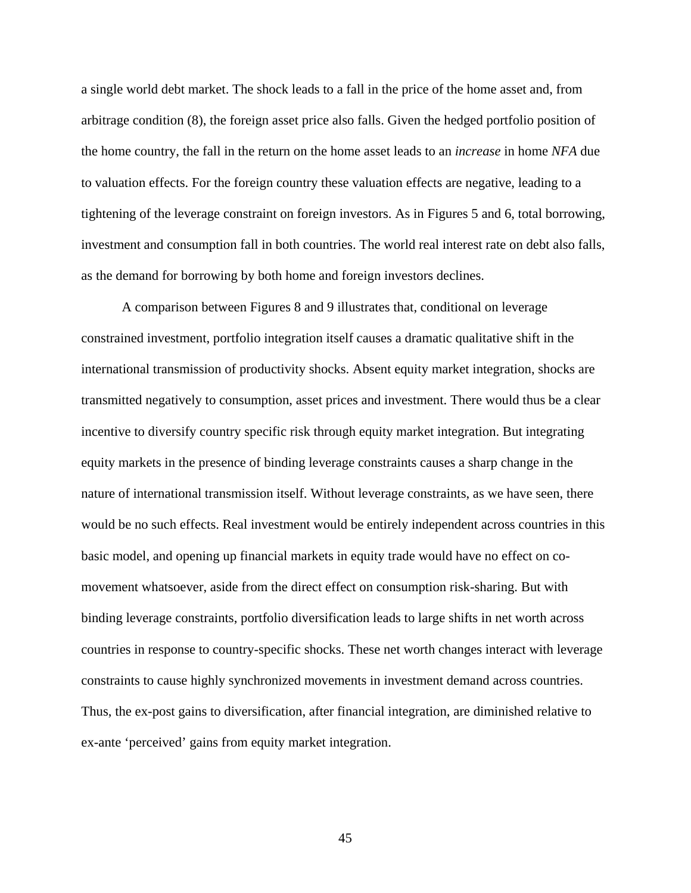a single world debt market. The shock leads to a fall in the price of the home asset and, from arbitrage condition (8), the foreign asset price also falls. Given the hedged portfolio position of the home country, the fall in the return on the home asset leads to an *increase* in home *NFA* due to valuation effects. For the foreign country these valuation effects are negative, leading to a tightening of the leverage constraint on foreign investors. As in Figures 5 and 6, total borrowing, investment and consumption fall in both countries. The world real interest rate on debt also falls, as the demand for borrowing by both home and foreign investors declines.

A comparison between Figures 8 and 9 illustrates that, conditional on leverage constrained investment, portfolio integration itself causes a dramatic qualitative shift in the international transmission of productivity shocks. Absent equity market integration, shocks are transmitted negatively to consumption, asset prices and investment. There would thus be a clear incentive to diversify country specific risk through equity market integration. But integrating equity markets in the presence of binding leverage constraints causes a sharp change in the nature of international transmission itself. Without leverage constraints, as we have seen, there would be no such effects. Real investment would be entirely independent across countries in this basic model, and opening up financial markets in equity trade would have no effect on co-movement whatsoever, aside from the direct effect on consumption risk-sharing. But with binding leverage constraints, portfolio diversification leads to large shifts in net worth across countries in response to country-specific shocks. These net worth changes interact with leverage constraints to cause highly synchronized movements in investment demand across countries. Thus, the ex-post gains to diversification, after financial integration, are diminished relative to ex-ante 'perceived' gains from equity market integration.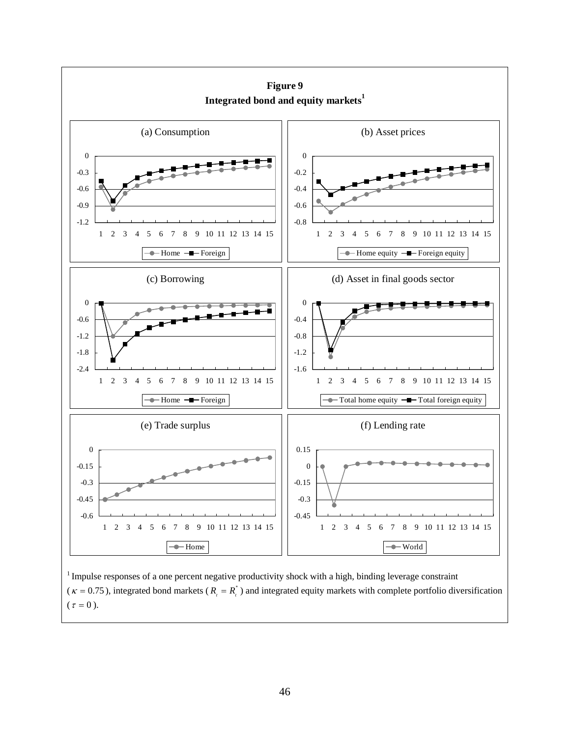**Figure 9**
**Integrated bond and equity markets**[1]

(a) Consumption

(b) Asset prices

(c) Borrowing

(d) Asset in final goods sector

(e) Trade surplus

(f) Lending rate

[1] Impulse responses of a one percent negative productivity shock with a high, binding leverage constraint ($\kappa = 0.75$), integrated bond markets ($R_t = R_t^*$) and integrated equity markets with complete portfolio diversification ($\tau = 0$).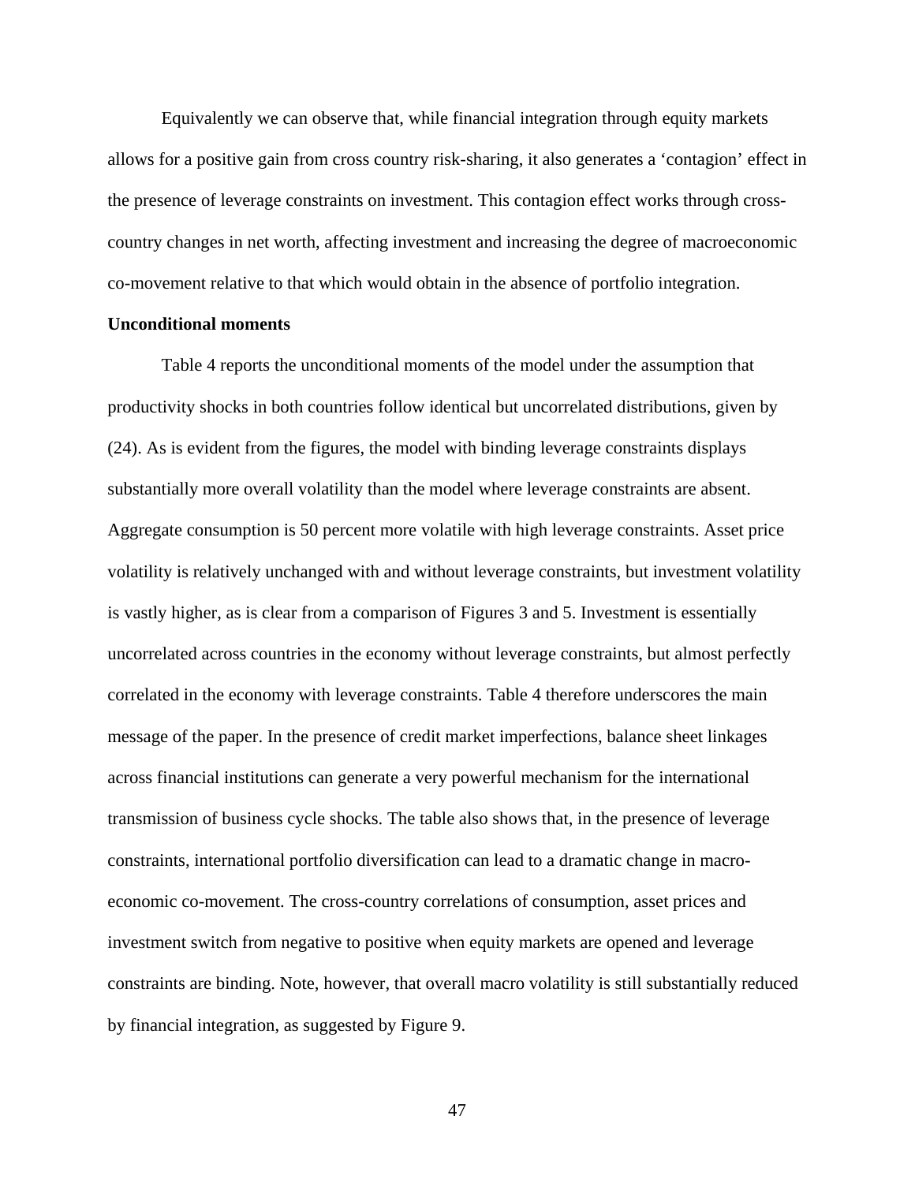Equivalently we can observe that, while financial integration through equity markets allows for a positive gain from cross country risk-sharing, it also generates a 'contagion' effect in the presence of leverage constraints on investment. This contagion effect works through cross-country changes in net worth, affecting investment and increasing the degree of macroeconomic co-movement relative to that which would obtain in the absence of portfolio integration.

**Unconditional moments**

Table 4 reports the unconditional moments of the model under the assumption that productivity shocks in both countries follow identical but uncorrelated distributions, given by (24). As is evident from the figures, the model with binding leverage constraints displays substantially more overall volatility than the model where leverage constraints are absent. Aggregate consumption is 50 percent more volatile with high leverage constraints. Asset price volatility is relatively unchanged with and without leverage constraints, but investment volatility is vastly higher, as is clear from a comparison of Figures 3 and 5. Investment is essentially uncorrelated across countries in the economy without leverage constraints, but almost perfectly correlated in the economy with leverage constraints. Table 4 therefore underscores the main message of the paper. In the presence of credit market imperfections, balance sheet linkages across financial institutions can generate a very powerful mechanism for the international transmission of business cycle shocks. The table also shows that, in the presence of leverage constraints, international portfolio diversification can lead to a dramatic change in macro-economic co-movement. The cross-country correlations of consumption, asset prices and investment switch from negative to positive when equity markets are opened and leverage constraints are binding. Note, however, that overall macro volatility is still substantially reduced by financial integration, as suggested by Figure 9.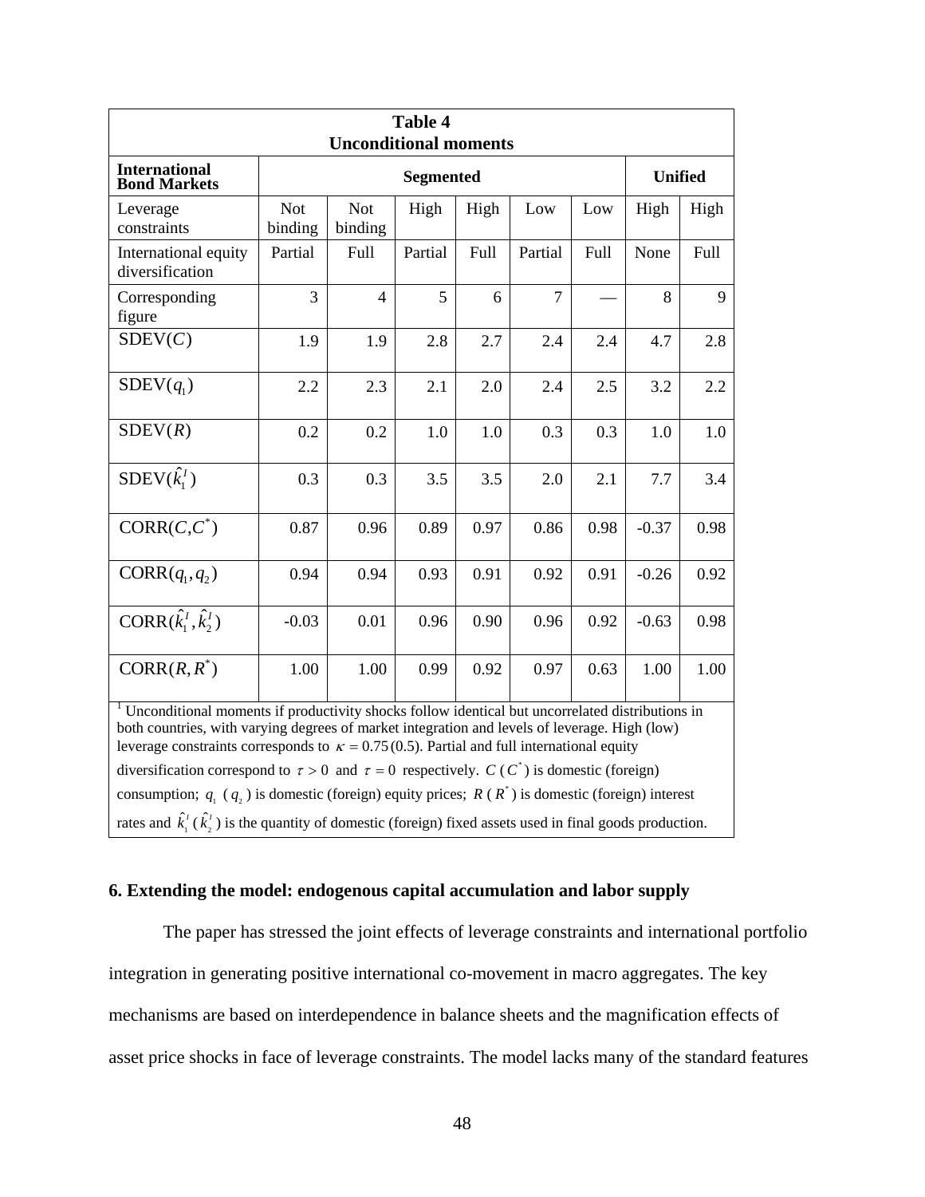**Table 4**
**Unconditional moments**

| **International Bond Markets** | **Segmented** | | | | | | **Unified** | |
|---|---|---|---|---|---|---|---|---|
| Leverage constraints | Not binding | Not binding | High | High | Low | Low | High | High |
| International equity diversification | Partial | Full | Partial | Full | Partial | Full | None | Full |
| Corresponding figure | 3 | 4 | 5 | 6 | 7 | — | 8 | 9 |
| $\text{SDEV}(C)$ | 1.9 | 1.9 | 2.8 | 2.7 | 2.4 | 2.4 | 4.7 | 2.8 |
| $\text{SDEV}(q_1)$ | 2.2 | 2.3 | 2.1 | 2.0 | 2.4 | 2.5 | 3.2 | 2.2 |
| $\text{SDEV}(R)$ | 0.2 | 0.2 | 1.0 | 1.0 | 0.3 | 0.3 | 1.0 | 1.0 |
| $\text{SDEV}(\hat{k}_1^I)$ | 0.3 | 0.3 | 3.5 | 3.5 | 2.0 | 2.1 | 7.7 | 3.4 |
| $\text{CORR}(C, C^*)$ | 0.87 | 0.96 | 0.89 | 0.97 | 0.86 | 0.98 | -0.37 | 0.98 |
| $\text{CORR}(q_1, q_2)$ | 0.94 | 0.94 | 0.93 | 0.91 | 0.92 | 0.91 | -0.26 | 0.92 |
| $\text{CORR}(\hat{k}_1^I, \hat{k}_2^I)$ | -0.03 | 0.01 | 0.96 | 0.90 | 0.96 | 0.92 | -0.63 | 0.98 |
| $\text{CORR}(R, R^*)$ | 1.00 | 1.00 | 0.99 | 0.92 | 0.97 | 0.63 | 1.00 | 1.00 |

[1] Unconditional moments if productivity shocks follow identical but uncorrelated distributions in both countries, with varying degrees of market integration and levels of leverage. High (low) leverage constraints corresponds to $\kappa = 0.75\,(0.5)$. Partial and full international equity diversification correspond to $\tau > 0$ and $\tau = 0$ respectively. $C$ ($C^*$) is domestic (foreign) consumption; $q_1$ ($q_2$) is domestic (foreign) equity prices; $R$ ($R^*$) is domestic (foreign) interest rates and $\hat{k}_1^I$ ($\hat{k}_2^I$) is the quantity of domestic (foreign) fixed assets used in final goods production.

## 6. Extending the model: endogenous capital accumulation and labor supply

The paper has stressed the joint effects of leverage constraints and international portfolio integration in generating positive international co-movement in macro aggregates. The key mechanisms are based on interdependence in balance sheets and the magnification effects of asset price shocks in face of leverage constraints. The model lacks many of the standard features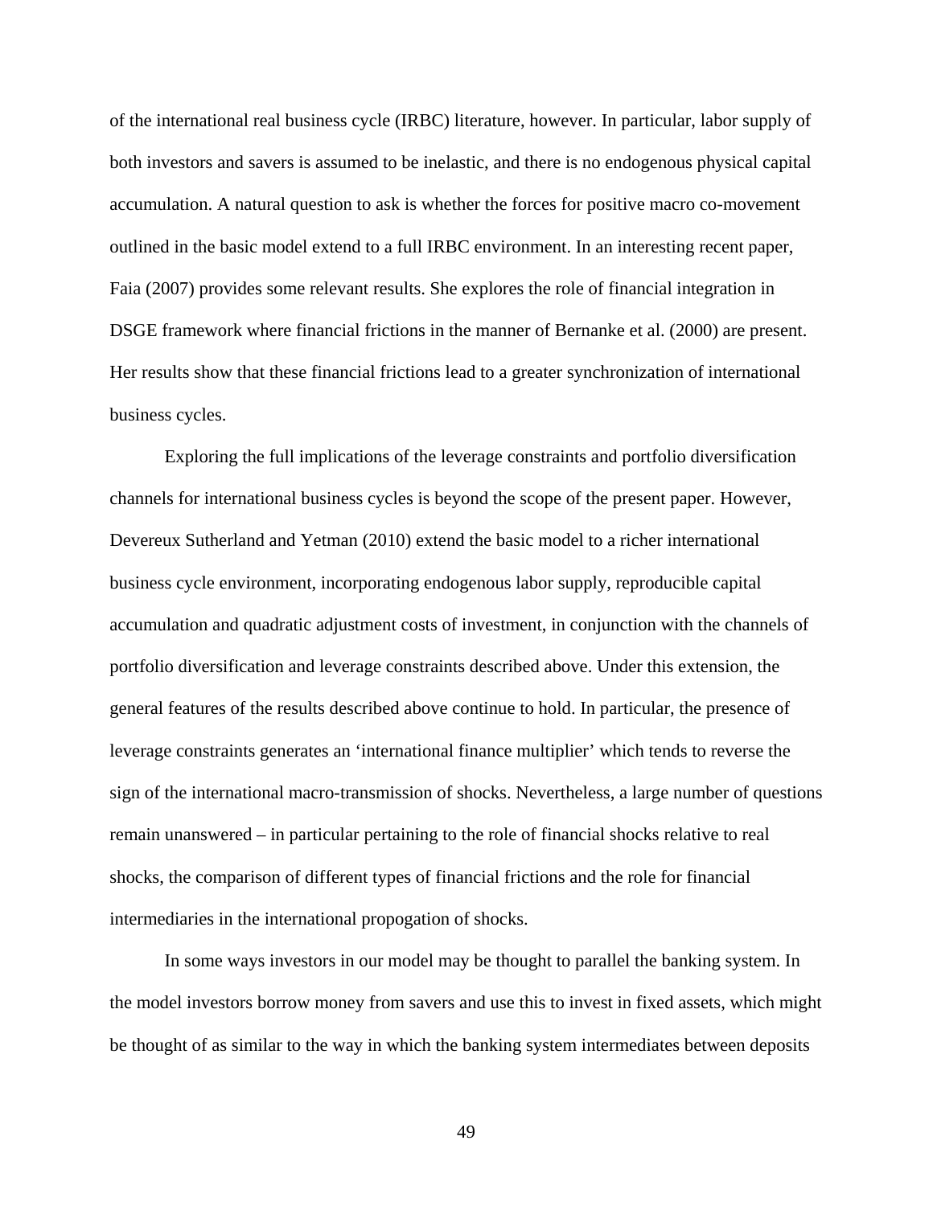of the international real business cycle (IRBC) literature, however. In particular, labor supply of both investors and savers is assumed to be inelastic, and there is no endogenous physical capital accumulation. A natural question to ask is whether the forces for positive macro co-movement outlined in the basic model extend to a full IRBC environment. In an interesting recent paper, Faia (2007) provides some relevant results. She explores the role of financial integration in DSGE framework where financial frictions in the manner of Bernanke et al. (2000) are present. Her results show that these financial frictions lead to a greater synchronization of international business cycles.

Exploring the full implications of the leverage constraints and portfolio diversification channels for international business cycles is beyond the scope of the present paper. However, Devereux Sutherland and Yetman (2010) extend the basic model to a richer international business cycle environment, incorporating endogenous labor supply, reproducible capital accumulation and quadratic adjustment costs of investment, in conjunction with the channels of portfolio diversification and leverage constraints described above. Under this extension, the general features of the results described above continue to hold. In particular, the presence of leverage constraints generates an 'international finance multiplier' which tends to reverse the sign of the international macro-transmission of shocks. Nevertheless, a large number of questions remain unanswered – in particular pertaining to the role of financial shocks relative to real shocks, the comparison of different types of financial frictions and the role for financial intermediaries in the international propogation of shocks.

In some ways investors in our model may be thought to parallel the banking system. In the model investors borrow money from savers and use this to invest in fixed assets, which might be thought of as similar to the way in which the banking system intermediates between deposits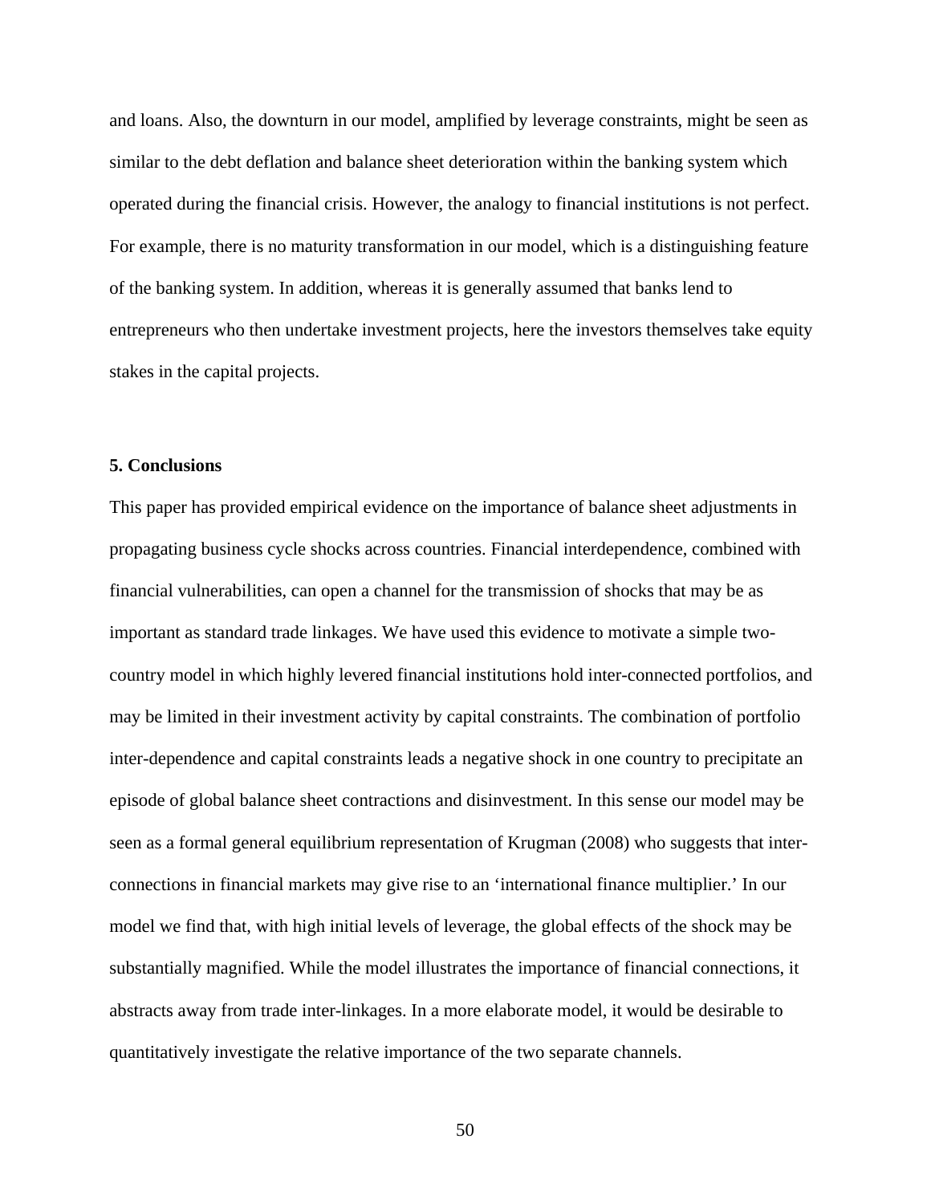and loans. Also, the downturn in our model, amplified by leverage constraints, might be seen as similar to the debt deflation and balance sheet deterioration within the banking system which operated during the financial crisis. However, the analogy to financial institutions is not perfect. For example, there is no maturity transformation in our model, which is a distinguishing feature of the banking system. In addition, whereas it is generally assumed that banks lend to entrepreneurs who then undertake investment projects, here the investors themselves take equity stakes in the capital projects.

## 5. Conclusions

This paper has provided empirical evidence on the importance of balance sheet adjustments in propagating business cycle shocks across countries. Financial interdependence, combined with financial vulnerabilities, can open a channel for the transmission of shocks that may be as important as standard trade linkages. We have used this evidence to motivate a simple two-country model in which highly levered financial institutions hold inter-connected portfolios, and may be limited in their investment activity by capital constraints. The combination of portfolio inter-dependence and capital constraints leads a negative shock in one country to precipitate an episode of global balance sheet contractions and disinvestment. In this sense our model may be seen as a formal general equilibrium representation of Krugman (2008) who suggests that inter-connections in financial markets may give rise to an 'international finance multiplier.' In our model we find that, with high initial levels of leverage, the global effects of the shock may be substantially magnified. While the model illustrates the importance of financial connections, it abstracts away from trade inter-linkages. In a more elaborate model, it would be desirable to quantitatively investigate the relative importance of the two separate channels.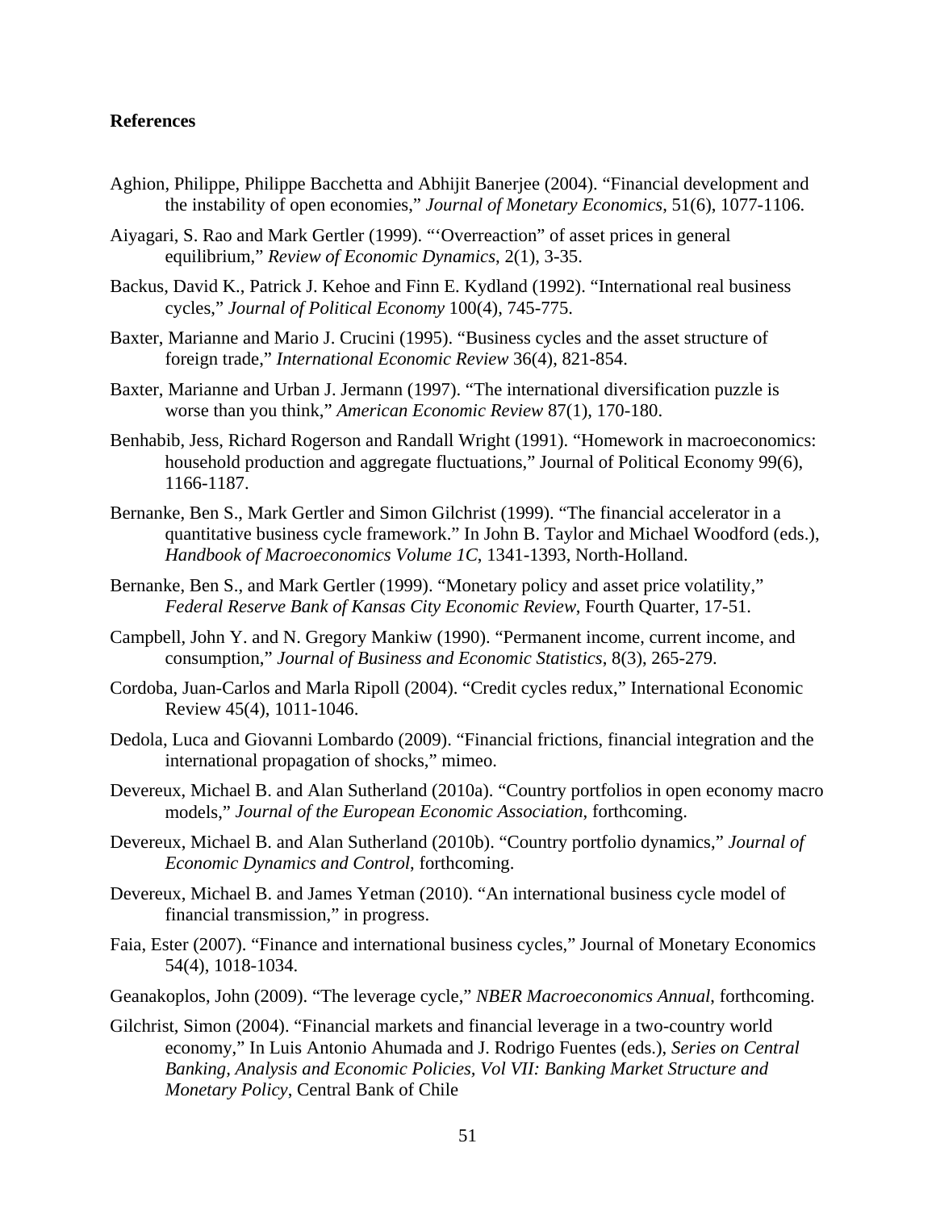**References**

Aghion, Philippe, Philippe Bacchetta and Abhijit Banerjee (2004). "Financial development and the instability of open economies," *Journal of Monetary Economics*, 51(6), 1077-1106.

Aiyagari, S. Rao and Mark Gertler (1999). "'Overreaction" of asset prices in general equilibrium," *Review of Economic Dynamics*, 2(1), 3-35.

Backus, David K., Patrick J. Kehoe and Finn E. Kydland (1992). "International real business cycles," *Journal of Political Economy* 100(4), 745-775.

Baxter, Marianne and Mario J. Crucini (1995). "Business cycles and the asset structure of foreign trade," *International Economic Review* 36(4), 821-854.

Baxter, Marianne and Urban J. Jermann (1997). "The international diversification puzzle is worse than you think," *American Economic Review* 87(1), 170-180.

Benhabib, Jess, Richard Rogerson and Randall Wright (1991). "Homework in macroeconomics: household production and aggregate fluctuations," Journal of Political Economy 99(6), 1166-1187.

Bernanke, Ben S., Mark Gertler and Simon Gilchrist (1999). "The financial accelerator in a quantitative business cycle framework." In John B. Taylor and Michael Woodford (eds.), *Handbook of Macroeconomics Volume 1C*, 1341-1393, North-Holland.

Bernanke, Ben S., and Mark Gertler (1999). "Monetary policy and asset price volatility," *Federal Reserve Bank of Kansas City Economic Review*, Fourth Quarter, 17-51.

Campbell, John Y. and N. Gregory Mankiw (1990). "Permanent income, current income, and consumption," *Journal of Business and Economic Statistics*, 8(3), 265-279.

Cordoba, Juan-Carlos and Marla Ripoll (2004). "Credit cycles redux," International Economic Review 45(4), 1011-1046.

Dedola, Luca and Giovanni Lombardo (2009). "Financial frictions, financial integration and the international propagation of shocks," mimeo.

Devereux, Michael B. and Alan Sutherland (2010a). "Country portfolios in open economy macro models," *Journal of the European Economic Association*, forthcoming.

Devereux, Michael B. and Alan Sutherland (2010b). "Country portfolio dynamics," *Journal of Economic Dynamics and Control*, forthcoming.

Devereux, Michael B. and James Yetman (2010). "An international business cycle model of financial transmission," in progress.

Faia, Ester (2007). "Finance and international business cycles," Journal of Monetary Economics 54(4), 1018-1034.

Geanakoplos, John (2009). "The leverage cycle," *NBER Macroeconomics Annual*, forthcoming.

Gilchrist, Simon (2004). "Financial markets and financial leverage in a two-country world economy," In Luis Antonio Ahumada and J. Rodrigo Fuentes (eds.), *Series on Central Banking, Analysis and Economic Policies, Vol VII: Banking Market Structure and Monetary Policy*, Central Bank of Chile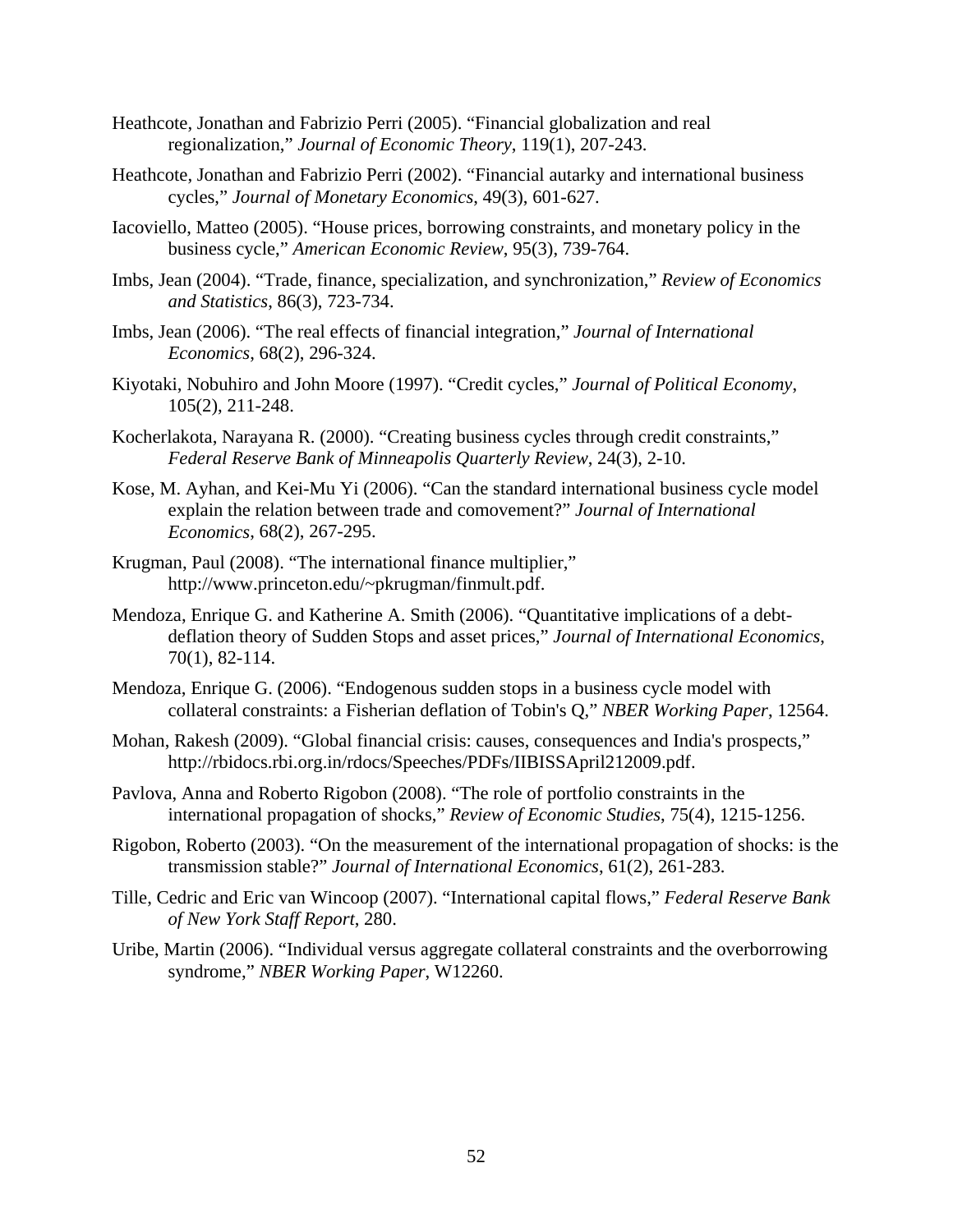Heathcote, Jonathan and Fabrizio Perri (2005). "Financial globalization and real regionalization," *Journal of Economic Theory*, 119(1), 207-243.

Heathcote, Jonathan and Fabrizio Perri (2002). "Financial autarky and international business cycles," *Journal of Monetary Economics*, 49(3), 601-627.

Iacoviello, Matteo (2005). "House prices, borrowing constraints, and monetary policy in the business cycle," *American Economic Review*, 95(3), 739-764.

Imbs, Jean (2004). "Trade, finance, specialization, and synchronization," *Review of Economics and Statistics*, 86(3), 723-734.

Imbs, Jean (2006). "The real effects of financial integration," *Journal of International Economics*, 68(2), 296-324.

Kiyotaki, Nobuhiro and John Moore (1997). "Credit cycles," *Journal of Political Economy*, 105(2), 211-248.

Kocherlakota, Narayana R. (2000). "Creating business cycles through credit constraints," *Federal Reserve Bank of Minneapolis Quarterly Review*, 24(3), 2-10.

Kose, M. Ayhan, and Kei-Mu Yi (2006). "Can the standard international business cycle model explain the relation between trade and comovement?" *Journal of International Economics*, 68(2), 267-295.

Krugman, Paul (2008). "The international finance multiplier," http://www.princeton.edu/~pkrugman/finmult.pdf.

Mendoza, Enrique G. and Katherine A. Smith (2006). "Quantitative implications of a debt-deflation theory of Sudden Stops and asset prices," *Journal of International Economics*, 70(1), 82-114.

Mendoza, Enrique G. (2006). "Endogenous sudden stops in a business cycle model with collateral constraints: a Fisherian deflation of Tobin's Q," *NBER Working Paper*, 12564.

Mohan, Rakesh (2009). "Global financial crisis: causes, consequences and India's prospects," http://rbidocs.rbi.org.in/rdocs/Speeches/PDFs/IIBISSApril212009.pdf.

Pavlova, Anna and Roberto Rigobon (2008). "The role of portfolio constraints in the international propagation of shocks," *Review of Economic Studies*, 75(4), 1215-1256.

Rigobon, Roberto (2003). "On the measurement of the international propagation of shocks: is the transmission stable?" *Journal of International Economics*, 61(2), 261-283.

Tille, Cedric and Eric van Wincoop (2007). "International capital flows," *Federal Reserve Bank of New York Staff Report*, 280.

Uribe, Martin (2006). "Individual versus aggregate collateral constraints and the overborrowing syndrome," *NBER Working Paper*, W12260.